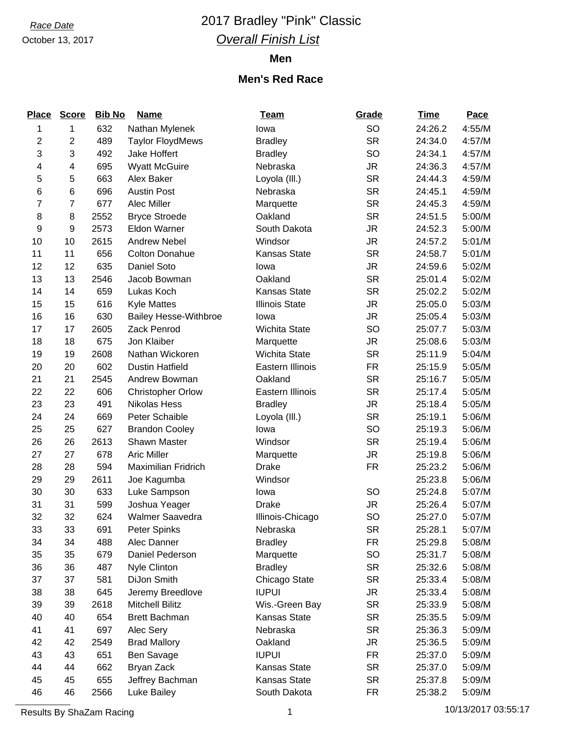*Race Date*

October 13, 2017

# 2017 Bradley "Pink" Classic

## *Overall Finish List*

### Men

### Men's Red Race

| Place | Score | Bib No | Name | Team | Grade | Time | Pace |
|---|---|---|---|---|---|---|---|
| 1 | 1 | 632 | Nathan Mylenek | Iowa | SO | 24:26.2 | 4:55/M |
| 2 | 2 | 489 | Taylor FloydMews | Bradley | SR | 24:34.0 | 4:57/M |
| 3 | 3 | 492 | Jake Hoffert | Bradley | SO | 24:34.1 | 4:57/M |
| 4 | 4 | 695 | Wyatt McGuire | Nebraska | JR | 24:36.3 | 4:57/M |
| 5 | 5 | 663 | Alex Baker | Loyola (Ill.) | SR | 24:44.3 | 4:59/M |
| 6 | 6 | 696 | Austin Post | Nebraska | SR | 24:45.1 | 4:59/M |
| 7 | 7 | 677 | Alec Miller | Marquette | SR | 24:45.3 | 4:59/M |
| 8 | 8 | 2552 | Bryce Stroede | Oakland | SR | 24:51.5 | 5:00/M |
| 9 | 9 | 2573 | Eldon Warner | South Dakota | JR | 24:52.3 | 5:00/M |
| 10 | 10 | 2615 | Andrew Nebel | Windsor | JR | 24:57.2 | 5:01/M |
| 11 | 11 | 656 | Colton Donahue | Kansas State | SR | 24:58.7 | 5:01/M |
| 12 | 12 | 635 | Daniel Soto | Iowa | JR | 24:59.6 | 5:02/M |
| 13 | 13 | 2546 | Jacob Bowman | Oakland | SR | 25:01.4 | 5:02/M |
| 14 | 14 | 659 | Lukas Koch | Kansas State | SR | 25:02.2 | 5:02/M |
| 15 | 15 | 616 | Kyle Mattes | Illinois State | JR | 25:05.0 | 5:03/M |
| 16 | 16 | 630 | Bailey Hesse-Withbroe | Iowa | JR | 25:05.4 | 5:03/M |
| 17 | 17 | 2605 | Zack Penrod | Wichita State | SO | 25:07.7 | 5:03/M |
| 18 | 18 | 675 | Jon Klaiber | Marquette | JR | 25:08.6 | 5:03/M |
| 19 | 19 | 2608 | Nathan Wickoren | Wichita State | SR | 25:11.9 | 5:04/M |
| 20 | 20 | 602 | Dustin Hatfield | Eastern Illinois | FR | 25:15.9 | 5:05/M |
| 21 | 21 | 2545 | Andrew Bowman | Oakland | SR | 25:16.7 | 5:05/M |
| 22 | 22 | 606 | Christopher Orlow | Eastern Illinois | SR | 25:17.4 | 5:05/M |
| 23 | 23 | 491 | Nikolas Hess | Bradley | JR | 25:18.4 | 5:05/M |
| 24 | 24 | 669 | Peter Schaible | Loyola (Ill.) | SR | 25:19.1 | 5:06/M |
| 25 | 25 | 627 | Brandon Cooley | Iowa | SO | 25:19.3 | 5:06/M |
| 26 | 26 | 2613 | Shawn Master | Windsor | SR | 25:19.4 | 5:06/M |
| 27 | 27 | 678 | Aric Miller | Marquette | JR | 25:19.8 | 5:06/M |
| 28 | 28 | 594 | Maximilian Fridrich | Drake | FR | 25:23.2 | 5:06/M |
| 29 | 29 | 2611 | Joe Kagumba | Windsor | | 25:23.8 | 5:06/M |
| 30 | 30 | 633 | Luke Sampson | Iowa | SO | 25:24.8 | 5:07/M |
| 31 | 31 | 599 | Joshua Yeager | Drake | JR | 25:26.4 | 5:07/M |
| 32 | 32 | 624 | Walmer Saavedra | Illinois-Chicago | SO | 25:27.0 | 5:07/M |
| 33 | 33 | 691 | Peter Spinks | Nebraska | SR | 25:28.1 | 5:07/M |
| 34 | 34 | 488 | Alec Danner | Bradley | FR | 25:29.8 | 5:08/M |
| 35 | 35 | 679 | Daniel Pederson | Marquette | SO | 25:31.7 | 5:08/M |
| 36 | 36 | 487 | Nyle Clinton | Bradley | SR | 25:32.6 | 5:08/M |
| 37 | 37 | 581 | DiJon Smith | Chicago State | SR | 25:33.4 | 5:08/M |
| 38 | 38 | 645 | Jeremy Breedlove | IUPUI | JR | 25:33.4 | 5:08/M |
| 39 | 39 | 2618 | Mitchell Bilitz | Wis.-Green Bay | SR | 25:33.9 | 5:08/M |
| 40 | 40 | 654 | Brett Bachman | Kansas State | SR | 25:35.5 | 5:09/M |
| 41 | 41 | 697 | Alec Sery | Nebraska | SR | 25:36.3 | 5:09/M |
| 42 | 42 | 2549 | Brad Mallory | Oakland | JR | 25:36.5 | 5:09/M |
| 43 | 43 | 651 | Ben Savage | IUPUI | FR | 25:37.0 | 5:09/M |
| 44 | 44 | 662 | Bryan Zack | Kansas State | SR | 25:37.0 | 5:09/M |
| 45 | 45 | 655 | Jeffrey Bachman | Kansas State | SR | 25:37.8 | 5:09/M |
| 46 | 46 | 2566 | Luke Bailey | South Dakota | FR | 25:38.2 | 5:09/M |

Results By ShaZam Racing

10/13/2017 03:55:17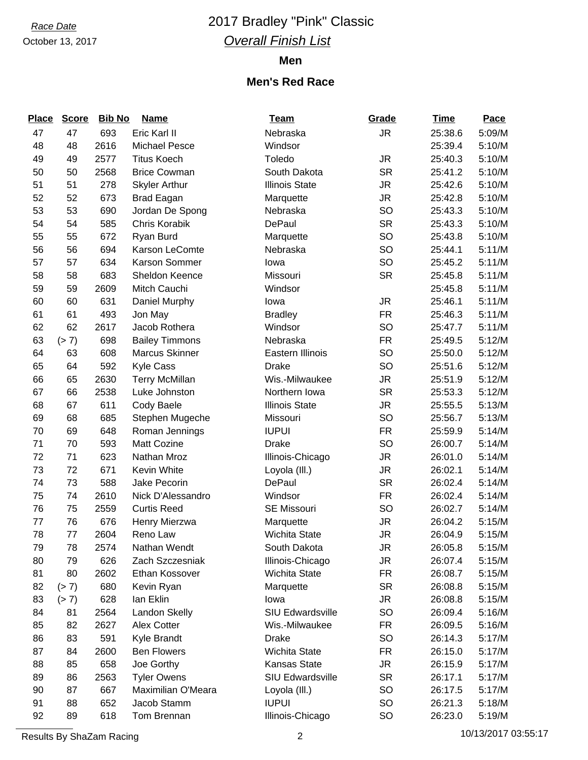*Race Date*

October 13, 2017

# 2017 Bradley "Pink" Classic

## *Overall Finish List*

### Men

### Men's Red Race

| Place | Score | Bib No | Name | Team | Grade | Time | Pace |
|---|---|---|---|---|---|---|---|
| 47 | 47 | 693 | Eric Karl II | Nebraska | JR | 25:38.6 | 5:09/M |
| 48 | 48 | 2616 | Michael Pesce | Windsor | | 25:39.4 | 5:10/M |
| 49 | 49 | 2577 | Titus Koech | Toledo | JR | 25:40.3 | 5:10/M |
| 50 | 50 | 2568 | Brice Cowman | South Dakota | SR | 25:41.2 | 5:10/M |
| 51 | 51 | 278 | Skyler Arthur | Illinois State | JR | 25:42.6 | 5:10/M |
| 52 | 52 | 673 | Brad Eagan | Marquette | JR | 25:42.8 | 5:10/M |
| 53 | 53 | 690 | Jordan De Spong | Nebraska | SO | 25:43.3 | 5:10/M |
| 54 | 54 | 585 | Chris Korabik | DePaul | SR | 25:43.3 | 5:10/M |
| 55 | 55 | 672 | Ryan Burd | Marquette | SO | 25:43.8 | 5:10/M |
| 56 | 56 | 694 | Karson LeComte | Nebraska | SO | 25:44.1 | 5:11/M |
| 57 | 57 | 634 | Karson Sommer | Iowa | SO | 25:45.2 | 5:11/M |
| 58 | 58 | 683 | Sheldon Keence | Missouri | SR | 25:45.8 | 5:11/M |
| 59 | 59 | 2609 | Mitch Cauchi | Windsor | | 25:45.8 | 5:11/M |
| 60 | 60 | 631 | Daniel Murphy | Iowa | JR | 25:46.1 | 5:11/M |
| 61 | 61 | 493 | Jon May | Bradley | FR | 25:46.3 | 5:11/M |
| 62 | 62 | 2617 | Jacob Rothera | Windsor | SO | 25:47.7 | 5:11/M |
| 63 | (> 7) | 698 | Bailey Timmons | Nebraska | FR | 25:49.5 | 5:12/M |
| 64 | 63 | 608 | Marcus Skinner | Eastern Illinois | SO | 25:50.0 | 5:12/M |
| 65 | 64 | 592 | Kyle Cass | Drake | SO | 25:51.6 | 5:12/M |
| 66 | 65 | 2630 | Terry McMillan | Wis.-Milwaukee | JR | 25:51.9 | 5:12/M |
| 67 | 66 | 2538 | Luke Johnston | Northern Iowa | SR | 25:53.3 | 5:12/M |
| 68 | 67 | 611 | Cody Baele | Illinois State | JR | 25:55.5 | 5:13/M |
| 69 | 68 | 685 | Stephen Mugeche | Missouri | SO | 25:56.7 | 5:13/M |
| 70 | 69 | 648 | Roman Jennings | IUPUI | FR | 25:59.9 | 5:14/M |
| 71 | 70 | 593 | Matt Cozine | Drake | SO | 26:00.7 | 5:14/M |
| 72 | 71 | 623 | Nathan Mroz | Illinois-Chicago | JR | 26:01.0 | 5:14/M |
| 73 | 72 | 671 | Kevin White | Loyola (Ill.) | JR | 26:02.1 | 5:14/M |
| 74 | 73 | 588 | Jake Pecorin | DePaul | SR | 26:02.4 | 5:14/M |
| 75 | 74 | 2610 | Nick D'Alessandro | Windsor | FR | 26:02.4 | 5:14/M |
| 76 | 75 | 2559 | Curtis Reed | SE Missouri | SO | 26:02.7 | 5:14/M |
| 77 | 76 | 676 | Henry Mierzwa | Marquette | JR | 26:04.2 | 5:15/M |
| 78 | 77 | 2604 | Reno Law | Wichita State | JR | 26:04.9 | 5:15/M |
| 79 | 78 | 2574 | Nathan Wendt | South Dakota | JR | 26:05.8 | 5:15/M |
| 80 | 79 | 626 | Zach Szczesniak | Illinois-Chicago | JR | 26:07.4 | 5:15/M |
| 81 | 80 | 2602 | Ethan Kossover | Wichita State | FR | 26:08.7 | 5:15/M |
| 82 | (> 7) | 680 | Kevin Ryan | Marquette | SR | 26:08.8 | 5:15/M |
| 83 | (> 7) | 628 | Ian Eklin | Iowa | JR | 26:08.8 | 5:15/M |
| 84 | 81 | 2564 | Landon Skelly | SIU Edwardsville | SO | 26:09.4 | 5:16/M |
| 85 | 82 | 2627 | Alex Cotter | Wis.-Milwaukee | FR | 26:09.5 | 5:16/M |
| 86 | 83 | 591 | Kyle Brandt | Drake | SO | 26:14.3 | 5:17/M |
| 87 | 84 | 2600 | Ben Flowers | Wichita State | FR | 26:15.0 | 5:17/M |
| 88 | 85 | 658 | Joe Gorthy | Kansas State | JR | 26:15.9 | 5:17/M |
| 89 | 86 | 2563 | Tyler Owens | SIU Edwardsville | SR | 26:17.1 | 5:17/M |
| 90 | 87 | 667 | Maximilian O'Meara | Loyola (Ill.) | SO | 26:17.5 | 5:17/M |
| 91 | 88 | 652 | Jacob Stamm | IUPUI | SO | 26:21.3 | 5:18/M |
| 92 | 89 | 618 | Tom Brennan | Illinois-Chicago | SO | 26:23.0 | 5:19/M |

Results By ShaZam Racing

10/13/2017 03:55:17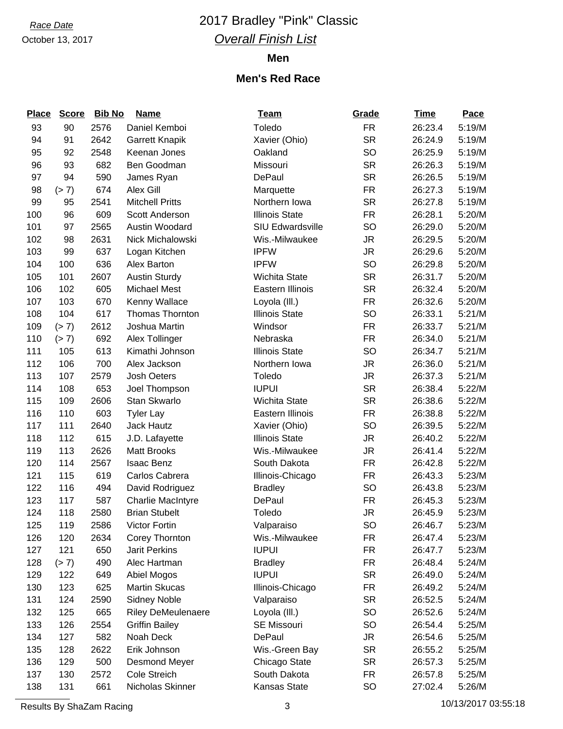*Race Date*

October 13, 2017

# 2017 Bradley "Pink" Classic

## *Overall Finish List*

### Men

### Men's Red Race

| Place | Score | Bib No | Name | Team | Grade | Time | Pace |
|---|---|---|---|---|---|---|---|
| 93 | 90 | 2576 | Daniel Kemboi | Toledo | FR | 26:23.4 | 5:19/M |
| 94 | 91 | 2642 | Garrett Knapik | Xavier (Ohio) | SR | 26:24.9 | 5:19/M |
| 95 | 92 | 2548 | Keenan Jones | Oakland | SO | 26:25.9 | 5:19/M |
| 96 | 93 | 682 | Ben Goodman | Missouri | SR | 26:26.3 | 5:19/M |
| 97 | 94 | 590 | James Ryan | DePaul | SR | 26:26.5 | 5:19/M |
| 98 | (> 7) | 674 | Alex Gill | Marquette | FR | 26:27.3 | 5:19/M |
| 99 | 95 | 2541 | Mitchell Pritts | Northern Iowa | SR | 26:27.8 | 5:19/M |
| 100 | 96 | 609 | Scott Anderson | Illinois State | FR | 26:28.1 | 5:20/M |
| 101 | 97 | 2565 | Austin Woodard | SIU Edwardsville | SO | 26:29.0 | 5:20/M |
| 102 | 98 | 2631 | Nick Michalowski | Wis.-Milwaukee | JR | 26:29.5 | 5:20/M |
| 103 | 99 | 637 | Logan Kitchen | IPFW | JR | 26:29.6 | 5:20/M |
| 104 | 100 | 636 | Alex Barton | IPFW | SO | 26:29.8 | 5:20/M |
| 105 | 101 | 2607 | Austin Sturdy | Wichita State | SR | 26:31.7 | 5:20/M |
| 106 | 102 | 605 | Michael Mest | Eastern Illinois | SR | 26:32.4 | 5:20/M |
| 107 | 103 | 670 | Kenny Wallace | Loyola (Ill.) | FR | 26:32.6 | 5:20/M |
| 108 | 104 | 617 | Thomas Thornton | Illinois State | SO | 26:33.1 | 5:21/M |
| 109 | (> 7) | 2612 | Joshua Martin | Windsor | FR | 26:33.7 | 5:21/M |
| 110 | (> 7) | 692 | Alex Tollinger | Nebraska | FR | 26:34.0 | 5:21/M |
| 111 | 105 | 613 | Kimathi Johnson | Illinois State | SO | 26:34.7 | 5:21/M |
| 112 | 106 | 700 | Alex Jackson | Northern Iowa | JR | 26:36.0 | 5:21/M |
| 113 | 107 | 2579 | Josh Oeters | Toledo | JR | 26:37.3 | 5:21/M |
| 114 | 108 | 653 | Joel Thompson | IUPUI | SR | 26:38.4 | 5:22/M |
| 115 | 109 | 2606 | Stan Skwarlo | Wichita State | SR | 26:38.6 | 5:22/M |
| 116 | 110 | 603 | Tyler Lay | Eastern Illinois | FR | 26:38.8 | 5:22/M |
| 117 | 111 | 2640 | Jack Hautz | Xavier (Ohio) | SO | 26:39.5 | 5:22/M |
| 118 | 112 | 615 | J.D. Lafayette | Illinois State | JR | 26:40.2 | 5:22/M |
| 119 | 113 | 2626 | Matt Brooks | Wis.-Milwaukee | JR | 26:41.4 | 5:22/M |
| 120 | 114 | 2567 | Isaac Benz | South Dakota | FR | 26:42.8 | 5:22/M |
| 121 | 115 | 619 | Carlos Cabrera | Illinois-Chicago | FR | 26:43.3 | 5:23/M |
| 122 | 116 | 494 | David Rodriguez | Bradley | SO | 26:43.8 | 5:23/M |
| 123 | 117 | 587 | Charlie MacIntyre | DePaul | FR | 26:45.3 | 5:23/M |
| 124 | 118 | 2580 | Brian Stubelt | Toledo | JR | 26:45.9 | 5:23/M |
| 125 | 119 | 2586 | Victor Fortin | Valparaiso | SO | 26:46.7 | 5:23/M |
| 126 | 120 | 2634 | Corey Thornton | Wis.-Milwaukee | FR | 26:47.4 | 5:23/M |
| 127 | 121 | 650 | Jarit Perkins | IUPUI | FR | 26:47.7 | 5:23/M |
| 128 | (> 7) | 490 | Alec Hartman | Bradley | FR | 26:48.4 | 5:24/M |
| 129 | 122 | 649 | Abiel Mogos | IUPUI | SR | 26:49.0 | 5:24/M |
| 130 | 123 | 625 | Martin Skucas | Illinois-Chicago | FR | 26:49.2 | 5:24/M |
| 131 | 124 | 2590 | Sidney Noble | Valparaiso | SR | 26:52.5 | 5:24/M |
| 132 | 125 | 665 | Riley DeMeulenaere | Loyola (Ill.) | SO | 26:52.6 | 5:24/M |
| 133 | 126 | 2554 | Griffin Bailey | SE Missouri | SO | 26:54.4 | 5:25/M |
| 134 | 127 | 582 | Noah Deck | DePaul | JR | 26:54.6 | 5:25/M |
| 135 | 128 | 2622 | Erik Johnson | Wis.-Green Bay | SR | 26:55.2 | 5:25/M |
| 136 | 129 | 500 | Desmond Meyer | Chicago State | SR | 26:57.3 | 5:25/M |
| 137 | 130 | 2572 | Cole Streich | South Dakota | FR | 26:57.8 | 5:25/M |
| 138 | 131 | 661 | Nicholas Skinner | Kansas State | SO | 27:02.4 | 5:26/M |

Results By ShaZam Racing 10/13/2017 03:55:18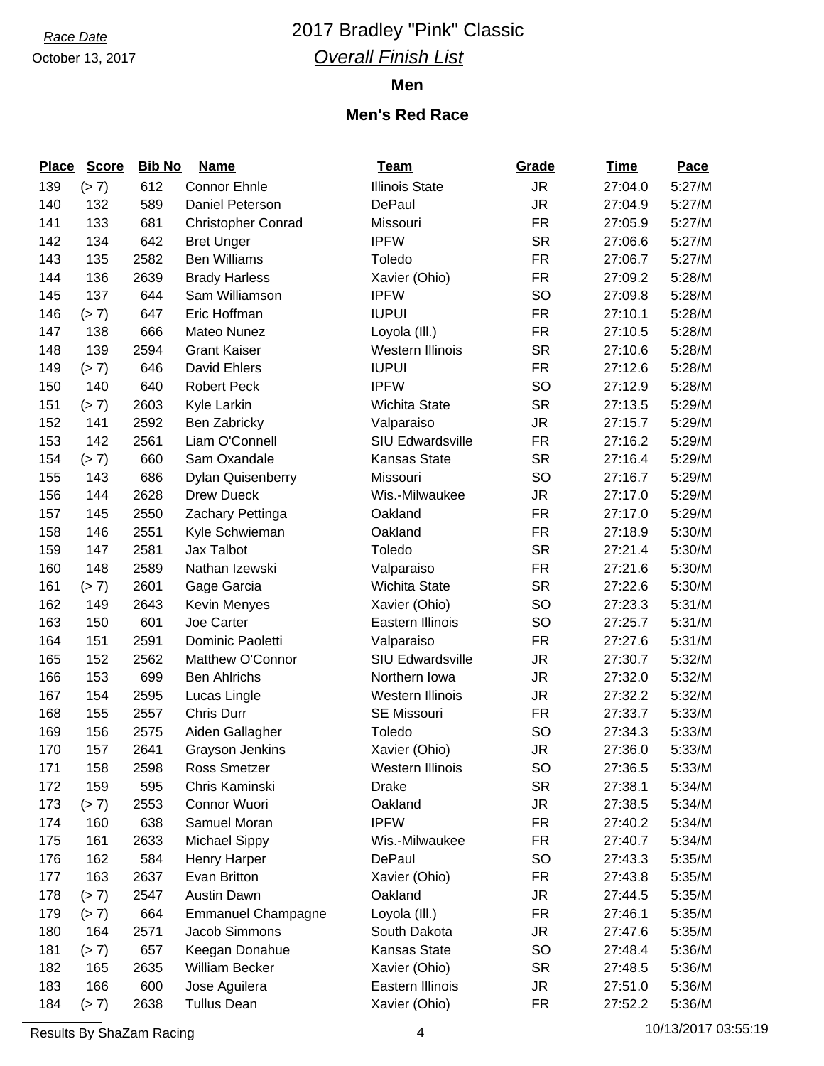Race Date

October 13, 2017

# 2017 Bradley "Pink" Classic

## Overall Finish List

### Men

### Men's Red Race

| Place | Score | Bib No | Name | Team | Grade | Time | Pace |
|---|---|---|---|---|---|---|---|
| 139 | (> 7) | 612 | Connor Ehnle | Illinois State | JR | 27:04.0 | 5:27/M |
| 140 | 132 | 589 | Daniel Peterson | DePaul | JR | 27:04.9 | 5:27/M |
| 141 | 133 | 681 | Christopher Conrad | Missouri | FR | 27:05.9 | 5:27/M |
| 142 | 134 | 642 | Bret Unger | IPFW | SR | 27:06.6 | 5:27/M |
| 143 | 135 | 2582 | Ben Williams | Toledo | FR | 27:06.7 | 5:27/M |
| 144 | 136 | 2639 | Brady Harless | Xavier (Ohio) | FR | 27:09.2 | 5:28/M |
| 145 | 137 | 644 | Sam Williamson | IPFW | SO | 27:09.8 | 5:28/M |
| 146 | (> 7) | 647 | Eric Hoffman | IUPUI | FR | 27:10.1 | 5:28/M |
| 147 | 138 | 666 | Mateo Nunez | Loyola (Ill.) | FR | 27:10.5 | 5:28/M |
| 148 | 139 | 2594 | Grant Kaiser | Western Illinois | SR | 27:10.6 | 5:28/M |
| 149 | (> 7) | 646 | David Ehlers | IUPUI | FR | 27:12.6 | 5:28/M |
| 150 | 140 | 640 | Robert Peck | IPFW | SO | 27:12.9 | 5:28/M |
| 151 | (> 7) | 2603 | Kyle Larkin | Wichita State | SR | 27:13.5 | 5:29/M |
| 152 | 141 | 2592 | Ben Zabricky | Valparaiso | JR | 27:15.7 | 5:29/M |
| 153 | 142 | 2561 | Liam O'Connell | SIU Edwardsville | FR | 27:16.2 | 5:29/M |
| 154 | (> 7) | 660 | Sam Oxandale | Kansas State | SR | 27:16.4 | 5:29/M |
| 155 | 143 | 686 | Dylan Quisenberry | Missouri | SO | 27:16.7 | 5:29/M |
| 156 | 144 | 2628 | Drew Dueck | Wis.-Milwaukee | JR | 27:17.0 | 5:29/M |
| 157 | 145 | 2550 | Zachary Pettinga | Oakland | FR | 27:17.0 | 5:29/M |
| 158 | 146 | 2551 | Kyle Schwieman | Oakland | FR | 27:18.9 | 5:30/M |
| 159 | 147 | 2581 | Jax Talbot | Toledo | SR | 27:21.4 | 5:30/M |
| 160 | 148 | 2589 | Nathan Izewski | Valparaiso | FR | 27:21.6 | 5:30/M |
| 161 | (> 7) | 2601 | Gage Garcia | Wichita State | SR | 27:22.6 | 5:30/M |
| 162 | 149 | 2643 | Kevin Menyes | Xavier (Ohio) | SO | 27:23.3 | 5:31/M |
| 163 | 150 | 601 | Joe Carter | Eastern Illinois | SO | 27:25.7 | 5:31/M |
| 164 | 151 | 2591 | Dominic Paoletti | Valparaiso | FR | 27:27.6 | 5:31/M |
| 165 | 152 | 2562 | Matthew O'Connor | SIU Edwardsville | JR | 27:30.7 | 5:32/M |
| 166 | 153 | 699 | Ben Ahlrichs | Northern Iowa | JR | 27:32.0 | 5:32/M |
| 167 | 154 | 2595 | Lucas Lingle | Western Illinois | JR | 27:32.2 | 5:32/M |
| 168 | 155 | 2557 | Chris Durr | SE Missouri | FR | 27:33.7 | 5:33/M |
| 169 | 156 | 2575 | Aiden Gallagher | Toledo | SO | 27:34.3 | 5:33/M |
| 170 | 157 | 2641 | Grayson Jenkins | Xavier (Ohio) | JR | 27:36.0 | 5:33/M |
| 171 | 158 | 2598 | Ross Smetzer | Western Illinois | SO | 27:36.5 | 5:33/M |
| 172 | 159 | 595 | Chris Kaminski | Drake | SR | 27:38.1 | 5:34/M |
| 173 | (> 7) | 2553 | Connor Wuori | Oakland | JR | 27:38.5 | 5:34/M |
| 174 | 160 | 638 | Samuel Moran | IPFW | FR | 27:40.2 | 5:34/M |
| 175 | 161 | 2633 | Michael Sippy | Wis.-Milwaukee | FR | 27:40.7 | 5:34/M |
| 176 | 162 | 584 | Henry Harper | DePaul | SO | 27:43.3 | 5:35/M |
| 177 | 163 | 2637 | Evan Britton | Xavier (Ohio) | FR | 27:43.8 | 5:35/M |
| 178 | (> 7) | 2547 | Austin Dawn | Oakland | JR | 27:44.5 | 5:35/M |
| 179 | (> 7) | 664 | Emmanuel Champagne | Loyola (Ill.) | FR | 27:46.1 | 5:35/M |
| 180 | 164 | 2571 | Jacob Simmons | South Dakota | JR | 27:47.6 | 5:35/M |
| 181 | (> 7) | 657 | Keegan Donahue | Kansas State | SO | 27:48.4 | 5:36/M |
| 182 | 165 | 2635 | William Becker | Xavier (Ohio) | SR | 27:48.5 | 5:36/M |
| 183 | 166 | 600 | Jose Aguilera | Eastern Illinois | JR | 27:51.0 | 5:36/M |
| 184 | (> 7) | 2638 | Tullus Dean | Xavier (Ohio) | FR | 27:52.2 | 5:36/M |

Results By ShaZam Racing    10/13/2017 03:55:19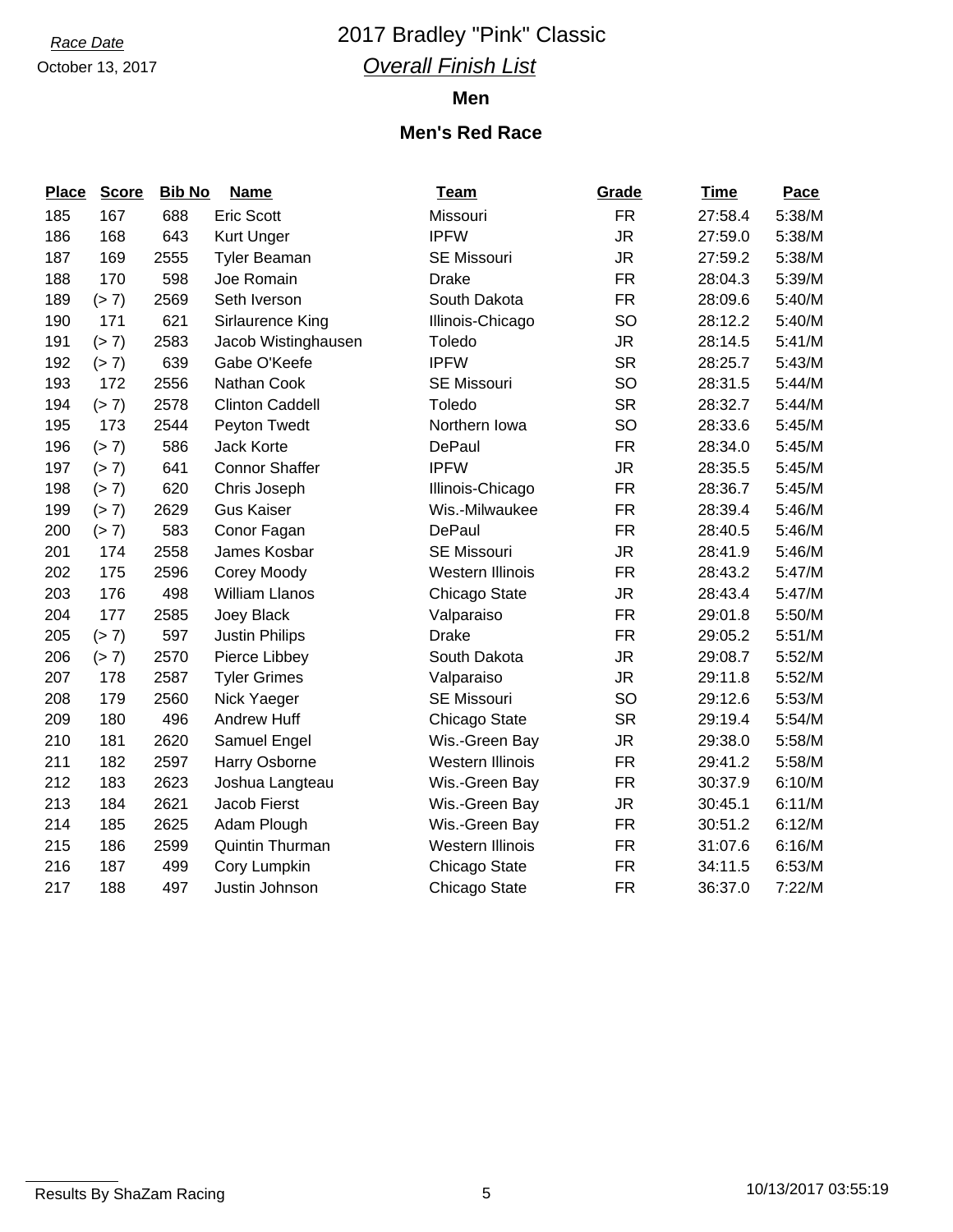Race Date
October 13, 2017

# 2017 Bradley "Pink" Classic

## Overall Finish List

### Men

### Men's Red Race

| Place | Score | Bib No | Name | Team | Grade | Time | Pace |
|---|---|---|---|---|---|---|---|
| 185 | 167 | 688 | Eric Scott | Missouri | FR | 27:58.4 | 5:38/M |
| 186 | 168 | 643 | Kurt Unger | IPFW | JR | 27:59.0 | 5:38/M |
| 187 | 169 | 2555 | Tyler Beaman | SE Missouri | JR | 27:59.2 | 5:38/M |
| 188 | 170 | 598 | Joe Romain | Drake | FR | 28:04.3 | 5:39/M |
| 189 | (> 7) | 2569 | Seth Iverson | South Dakota | FR | 28:09.6 | 5:40/M |
| 190 | 171 | 621 | Sirlaurence King | Illinois-Chicago | SO | 28:12.2 | 5:40/M |
| 191 | (> 7) | 2583 | Jacob Wistinghausen | Toledo | JR | 28:14.5 | 5:41/M |
| 192 | (> 7) | 639 | Gabe O'Keefe | IPFW | SR | 28:25.7 | 5:43/M |
| 193 | 172 | 2556 | Nathan Cook | SE Missouri | SO | 28:31.5 | 5:44/M |
| 194 | (> 7) | 2578 | Clinton Caddell | Toledo | SR | 28:32.7 | 5:44/M |
| 195 | 173 | 2544 | Peyton Twedt | Northern Iowa | SO | 28:33.6 | 5:45/M |
| 196 | (> 7) | 586 | Jack Korte | DePaul | FR | 28:34.0 | 5:45/M |
| 197 | (> 7) | 641 | Connor Shaffer | IPFW | JR | 28:35.5 | 5:45/M |
| 198 | (> 7) | 620 | Chris Joseph | Illinois-Chicago | FR | 28:36.7 | 5:45/M |
| 199 | (> 7) | 2629 | Gus Kaiser | Wis.-Milwaukee | FR | 28:39.4 | 5:46/M |
| 200 | (> 7) | 583 | Conor Fagan | DePaul | FR | 28:40.5 | 5:46/M |
| 201 | 174 | 2558 | James Kosbar | SE Missouri | JR | 28:41.9 | 5:46/M |
| 202 | 175 | 2596 | Corey Moody | Western Illinois | FR | 28:43.2 | 5:47/M |
| 203 | 176 | 498 | William Llanos | Chicago State | JR | 28:43.4 | 5:47/M |
| 204 | 177 | 2585 | Joey Black | Valparaiso | FR | 29:01.8 | 5:50/M |
| 205 | (> 7) | 597 | Justin Philips | Drake | FR | 29:05.2 | 5:51/M |
| 206 | (> 7) | 2570 | Pierce Libbey | South Dakota | JR | 29:08.7 | 5:52/M |
| 207 | 178 | 2587 | Tyler Grimes | Valparaiso | JR | 29:11.8 | 5:52/M |
| 208 | 179 | 2560 | Nick Yaeger | SE Missouri | SO | 29:12.6 | 5:53/M |
| 209 | 180 | 496 | Andrew Huff | Chicago State | SR | 29:19.4 | 5:54/M |
| 210 | 181 | 2620 | Samuel Engel | Wis.-Green Bay | JR | 29:38.0 | 5:58/M |
| 211 | 182 | 2597 | Harry Osborne | Western Illinois | FR | 29:41.2 | 5:58/M |
| 212 | 183 | 2623 | Joshua Langteau | Wis.-Green Bay | FR | 30:37.9 | 6:10/M |
| 213 | 184 | 2621 | Jacob Fierst | Wis.-Green Bay | JR | 30:45.1 | 6:11/M |
| 214 | 185 | 2625 | Adam Plough | Wis.-Green Bay | FR | 30:51.2 | 6:12/M |
| 215 | 186 | 2599 | Quintin Thurman | Western Illinois | FR | 31:07.6 | 6:16/M |
| 216 | 187 | 499 | Cory Lumpkin | Chicago State | FR | 34:11.5 | 6:53/M |
| 217 | 188 | 497 | Justin Johnson | Chicago State | FR | 36:37.0 | 7:22/M |

Results By ShaZam Racing 10/13/2017 03:55:19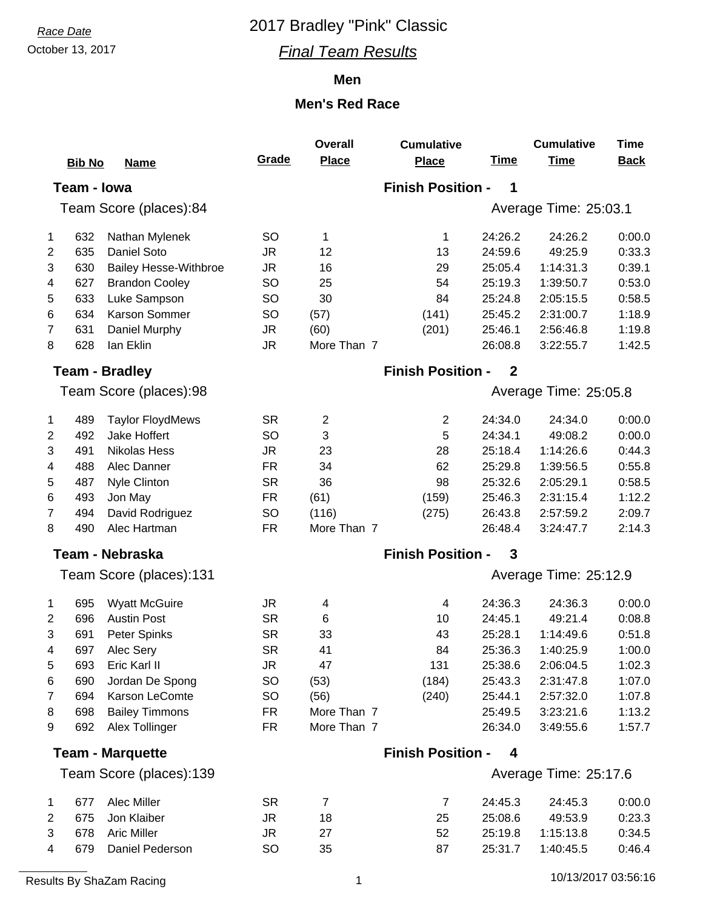*Race Date*

October 13, 2017

# 2017 Bradley "Pink" Classic

## *Final Team Results*

### Men

### Men's Red Race

| | Bib No | Name | Grade | Overall Place | Cumulative Place | Time | Cumulative Time | Time Back |
|---|---|---|---|---|---|---|---|---|
| **Team - Iowa** | | | | | **Finish Position - 1** | | | |
| Team Score (places):84 | | | | | | Average Time: 25:03.1 | | |
| 1 | 632 | Nathan Mylenek | SO | 1 | 1 | 24:26.2 | 24:26.2 | 0:00.0 |
| 2 | 635 | Daniel Soto | JR | 12 | 13 | 24:59.6 | 49:25.9 | 0:33.3 |
| 3 | 630 | Bailey Hesse-Withbroe | JR | 16 | 29 | 25:05.4 | 1:14:31.3 | 0:39.1 |
| 4 | 627 | Brandon Cooley | SO | 25 | 54 | 25:19.3 | 1:39:50.7 | 0:53.0 |
| 5 | 633 | Luke Sampson | SO | 30 | 84 | 25:24.8 | 2:05:15.5 | 0:58.5 |
| 6 | 634 | Karson Sommer | SO | (57) | (141) | 25:45.2 | 2:31:00.7 | 1:18.9 |
| 7 | 631 | Daniel Murphy | JR | (60) | (201) | 25:46.1 | 2:56:46.8 | 1:19.8 |
| 8 | 628 | Ian Eklin | JR | More Than 7 | | 26:08.8 | 3:22:55.7 | 1:42.5 |
| **Team - Bradley** | | | | | **Finish Position - 2** | | | |
| Team Score (places):98 | | | | | | Average Time: 25:05.8 | | |
| 1 | 489 | Taylor FloydMews | SR | 2 | 2 | 24:34.0 | 24:34.0 | 0:00.0 |
| 2 | 492 | Jake Hoffert | SO | 3 | 5 | 24:34.1 | 49:08.2 | 0:00.0 |
| 3 | 491 | Nikolas Hess | JR | 23 | 28 | 25:18.4 | 1:14:26.6 | 0:44.3 |
| 4 | 488 | Alec Danner | FR | 34 | 62 | 25:29.8 | 1:39:56.5 | 0:55.8 |
| 5 | 487 | Nyle Clinton | SR | 36 | 98 | 25:32.6 | 2:05:29.1 | 0:58.5 |
| 6 | 493 | Jon May | FR | (61) | (159) | 25:46.3 | 2:31:15.4 | 1:12.2 |
| 7 | 494 | David Rodriguez | SO | (116) | (275) | 26:43.8 | 2:57:59.2 | 2:09.7 |
| 8 | 490 | Alec Hartman | FR | More Than 7 | | 26:48.4 | 3:24:47.7 | 2:14.3 |
| **Team - Nebraska** | | | | | **Finish Position - 3** | | | |
| Team Score (places):131 | | | | | | Average Time: 25:12.9 | | |
| 1 | 695 | Wyatt McGuire | JR | 4 | 4 | 24:36.3 | 24:36.3 | 0:00.0 |
| 2 | 696 | Austin Post | SR | 6 | 10 | 24:45.1 | 49:21.4 | 0:08.8 |
| 3 | 691 | Peter Spinks | SR | 33 | 43 | 25:28.1 | 1:14:49.6 | 0:51.8 |
| 4 | 697 | Alec Sery | SR | 41 | 84 | 25:36.3 | 1:40:25.9 | 1:00.0 |
| 5 | 693 | Eric Karl II | JR | 47 | 131 | 25:38.6 | 2:06:04.5 | 1:02.3 |
| 6 | 690 | Jordan De Spong | SO | (53) | (184) | 25:43.3 | 2:31:47.8 | 1:07.0 |
| 7 | 694 | Karson LeComte | SO | (56) | (240) | 25:44.1 | 2:57:32.0 | 1:07.8 |
| 8 | 698 | Bailey Timmons | FR | More Than 7 | | 25:49.5 | 3:23:21.6 | 1:13.2 |
| 9 | 692 | Alex Tollinger | FR | More Than 7 | | 26:34.0 | 3:49:55.6 | 1:57.7 |
| **Team - Marquette** | | | | | **Finish Position - 4** | | | |
| Team Score (places):139 | | | | | | Average Time: 25:17.6 | | |
| 1 | 677 | Alec Miller | SR | 7 | 7 | 24:45.3 | 24:45.3 | 0:00.0 |
| 2 | 675 | Jon Klaiber | JR | 18 | 25 | 25:08.6 | 49:53.9 | 0:23.3 |
| 3 | 678 | Aric Miller | JR | 27 | 52 | 25:19.8 | 1:15:13.8 | 0:34.5 |
| 4 | 679 | Daniel Pederson | SO | 35 | 87 | 25:31.7 | 1:40:45.5 | 0:46.4 |

Results By ShaZam Racing

10/13/2017 03:56:16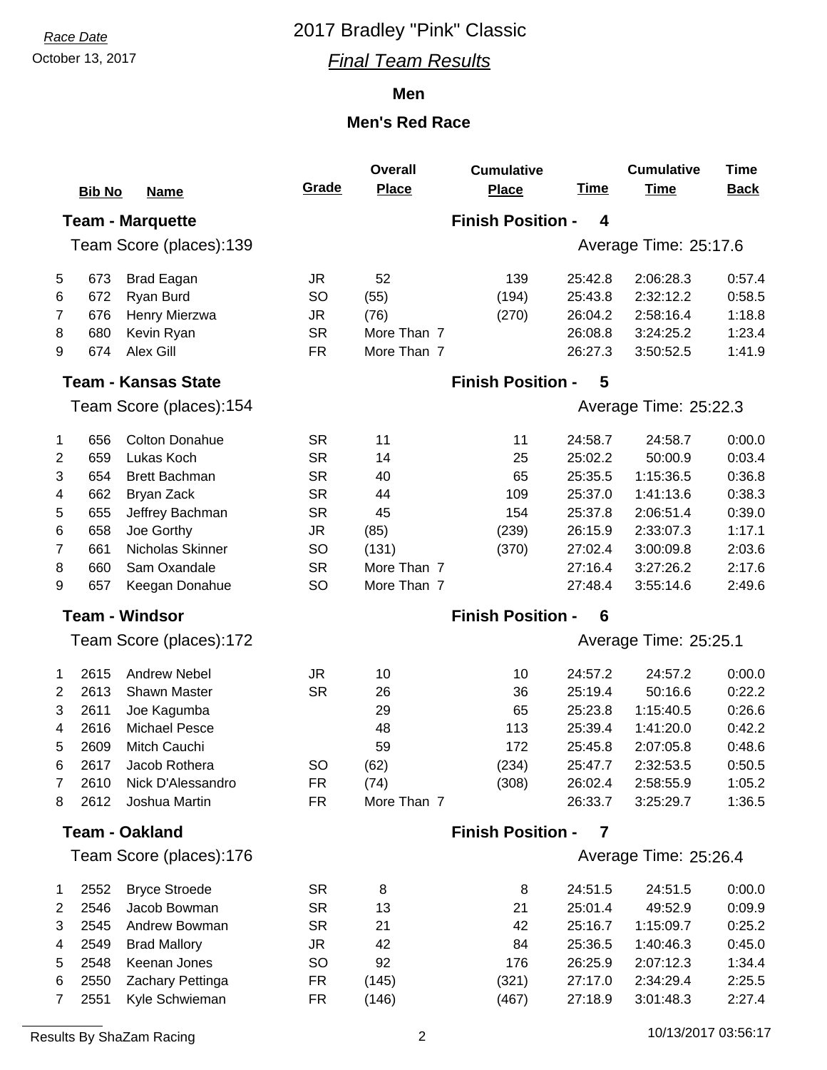*Race Date*

October 13, 2017

# 2017 Bradley "Pink" Classic

## *Final Team Results*

### Men

### Men's Red Race

**Team - Marquette** — Finish Position - 4

Team Score (places):139 — Average Time: 25:17.6

| | Bib No | Name | Grade | Overall Place | Cumulative Place | Time | Cumulative Time | Time Back |
|---|---|---|---|---|---|---|---|---|
| 5 | 673 | Brad Eagan | JR | 52 | 139 | 25:42.8 | 2:06:28.3 | 0:57.4 |
| 6 | 672 | Ryan Burd | SO | (55) | (194) | 25:43.8 | 2:32:12.2 | 0:58.5 |
| 7 | 676 | Henry Mierzwa | JR | (76) | (270) | 26:04.2 | 2:58:16.4 | 1:18.8 |
| 8 | 680 | Kevin Ryan | SR | More Than 7 | | 26:08.8 | 3:24:25.2 | 1:23.4 |
| 9 | 674 | Alex Gill | FR | More Than 7 | | 26:27.3 | 3:50:52.5 | 1:41.9 |

**Team - Kansas State** — Finish Position - 5

Team Score (places):154 — Average Time: 25:22.3

| | Bib No | Name | Grade | Overall Place | Cumulative Place | Time | Cumulative Time | Time Back |
|---|---|---|---|---|---|---|---|---|
| 1 | 656 | Colton Donahue | SR | 11 | 11 | 24:58.7 | 24:58.7 | 0:00.0 |
| 2 | 659 | Lukas Koch | SR | 14 | 25 | 25:02.2 | 50:00.9 | 0:03.4 |
| 3 | 654 | Brett Bachman | SR | 40 | 65 | 25:35.5 | 1:15:36.5 | 0:36.8 |
| 4 | 662 | Bryan Zack | SR | 44 | 109 | 25:37.0 | 1:41:13.6 | 0:38.3 |
| 5 | 655 | Jeffrey Bachman | SR | 45 | 154 | 25:37.8 | 2:06:51.4 | 0:39.0 |
| 6 | 658 | Joe Gorthy | JR | (85) | (239) | 26:15.9 | 2:33:07.3 | 1:17.1 |
| 7 | 661 | Nicholas Skinner | SO | (131) | (370) | 27:02.4 | 3:00:09.8 | 2:03.6 |
| 8 | 660 | Sam Oxandale | SR | More Than 7 | | 27:16.4 | 3:27:26.2 | 2:17.6 |
| 9 | 657 | Keegan Donahue | SO | More Than 7 | | 27:48.4 | 3:55:14.6 | 2:49.6 |

**Team - Windsor** — Finish Position - 6

Team Score (places):172 — Average Time: 25:25.1

| | Bib No | Name | Grade | Overall Place | Cumulative Place | Time | Cumulative Time | Time Back |
|---|---|---|---|---|---|---|---|---|
| 1 | 2615 | Andrew Nebel | JR | 10 | 10 | 24:57.2 | 24:57.2 | 0:00.0 |
| 2 | 2613 | Shawn Master | SR | 26 | 36 | 25:19.4 | 50:16.6 | 0:22.2 |
| 3 | 2611 | Joe Kagumba | | 29 | 65 | 25:23.8 | 1:15:40.5 | 0:26.6 |
| 4 | 2616 | Michael Pesce | | 48 | 113 | 25:39.4 | 1:41:20.0 | 0:42.2 |
| 5 | 2609 | Mitch Cauchi | | 59 | 172 | 25:45.8 | 2:07:05.8 | 0:48.6 |
| 6 | 2617 | Jacob Rothera | SO | (62) | (234) | 25:47.7 | 2:32:53.5 | 0:50.5 |
| 7 | 2610 | Nick D'Alessandro | FR | (74) | (308) | 26:02.4 | 2:58:55.9 | 1:05.2 |
| 8 | 2612 | Joshua Martin | FR | More Than 7 | | 26:33.7 | 3:25:29.7 | 1:36.5 |

**Team - Oakland** — Finish Position - 7

Team Score (places):176 — Average Time: 25:26.4

| | Bib No | Name | Grade | Overall Place | Cumulative Place | Time | Cumulative Time | Time Back |
|---|---|---|---|---|---|---|---|---|
| 1 | 2552 | Bryce Stroede | SR | 8 | 8 | 24:51.5 | 24:51.5 | 0:00.0 |
| 2 | 2546 | Jacob Bowman | SR | 13 | 21 | 25:01.4 | 49:52.9 | 0:09.9 |
| 3 | 2545 | Andrew Bowman | SR | 21 | 42 | 25:16.7 | 1:15:09.7 | 0:25.2 |
| 4 | 2549 | Brad Mallory | JR | 42 | 84 | 25:36.5 | 1:40:46.3 | 0:45.0 |
| 5 | 2548 | Keenan Jones | SO | 92 | 176 | 26:25.9 | 2:07:12.3 | 1:34.4 |
| 6 | 2550 | Zachary Pettinga | FR | (145) | (321) | 27:17.0 | 2:34:29.4 | 2:25.5 |
| 7 | 2551 | Kyle Schwieman | FR | (146) | (467) | 27:18.9 | 3:01:48.3 | 2:27.4 |

Results By ShaZam Racing — 10/13/2017 03:56:17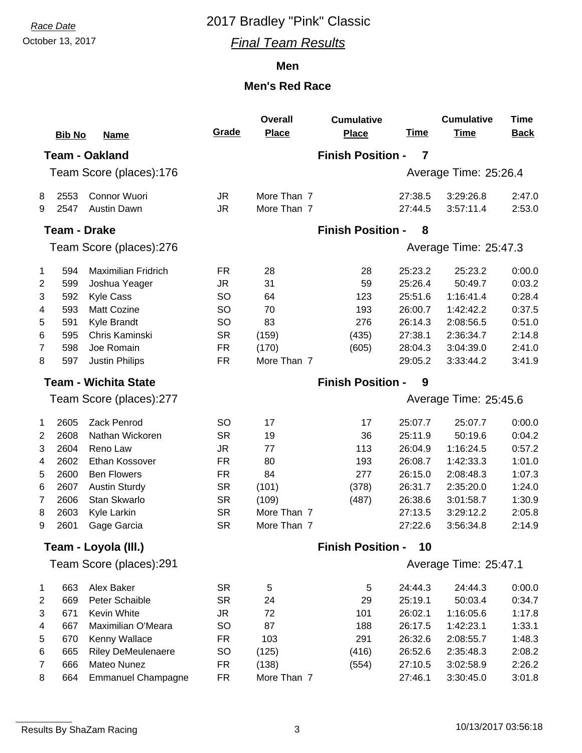Race Date

October 13, 2017

# 2017 Bradley "Pink" Classic

## *Final Team Results*

### Men

### Men's Red Race

| | Bib No | Name | Grade | Overall Place | Cumulative Place | Time | Cumulative Time | Time Back |
|---|---|---|---|---|---|---|---|---|
| **Team - Oakland** | | | | | **Finish Position - 7** | | | |
| Team Score (places):176 | | | | | | Average Time: 25:26.4 | | |
| 8 | 2553 | Connor Wuori | JR | More Than 7 | | 27:38.5 | 3:29:26.8 | 2:47.0 |
| 9 | 2547 | Austin Dawn | JR | More Than 7 | | 27:44.5 | 3:57:11.4 | 2:53.0 |
| **Team - Drake** | | | | | **Finish Position - 8** | | | |
| Team Score (places):276 | | | | | | Average Time: 25:47.3 | | |
| 1 | 594 | Maximilian Fridrich | FR | 28 | 28 | 25:23.2 | 25:23.2 | 0:00.0 |
| 2 | 599 | Joshua Yeager | JR | 31 | 59 | 25:26.4 | 50:49.7 | 0:03.2 |
| 3 | 592 | Kyle Cass | SO | 64 | 123 | 25:51.6 | 1:16:41.4 | 0:28.4 |
| 4 | 593 | Matt Cozine | SO | 70 | 193 | 26:00.7 | 1:42:42.2 | 0:37.5 |
| 5 | 591 | Kyle Brandt | SO | 83 | 276 | 26:14.3 | 2:08:56.5 | 0:51.0 |
| 6 | 595 | Chris Kaminski | SR | (159) | (435) | 27:38.1 | 2:36:34.7 | 2:14.8 |
| 7 | 598 | Joe Romain | FR | (170) | (605) | 28:04.3 | 3:04:39.0 | 2:41.0 |
| 8 | 597 | Justin Philips | FR | More Than 7 | | 29:05.2 | 3:33:44.2 | 3:41.9 |
| **Team - Wichita State** | | | | | **Finish Position - 9** | | | |
| Team Score (places):277 | | | | | | Average Time: 25:45.6 | | |
| 1 | 2605 | Zack Penrod | SO | 17 | 17 | 25:07.7 | 25:07.7 | 0:00.0 |
| 2 | 2608 | Nathan Wickoren | SR | 19 | 36 | 25:11.9 | 50:19.6 | 0:04.2 |
| 3 | 2604 | Reno Law | JR | 77 | 113 | 26:04.9 | 1:16:24.5 | 0:57.2 |
| 4 | 2602 | Ethan Kossover | FR | 80 | 193 | 26:08.7 | 1:42:33.3 | 1:01.0 |
| 5 | 2600 | Ben Flowers | FR | 84 | 277 | 26:15.0 | 2:08:48.3 | 1:07.3 |
| 6 | 2607 | Austin Sturdy | SR | (101) | (378) | 26:31.7 | 2:35:20.0 | 1:24.0 |
| 7 | 2606 | Stan Skwarlo | SR | (109) | (487) | 26:38.6 | 3:01:58.7 | 1:30.9 |
| 8 | 2603 | Kyle Larkin | SR | More Than 7 | | 27:13.5 | 3:29:12.2 | 2:05.8 |
| 9 | 2601 | Gage Garcia | SR | More Than 7 | | 27:22.6 | 3:56:34.8 | 2:14.9 |
| **Team - Loyola (Ill.)** | | | | | **Finish Position - 10** | | | |
| Team Score (places):291 | | | | | | Average Time: 25:47.1 | | |
| 1 | 663 | Alex Baker | SR | 5 | 5 | 24:44.3 | 24:44.3 | 0:00.0 |
| 2 | 669 | Peter Schaible | SR | 24 | 29 | 25:19.1 | 50:03.4 | 0:34.7 |
| 3 | 671 | Kevin White | JR | 72 | 101 | 26:02.1 | 1:16:05.6 | 1:17.8 |
| 4 | 667 | Maximilian O'Meara | SO | 87 | 188 | 26:17.5 | 1:42:23.1 | 1:33.1 |
| 5 | 670 | Kenny Wallace | FR | 103 | 291 | 26:32.6 | 2:08:55.7 | 1:48.3 |
| 6 | 665 | Riley DeMeulenaere | SO | (125) | (416) | 26:52.6 | 2:35:48.3 | 2:08.2 |
| 7 | 666 | Mateo Nunez | FR | (138) | (554) | 27:10.5 | 3:02:58.9 | 2:26.2 |
| 8 | 664 | Emmanuel Champagne | FR | More Than 7 | | 27:46.1 | 3:30:45.0 | 3:01.8 |

Results By ShaZam Racing

10/13/2017 03:56:18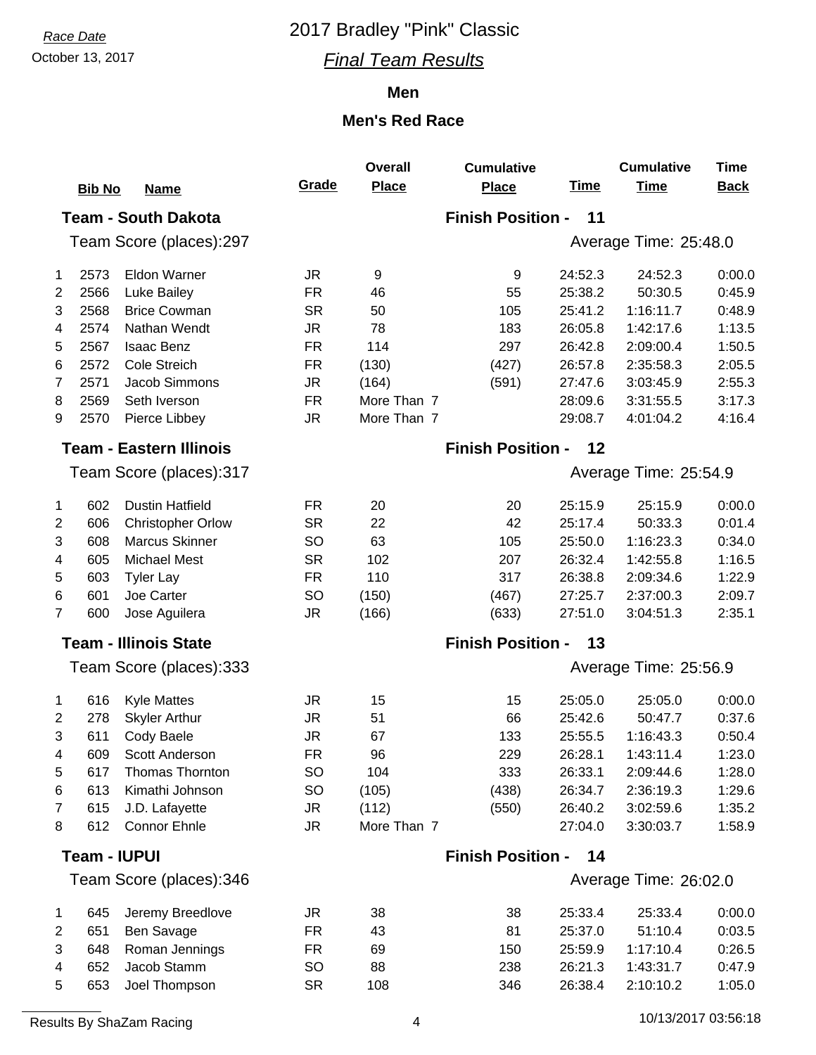Race Date

October 13, 2017

# 2017 Bradley "Pink" Classic

## *Final Team Results*

### Men

### Men's Red Race

### Team - South Dakota

Finish Position - 11

Team Score (places):297

Average Time: 25:48.0

| | Bib No | Name | Grade | Overall Place | Cumulative Place | Time | Cumulative Time | Time Back |
|---|---|---|---|---|---|---|---|---|
| 1 | 2573 | Eldon Warner | JR | 9 | 9 | 24:52.3 | 24:52.3 | 0:00.0 |
| 2 | 2566 | Luke Bailey | FR | 46 | 55 | 25:38.2 | 50:30.5 | 0:45.9 |
| 3 | 2568 | Brice Cowman | SR | 50 | 105 | 25:41.2 | 1:16:11.7 | 0:48.9 |
| 4 | 2574 | Nathan Wendt | JR | 78 | 183 | 26:05.8 | 1:42:17.6 | 1:13.5 |
| 5 | 2567 | Isaac Benz | FR | 114 | 297 | 26:42.8 | 2:09:00.4 | 1:50.5 |
| 6 | 2572 | Cole Streich | FR | (130) | (427) | 26:57.8 | 2:35:58.3 | 2:05.5 |
| 7 | 2571 | Jacob Simmons | JR | (164) | (591) | 27:47.6 | 3:03:45.9 | 2:55.3 |
| 8 | 2569 | Seth Iverson | FR | More Than 7 | | 28:09.6 | 3:31:55.5 | 3:17.3 |
| 9 | 2570 | Pierce Libbey | JR | More Than 7 | | 29:08.7 | 4:01:04.2 | 4:16.4 |

### Team - Eastern Illinois

Finish Position - 12

Team Score (places):317

Average Time: 25:54.9

| | Bib No | Name | Grade | Overall Place | Cumulative Place | Time | Cumulative Time | Time Back |
|---|---|---|---|---|---|---|---|---|
| 1 | 602 | Dustin Hatfield | FR | 20 | 20 | 25:15.9 | 25:15.9 | 0:00.0 |
| 2 | 606 | Christopher Orlow | SR | 22 | 42 | 25:17.4 | 50:33.3 | 0:01.4 |
| 3 | 608 | Marcus Skinner | SO | 63 | 105 | 25:50.0 | 1:16:23.3 | 0:34.0 |
| 4 | 605 | Michael Mest | SR | 102 | 207 | 26:32.4 | 1:42:55.8 | 1:16.5 |
| 5 | 603 | Tyler Lay | FR | 110 | 317 | 26:38.8 | 2:09:34.6 | 1:22.9 |
| 6 | 601 | Joe Carter | SO | (150) | (467) | 27:25.7 | 2:37:00.3 | 2:09.7 |
| 7 | 600 | Jose Aguilera | JR | (166) | (633) | 27:51.0 | 3:04:51.3 | 2:35.1 |

### Team - Illinois State

Finish Position - 13

Team Score (places):333

Average Time: 25:56.9

| | Bib No | Name | Grade | Overall Place | Cumulative Place | Time | Cumulative Time | Time Back |
|---|---|---|---|---|---|---|---|---|
| 1 | 616 | Kyle Mattes | JR | 15 | 15 | 25:05.0 | 25:05.0 | 0:00.0 |
| 2 | 278 | Skyler Arthur | JR | 51 | 66 | 25:42.6 | 50:47.7 | 0:37.6 |
| 3 | 611 | Cody Baele | JR | 67 | 133 | 25:55.5 | 1:16:43.3 | 0:50.4 |
| 4 | 609 | Scott Anderson | FR | 96 | 229 | 26:28.1 | 1:43:11.4 | 1:23.0 |
| 5 | 617 | Thomas Thornton | SO | 104 | 333 | 26:33.1 | 2:09:44.6 | 1:28.0 |
| 6 | 613 | Kimathi Johnson | SO | (105) | (438) | 26:34.7 | 2:36:19.3 | 1:29.6 |
| 7 | 615 | J.D. Lafayette | JR | (112) | (550) | 26:40.2 | 3:02:59.6 | 1:35.2 |
| 8 | 612 | Connor Ehnle | JR | More Than 7 | | 27:04.0 | 3:30:03.7 | 1:58.9 |

### Team - IUPUI

Finish Position - 14

Team Score (places):346

Average Time: 26:02.0

| | Bib No | Name | Grade | Overall Place | Cumulative Place | Time | Cumulative Time | Time Back |
|---|---|---|---|---|---|---|---|---|
| 1 | 645 | Jeremy Breedlove | JR | 38 | 38 | 25:33.4 | 25:33.4 | 0:00.0 |
| 2 | 651 | Ben Savage | FR | 43 | 81 | 25:37.0 | 51:10.4 | 0:03.5 |
| 3 | 648 | Roman Jennings | FR | 69 | 150 | 25:59.9 | 1:17:10.4 | 0:26.5 |
| 4 | 652 | Jacob Stamm | SO | 88 | 238 | 26:21.3 | 1:43:31.7 | 0:47.9 |
| 5 | 653 | Joel Thompson | SR | 108 | 346 | 26:38.4 | 2:10:10.2 | 1:05.0 |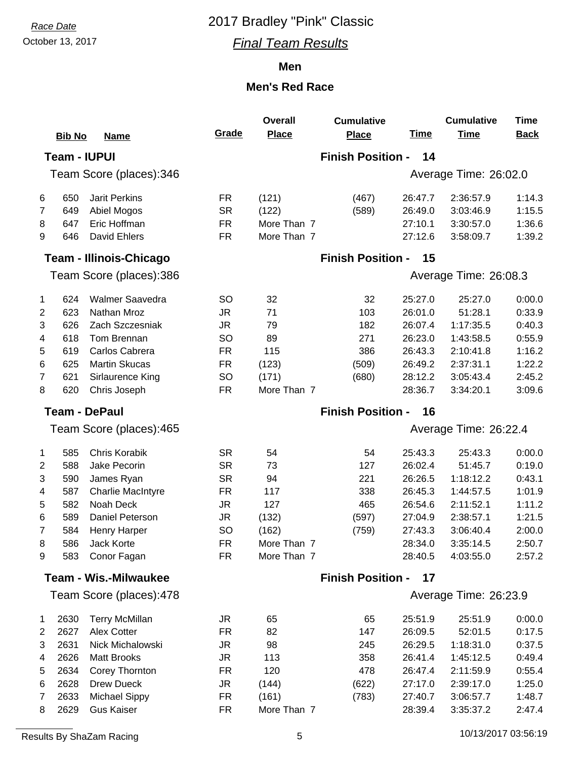Race Date

October 13, 2017

# 2017 Bradley "Pink" Classic

## *Final Team Results*

### Men

### Men's Red Race

| | Bib No | Name | Grade | Overall Place | Cumulative Place | Time | Cumulative Time | Time Back |
|---|---|---|---|---|---|---|---|---|
| **Team - IUPUI** | | | | | **Finish Position - 14** | | | |
| Team Score (places):346 | | | | | | Average Time: 26:02.0 | | |
| 6 | 650 | Jarit Perkins | FR | (121) | (467) | 26:47.7 | 2:36:57.9 | 1:14.3 |
| 7 | 649 | Abiel Mogos | SR | (122) | (589) | 26:49.0 | 3:03:46.9 | 1:15.5 |
| 8 | 647 | Eric Hoffman | FR | More Than 7 | | 27:10.1 | 3:30:57.0 | 1:36.6 |
| 9 | 646 | David Ehlers | FR | More Than 7 | | 27:12.6 | 3:58:09.7 | 1:39.2 |
| **Team - Illinois-Chicago** | | | | | **Finish Position - 15** | | | |
| Team Score (places):386 | | | | | | Average Time: 26:08.3 | | |
| 1 | 624 | Walmer Saavedra | SO | 32 | 32 | 25:27.0 | 25:27.0 | 0:00.0 |
| 2 | 623 | Nathan Mroz | JR | 71 | 103 | 26:01.0 | 51:28.1 | 0:33.9 |
| 3 | 626 | Zach Szczesniak | JR | 79 | 182 | 26:07.4 | 1:17:35.5 | 0:40.3 |
| 4 | 618 | Tom Brennan | SO | 89 | 271 | 26:23.0 | 1:43:58.5 | 0:55.9 |
| 5 | 619 | Carlos Cabrera | FR | 115 | 386 | 26:43.3 | 2:10:41.8 | 1:16.2 |
| 6 | 625 | Martin Skucas | FR | (123) | (509) | 26:49.2 | 2:37:31.1 | 1:22.2 |
| 7 | 621 | Sirlaurence King | SO | (171) | (680) | 28:12.2 | 3:05:43.4 | 2:45.2 |
| 8 | 620 | Chris Joseph | FR | More Than 7 | | 28:36.7 | 3:34:20.1 | 3:09.6 |
| **Team - DePaul** | | | | | **Finish Position - 16** | | | |
| Team Score (places):465 | | | | | | Average Time: 26:22.4 | | |
| 1 | 585 | Chris Korabik | SR | 54 | 54 | 25:43.3 | 25:43.3 | 0:00.0 |
| 2 | 588 | Jake Pecorin | SR | 73 | 127 | 26:02.4 | 51:45.7 | 0:19.0 |
| 3 | 590 | James Ryan | SR | 94 | 221 | 26:26.5 | 1:18:12.2 | 0:43.1 |
| 4 | 587 | Charlie MacIntyre | FR | 117 | 338 | 26:45.3 | 1:44:57.5 | 1:01.9 |
| 5 | 582 | Noah Deck | JR | 127 | 465 | 26:54.6 | 2:11:52.1 | 1:11.2 |
| 6 | 589 | Daniel Peterson | JR | (132) | (597) | 27:04.9 | 2:38:57.1 | 1:21.5 |
| 7 | 584 | Henry Harper | SO | (162) | (759) | 27:43.3 | 3:06:40.4 | 2:00.0 |
| 8 | 586 | Jack Korte | FR | More Than 7 | | 28:34.0 | 3:35:14.5 | 2:50.7 |
| 9 | 583 | Conor Fagan | FR | More Than 7 | | 28:40.5 | 4:03:55.0 | 2:57.2 |
| **Team - Wis.-Milwaukee** | | | | | **Finish Position - 17** | | | |
| Team Score (places):478 | | | | | | Average Time: 26:23.9 | | |
| 1 | 2630 | Terry McMillan | JR | 65 | 65 | 25:51.9 | 25:51.9 | 0:00.0 |
| 2 | 2627 | Alex Cotter | FR | 82 | 147 | 26:09.5 | 52:01.5 | 0:17.5 |
| 3 | 2631 | Nick Michalowski | JR | 98 | 245 | 26:29.5 | 1:18:31.0 | 0:37.5 |
| 4 | 2626 | Matt Brooks | JR | 113 | 358 | 26:41.4 | 1:45:12.5 | 0:49.4 |
| 5 | 2634 | Corey Thornton | FR | 120 | 478 | 26:47.4 | 2:11:59.9 | 0:55.4 |
| 6 | 2628 | Drew Dueck | JR | (144) | (622) | 27:17.0 | 2:39:17.0 | 1:25.0 |
| 7 | 2633 | Michael Sippy | FR | (161) | (783) | 27:40.7 | 3:06:57.7 | 1:48.7 |
| 8 | 2629 | Gus Kaiser | FR | More Than 7 | | 28:39.4 | 3:35:37.2 | 2:47.4 |

Results By ShaZam Racing

10/13/2017 03:56:19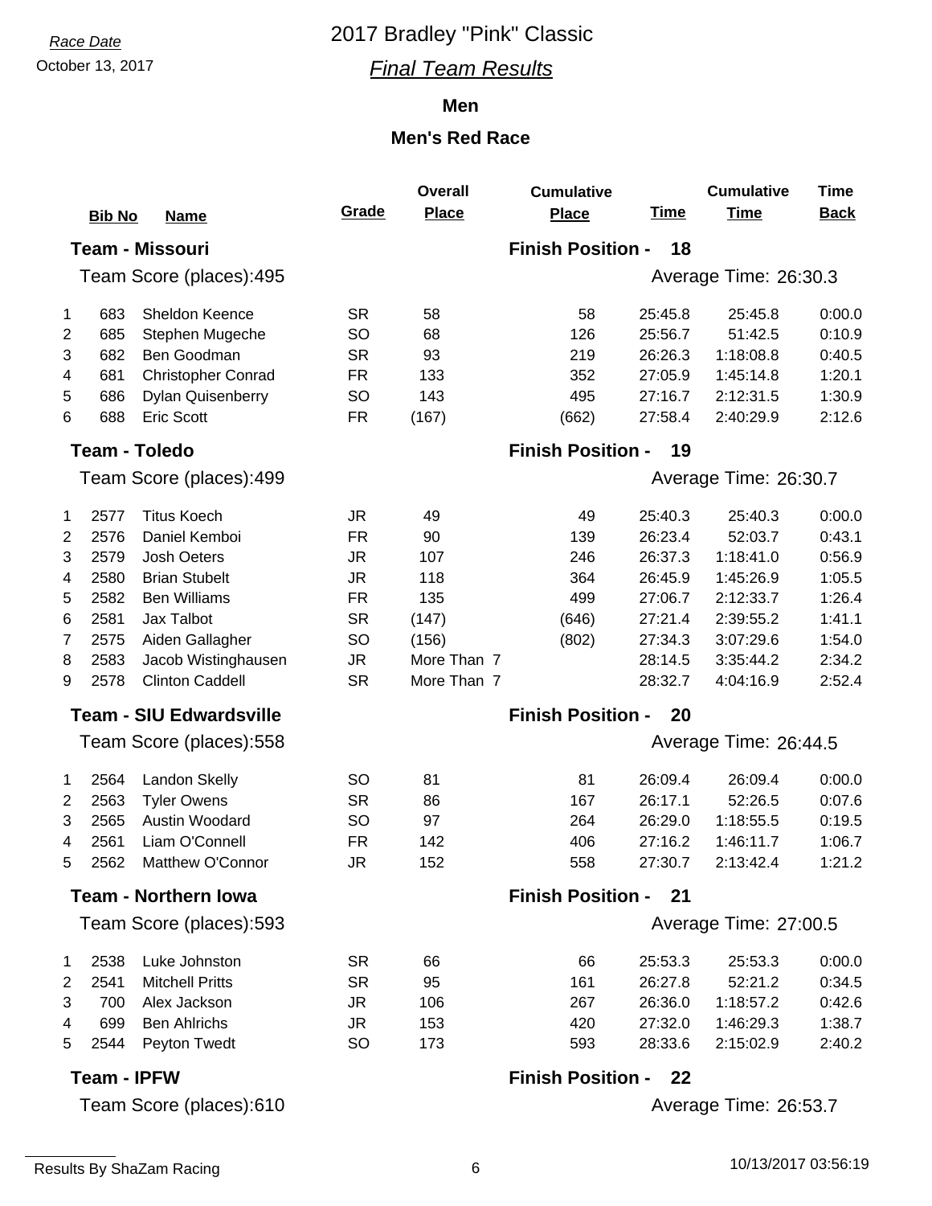Race Date

October 13, 2017

# 2017 Bradley "Pink" Classic

## *Final Team Results*

### Men

### Men's Red Race

| | Bib No | Name | Grade | Overall Place | Cumulative Place | Time | Cumulative Time | Time Back |
|---|---|---|---|---|---|---|---|---|
| **Team - Missouri** | | | | | **Finish Position - 18** | | | |
| Team Score (places):495 | | | | | | Average Time: 26:30.3 | | |
| 1 | 683 | Sheldon Keence | SR | 58 | 58 | 25:45.8 | 25:45.8 | 0:00.0 |
| 2 | 685 | Stephen Mugeche | SO | 68 | 126 | 25:56.7 | 51:42.5 | 0:10.9 |
| 3 | 682 | Ben Goodman | SR | 93 | 219 | 26:26.3 | 1:18:08.8 | 0:40.5 |
| 4 | 681 | Christopher Conrad | FR | 133 | 352 | 27:05.9 | 1:45:14.8 | 1:20.1 |
| 5 | 686 | Dylan Quisenberry | SO | 143 | 495 | 27:16.7 | 2:12:31.5 | 1:30.9 |
| 6 | 688 | Eric Scott | FR | (167) | (662) | 27:58.4 | 2:40:29.9 | 2:12.6 |
| **Team - Toledo** | | | | | **Finish Position - 19** | | | |
| Team Score (places):499 | | | | | | Average Time: 26:30.7 | | |
| 1 | 2577 | Titus Koech | JR | 49 | 49 | 25:40.3 | 25:40.3 | 0:00.0 |
| 2 | 2576 | Daniel Kemboi | FR | 90 | 139 | 26:23.4 | 52:03.7 | 0:43.1 |
| 3 | 2579 | Josh Oeters | JR | 107 | 246 | 26:37.3 | 1:18:41.0 | 0:56.9 |
| 4 | 2580 | Brian Stubelt | JR | 118 | 364 | 26:45.9 | 1:45:26.9 | 1:05.5 |
| 5 | 2582 | Ben Williams | FR | 135 | 499 | 27:06.7 | 2:12:33.7 | 1:26.4 |
| 6 | 2581 | Jax Talbot | SR | (147) | (646) | 27:21.4 | 2:39:55.2 | 1:41.1 |
| 7 | 2575 | Aiden Gallagher | SO | (156) | (802) | 27:34.3 | 3:07:29.6 | 1:54.0 |
| 8 | 2583 | Jacob Wistinghausen | JR | More Than 7 | | 28:14.5 | 3:35:44.2 | 2:34.2 |
| 9 | 2578 | Clinton Caddell | SR | More Than 7 | | 28:32.7 | 4:04:16.9 | 2:52.4 |
| **Team - SIU Edwardsville** | | | | | **Finish Position - 20** | | | |
| Team Score (places):558 | | | | | | Average Time: 26:44.5 | | |
| 1 | 2564 | Landon Skelly | SO | 81 | 81 | 26:09.4 | 26:09.4 | 0:00.0 |
| 2 | 2563 | Tyler Owens | SR | 86 | 167 | 26:17.1 | 52:26.5 | 0:07.6 |
| 3 | 2565 | Austin Woodard | SO | 97 | 264 | 26:29.0 | 1:18:55.5 | 0:19.5 |
| 4 | 2561 | Liam O'Connell | FR | 142 | 406 | 27:16.2 | 1:46:11.7 | 1:06.7 |
| 5 | 2562 | Matthew O'Connor | JR | 152 | 558 | 27:30.7 | 2:13:42.4 | 1:21.2 |
| **Team - Northern Iowa** | | | | | **Finish Position - 21** | | | |
| Team Score (places):593 | | | | | | Average Time: 27:00.5 | | |
| 1 | 2538 | Luke Johnston | SR | 66 | 66 | 25:53.3 | 25:53.3 | 0:00.0 |
| 2 | 2541 | Mitchell Pritts | SR | 95 | 161 | 26:27.8 | 52:21.2 | 0:34.5 |
| 3 | 700 | Alex Jackson | JR | 106 | 267 | 26:36.0 | 1:18:57.2 | 0:42.6 |
| 4 | 699 | Ben Ahlrichs | JR | 153 | 420 | 27:32.0 | 1:46:29.3 | 1:38.7 |
| 5 | 2544 | Peyton Twedt | SO | 173 | 593 | 28:33.6 | 2:15:02.9 | 2:40.2 |
| **Team - IPFW** | | | | | **Finish Position - 22** | | | |
| Team Score (places):610 | | | | | | Average Time: 26:53.7 | | |

Results By ShaZam Racing — 10/13/2017 03:56:19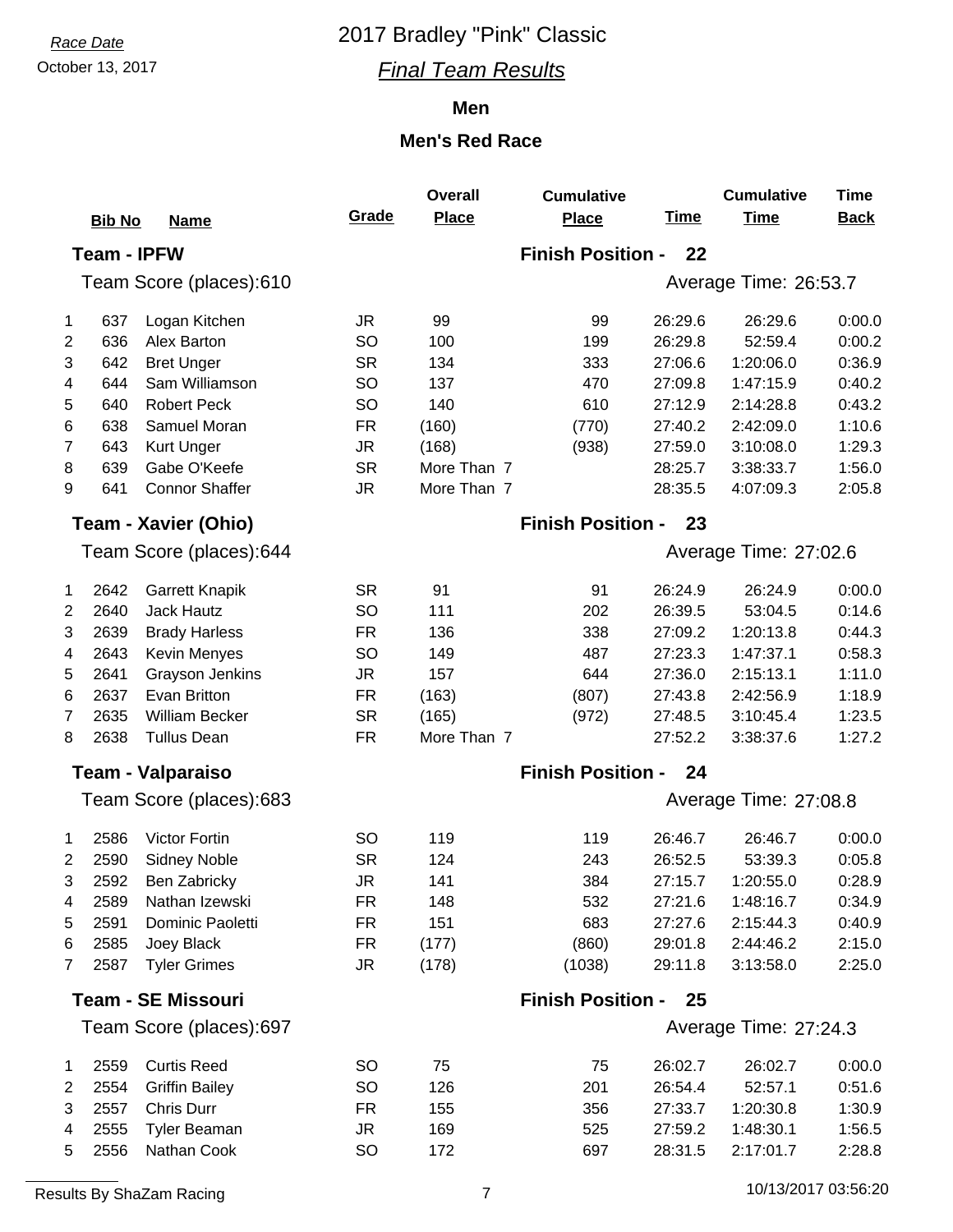Race Date

October 13, 2017

# 2017 Bradley "Pink" Classic

## *Final Team Results*

### Men

### Men's Red Race

**Team - IPFW** — Finish Position - 22

Team Score (places):610 — Average Time: 26:53.7

| | Bib No | Name | Grade | Overall Place | Cumulative Place | Time | Cumulative Time | Time Back |
|---|---|---|---|---|---|---|---|---|
| 1 | 637 | Logan Kitchen | JR | 99 | 99 | 26:29.6 | 26:29.6 | 0:00.0 |
| 2 | 636 | Alex Barton | SO | 100 | 199 | 26:29.8 | 52:59.4 | 0:00.2 |
| 3 | 642 | Bret Unger | SR | 134 | 333 | 27:06.6 | 1:20:06.0 | 0:36.9 |
| 4 | 644 | Sam Williamson | SO | 137 | 470 | 27:09.8 | 1:47:15.9 | 0:40.2 |
| 5 | 640 | Robert Peck | SO | 140 | 610 | 27:12.9 | 2:14:28.8 | 0:43.2 |
| 6 | 638 | Samuel Moran | FR | (160) | (770) | 27:40.2 | 2:42:09.0 | 1:10.6 |
| 7 | 643 | Kurt Unger | JR | (168) | (938) | 27:59.0 | 3:10:08.0 | 1:29.3 |
| 8 | 639 | Gabe O'Keefe | SR | More Than 7 | | 28:25.7 | 3:38:33.7 | 1:56.0 |
| 9 | 641 | Connor Shaffer | JR | More Than 7 | | 28:35.5 | 4:07:09.3 | 2:05.8 |

**Team - Xavier (Ohio)** — Finish Position - 23

Team Score (places):644 — Average Time: 27:02.6

| | Bib No | Name | Grade | Overall Place | Cumulative Place | Time | Cumulative Time | Time Back |
|---|---|---|---|---|---|---|---|---|
| 1 | 2642 | Garrett Knapik | SR | 91 | 91 | 26:24.9 | 26:24.9 | 0:00.0 |
| 2 | 2640 | Jack Hautz | SO | 111 | 202 | 26:39.5 | 53:04.5 | 0:14.6 |
| 3 | 2639 | Brady Harless | FR | 136 | 338 | 27:09.2 | 1:20:13.8 | 0:44.3 |
| 4 | 2643 | Kevin Menyes | SO | 149 | 487 | 27:23.3 | 1:47:37.1 | 0:58.3 |
| 5 | 2641 | Grayson Jenkins | JR | 157 | 644 | 27:36.0 | 2:15:13.1 | 1:11.0 |
| 6 | 2637 | Evan Britton | FR | (163) | (807) | 27:43.8 | 2:42:56.9 | 1:18.9 |
| 7 | 2635 | William Becker | SR | (165) | (972) | 27:48.5 | 3:10:45.4 | 1:23.5 |
| 8 | 2638 | Tullus Dean | FR | More Than 7 | | 27:52.2 | 3:38:37.6 | 1:27.2 |

**Team - Valparaiso** — Finish Position - 24

Team Score (places):683 — Average Time: 27:08.8

| | Bib No | Name | Grade | Overall Place | Cumulative Place | Time | Cumulative Time | Time Back |
|---|---|---|---|---|---|---|---|---|
| 1 | 2586 | Victor Fortin | SO | 119 | 119 | 26:46.7 | 26:46.7 | 0:00.0 |
| 2 | 2590 | Sidney Noble | SR | 124 | 243 | 26:52.5 | 53:39.3 | 0:05.8 |
| 3 | 2592 | Ben Zabricky | JR | 141 | 384 | 27:15.7 | 1:20:55.0 | 0:28.9 |
| 4 | 2589 | Nathan Izewski | FR | 148 | 532 | 27:21.6 | 1:48:16.7 | 0:34.9 |
| 5 | 2591 | Dominic Paoletti | FR | 151 | 683 | 27:27.6 | 2:15:44.3 | 0:40.9 |
| 6 | 2585 | Joey Black | FR | (177) | (860) | 29:01.8 | 2:44:46.2 | 2:15.0 |
| 7 | 2587 | Tyler Grimes | JR | (178) | (1038) | 29:11.8 | 3:13:58.0 | 2:25.0 |

**Team - SE Missouri** — Finish Position - 25

Team Score (places):697 — Average Time: 27:24.3

| | Bib No | Name | Grade | Overall Place | Cumulative Place | Time | Cumulative Time | Time Back |
|---|---|---|---|---|---|---|---|---|
| 1 | 2559 | Curtis Reed | SO | 75 | 75 | 26:02.7 | 26:02.7 | 0:00.0 |
| 2 | 2554 | Griffin Bailey | SO | 126 | 201 | 26:54.4 | 52:57.1 | 0:51.6 |
| 3 | 2557 | Chris Durr | FR | 155 | 356 | 27:33.7 | 1:20:30.8 | 1:30.9 |
| 4 | 2555 | Tyler Beaman | JR | 169 | 525 | 27:59.2 | 1:48:30.1 | 1:56.5 |
| 5 | 2556 | Nathan Cook | SO | 172 | 697 | 28:31.5 | 2:17:01.7 | 2:28.8 |

Results By ShaZam Racing — 10/13/2017 03:56:20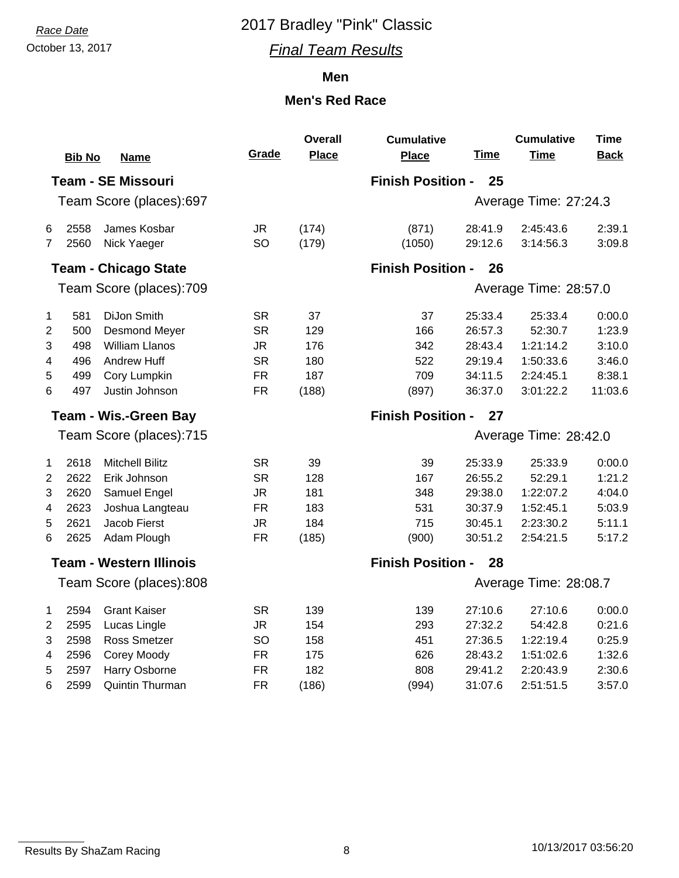Race Date

October 13, 2017

# 2017 Bradley "Pink" Classic

## *Final Team Results*

### Men

### Men's Red Race

| | Bib No | Name | Grade | Overall Place | Cumulative Place | Time | Cumulative Time | Time Back |
|---|---|---|---|---|---|---|---|---|
| | | **Team - SE Missouri** | | | **Finish Position - 25** | | | |
| | | Team Score (places):697 | | | | Average Time: 27:24.3 | | |
| 6 | 2558 | James Kosbar | JR | (174) | (871) | 28:41.9 | 2:45:43.6 | 2:39.1 |
| 7 | 2560 | Nick Yaeger | SO | (179) | (1050) | 29:12.6 | 3:14:56.3 | 3:09.8 |
| | | **Team - Chicago State** | | | **Finish Position - 26** | | | |
| | | Team Score (places):709 | | | | Average Time: 28:57.0 | | |
| 1 | 581 | DiJon Smith | SR | 37 | 37 | 25:33.4 | 25:33.4 | 0:00.0 |
| 2 | 500 | Desmond Meyer | SR | 129 | 166 | 26:57.3 | 52:30.7 | 1:23.9 |
| 3 | 498 | William Llanos | JR | 176 | 342 | 28:43.4 | 1:21:14.2 | 3:10.0 |
| 4 | 496 | Andrew Huff | SR | 180 | 522 | 29:19.4 | 1:50:33.6 | 3:46.0 |
| 5 | 499 | Cory Lumpkin | FR | 187 | 709 | 34:11.5 | 2:24:45.1 | 8:38.1 |
| 6 | 497 | Justin Johnson | FR | (188) | (897) | 36:37.0 | 3:01:22.2 | 11:03.6 |
| | | **Team - Wis.-Green Bay** | | | **Finish Position - 27** | | | |
| | | Team Score (places):715 | | | | Average Time: 28:42.0 | | |
| 1 | 2618 | Mitchell Bilitz | SR | 39 | 39 | 25:33.9 | 25:33.9 | 0:00.0 |
| 2 | 2622 | Erik Johnson | SR | 128 | 167 | 26:55.2 | 52:29.1 | 1:21.2 |
| 3 | 2620 | Samuel Engel | JR | 181 | 348 | 29:38.0 | 1:22:07.2 | 4:04.0 |
| 4 | 2623 | Joshua Langteau | FR | 183 | 531 | 30:37.9 | 1:52:45.1 | 5:03.9 |
| 5 | 2621 | Jacob Fierst | JR | 184 | 715 | 30:45.1 | 2:23:30.2 | 5:11.1 |
| 6 | 2625 | Adam Plough | FR | (185) | (900) | 30:51.2 | 2:54:21.5 | 5:17.2 |
| | | **Team - Western Illinois** | | | **Finish Position - 28** | | | |
| | | Team Score (places):808 | | | | Average Time: 28:08.7 | | |
| 1 | 2594 | Grant Kaiser | SR | 139 | 139 | 27:10.6 | 27:10.6 | 0:00.0 |
| 2 | 2595 | Lucas Lingle | JR | 154 | 293 | 27:32.2 | 54:42.8 | 0:21.6 |
| 3 | 2598 | Ross Smetzer | SO | 158 | 451 | 27:36.5 | 1:22:19.4 | 0:25.9 |
| 4 | 2596 | Corey Moody | FR | 175 | 626 | 28:43.2 | 1:51:02.6 | 1:32.6 |
| 5 | 2597 | Harry Osborne | FR | 182 | 808 | 29:41.2 | 2:20:43.9 | 2:30.6 |
| 6 | 2599 | Quintin Thurman | FR | (186) | (994) | 31:07.6 | 2:51:51.5 | 3:57.0 |

Results By ShaZam Racing

10/13/2017 03:56:20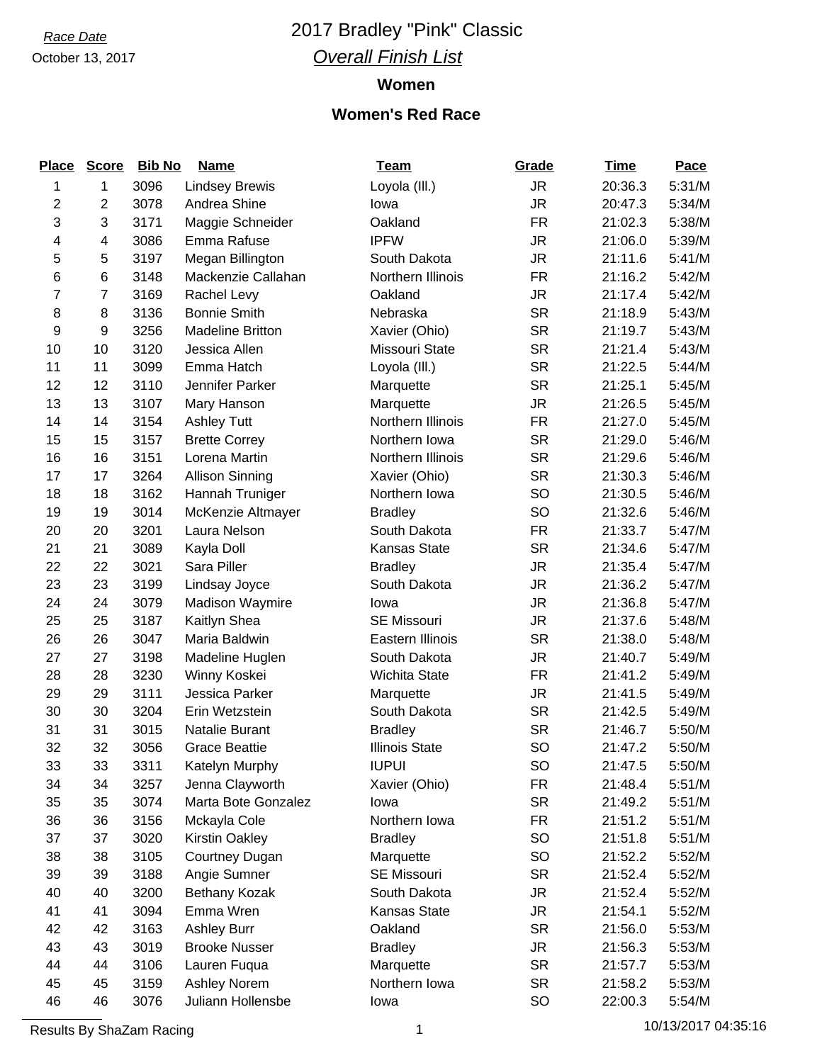*Race Date*

October 13, 2017

# 2017 Bradley "Pink" Classic

## *Overall Finish List*

### Women

### Women's Red Race

| Place | Score | Bib No | Name | Team | Grade | Time | Pace |
|---|---|---|---|---|---|---|---|
| 1 | 1 | 3096 | Lindsey Brewis | Loyola (Ill.) | JR | 20:36.3 | 5:31/M |
| 2 | 2 | 3078 | Andrea Shine | Iowa | JR | 20:47.3 | 5:34/M |
| 3 | 3 | 3171 | Maggie Schneider | Oakland | FR | 21:02.3 | 5:38/M |
| 4 | 4 | 3086 | Emma Rafuse | IPFW | JR | 21:06.0 | 5:39/M |
| 5 | 5 | 3197 | Megan Billington | South Dakota | JR | 21:11.6 | 5:41/M |
| 6 | 6 | 3148 | Mackenzie Callahan | Northern Illinois | FR | 21:16.2 | 5:42/M |
| 7 | 7 | 3169 | Rachel Levy | Oakland | JR | 21:17.4 | 5:42/M |
| 8 | 8 | 3136 | Bonnie Smith | Nebraska | SR | 21:18.9 | 5:43/M |
| 9 | 9 | 3256 | Madeline Britton | Xavier (Ohio) | SR | 21:19.7 | 5:43/M |
| 10 | 10 | 3120 | Jessica Allen | Missouri State | SR | 21:21.4 | 5:43/M |
| 11 | 11 | 3099 | Emma Hatch | Loyola (Ill.) | SR | 21:22.5 | 5:44/M |
| 12 | 12 | 3110 | Jennifer Parker | Marquette | SR | 21:25.1 | 5:45/M |
| 13 | 13 | 3107 | Mary Hanson | Marquette | JR | 21:26.5 | 5:45/M |
| 14 | 14 | 3154 | Ashley Tutt | Northern Illinois | FR | 21:27.0 | 5:45/M |
| 15 | 15 | 3157 | Brette Correy | Northern Iowa | SR | 21:29.0 | 5:46/M |
| 16 | 16 | 3151 | Lorena Martin | Northern Illinois | SR | 21:29.6 | 5:46/M |
| 17 | 17 | 3264 | Allison Sinning | Xavier (Ohio) | SR | 21:30.3 | 5:46/M |
| 18 | 18 | 3162 | Hannah Truniger | Northern Iowa | SO | 21:30.5 | 5:46/M |
| 19 | 19 | 3014 | McKenzie Altmayer | Bradley | SO | 21:32.6 | 5:46/M |
| 20 | 20 | 3201 | Laura Nelson | South Dakota | FR | 21:33.7 | 5:47/M |
| 21 | 21 | 3089 | Kayla Doll | Kansas State | SR | 21:34.6 | 5:47/M |
| 22 | 22 | 3021 | Sara Piller | Bradley | JR | 21:35.4 | 5:47/M |
| 23 | 23 | 3199 | Lindsay Joyce | South Dakota | JR | 21:36.2 | 5:47/M |
| 24 | 24 | 3079 | Madison Waymire | Iowa | JR | 21:36.8 | 5:47/M |
| 25 | 25 | 3187 | Kaitlyn Shea | SE Missouri | JR | 21:37.6 | 5:48/M |
| 26 | 26 | 3047 | Maria Baldwin | Eastern Illinois | SR | 21:38.0 | 5:48/M |
| 27 | 27 | 3198 | Madeline Huglen | South Dakota | JR | 21:40.7 | 5:49/M |
| 28 | 28 | 3230 | Winny Koskei | Wichita State | FR | 21:41.2 | 5:49/M |
| 29 | 29 | 3111 | Jessica Parker | Marquette | JR | 21:41.5 | 5:49/M |
| 30 | 30 | 3204 | Erin Wetzstein | South Dakota | SR | 21:42.5 | 5:49/M |
| 31 | 31 | 3015 | Natalie Burant | Bradley | SR | 21:46.7 | 5:50/M |
| 32 | 32 | 3056 | Grace Beattie | Illinois State | SO | 21:47.2 | 5:50/M |
| 33 | 33 | 3311 | Katelyn Murphy | IUPUI | SO | 21:47.5 | 5:50/M |
| 34 | 34 | 3257 | Jenna Clayworth | Xavier (Ohio) | FR | 21:48.4 | 5:51/M |
| 35 | 35 | 3074 | Marta Bote Gonzalez | Iowa | SR | 21:49.2 | 5:51/M |
| 36 | 36 | 3156 | Mckayla Cole | Northern Iowa | FR | 21:51.2 | 5:51/M |
| 37 | 37 | 3020 | Kirstin Oakley | Bradley | SO | 21:51.8 | 5:51/M |
| 38 | 38 | 3105 | Courtney Dugan | Marquette | SO | 21:52.2 | 5:52/M |
| 39 | 39 | 3188 | Angie Sumner | SE Missouri | SR | 21:52.4 | 5:52/M |
| 40 | 40 | 3200 | Bethany Kozak | South Dakota | JR | 21:52.4 | 5:52/M |
| 41 | 41 | 3094 | Emma Wren | Kansas State | JR | 21:54.1 | 5:52/M |
| 42 | 42 | 3163 | Ashley Burr | Oakland | SR | 21:56.0 | 5:53/M |
| 43 | 43 | 3019 | Brooke Nusser | Bradley | JR | 21:56.3 | 5:53/M |
| 44 | 44 | 3106 | Lauren Fuqua | Marquette | SR | 21:57.7 | 5:53/M |
| 45 | 45 | 3159 | Ashley Norem | Northern Iowa | SR | 21:58.2 | 5:53/M |
| 46 | 46 | 3076 | Juliann Hollensbe | Iowa | SO | 22:00.3 | 5:54/M |

Results By ShaZam Racing 10/13/2017 04:35:16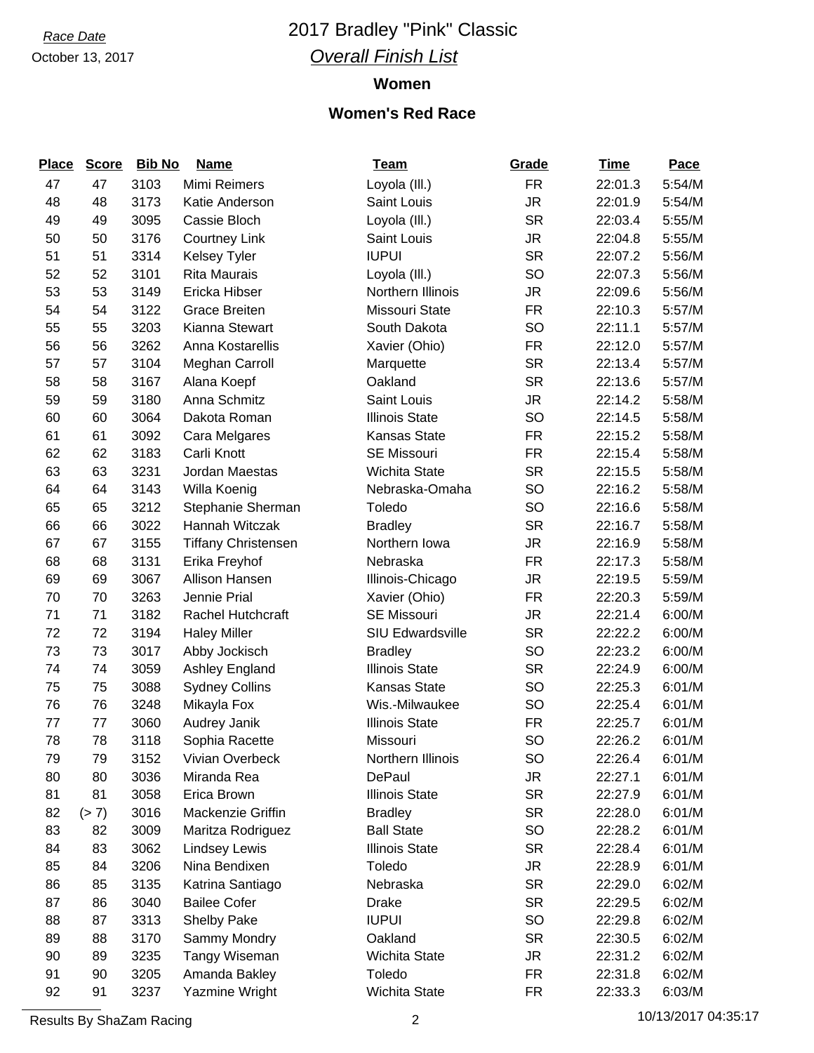Race Date

October 13, 2017

# 2017 Bradley "Pink" Classic

## *Overall Finish List*

### Women

### Women's Red Race

| Place | Score | Bib No | Name | Team | Grade | Time | Pace |
|---|---|---|---|---|---|---|---|
| 47 | 47 | 3103 | Mimi Reimers | Loyola (Ill.) | FR | 22:01.3 | 5:54/M |
| 48 | 48 | 3173 | Katie Anderson | Saint Louis | JR | 22:01.9 | 5:54/M |
| 49 | 49 | 3095 | Cassie Bloch | Loyola (Ill.) | SR | 22:03.4 | 5:55/M |
| 50 | 50 | 3176 | Courtney Link | Saint Louis | JR | 22:04.8 | 5:55/M |
| 51 | 51 | 3314 | Kelsey Tyler | IUPUI | SR | 22:07.2 | 5:56/M |
| 52 | 52 | 3101 | Rita Maurais | Loyola (Ill.) | SO | 22:07.3 | 5:56/M |
| 53 | 53 | 3149 | Ericka Hibser | Northern Illinois | JR | 22:09.6 | 5:56/M |
| 54 | 54 | 3122 | Grace Breiten | Missouri State | FR | 22:10.3 | 5:57/M |
| 55 | 55 | 3203 | Kianna Stewart | South Dakota | SO | 22:11.1 | 5:57/M |
| 56 | 56 | 3262 | Anna Kostarellis | Xavier (Ohio) | FR | 22:12.0 | 5:57/M |
| 57 | 57 | 3104 | Meghan Carroll | Marquette | SR | 22:13.4 | 5:57/M |
| 58 | 58 | 3167 | Alana Koepf | Oakland | SR | 22:13.6 | 5:57/M |
| 59 | 59 | 3180 | Anna Schmitz | Saint Louis | JR | 22:14.2 | 5:58/M |
| 60 | 60 | 3064 | Dakota Roman | Illinois State | SO | 22:14.5 | 5:58/M |
| 61 | 61 | 3092 | Cara Melgares | Kansas State | FR | 22:15.2 | 5:58/M |
| 62 | 62 | 3183 | Carli Knott | SE Missouri | FR | 22:15.4 | 5:58/M |
| 63 | 63 | 3231 | Jordan Maestas | Wichita State | SR | 22:15.5 | 5:58/M |
| 64 | 64 | 3143 | Willa Koenig | Nebraska-Omaha | SO | 22:16.2 | 5:58/M |
| 65 | 65 | 3212 | Stephanie Sherman | Toledo | SO | 22:16.6 | 5:58/M |
| 66 | 66 | 3022 | Hannah Witczak | Bradley | SR | 22:16.7 | 5:58/M |
| 67 | 67 | 3155 | Tiffany Christensen | Northern Iowa | JR | 22:16.9 | 5:58/M |
| 68 | 68 | 3131 | Erika Freyhof | Nebraska | FR | 22:17.3 | 5:58/M |
| 69 | 69 | 3067 | Allison Hansen | Illinois-Chicago | JR | 22:19.5 | 5:59/M |
| 70 | 70 | 3263 | Jennie Prial | Xavier (Ohio) | FR | 22:20.3 | 5:59/M |
| 71 | 71 | 3182 | Rachel Hutchcraft | SE Missouri | JR | 22:21.4 | 6:00/M |
| 72 | 72 | 3194 | Haley Miller | SIU Edwardsville | SR | 22:22.2 | 6:00/M |
| 73 | 73 | 3017 | Abby Jockisch | Bradley | SO | 22:23.2 | 6:00/M |
| 74 | 74 | 3059 | Ashley England | Illinois State | SR | 22:24.9 | 6:00/M |
| 75 | 75 | 3088 | Sydney Collins | Kansas State | SO | 22:25.3 | 6:01/M |
| 76 | 76 | 3248 | Mikayla Fox | Wis.-Milwaukee | SO | 22:25.4 | 6:01/M |
| 77 | 77 | 3060 | Audrey Janik | Illinois State | FR | 22:25.7 | 6:01/M |
| 78 | 78 | 3118 | Sophia Racette | Missouri | SO | 22:26.2 | 6:01/M |
| 79 | 79 | 3152 | Vivian Overbeck | Northern Illinois | SO | 22:26.4 | 6:01/M |
| 80 | 80 | 3036 | Miranda Rea | DePaul | JR | 22:27.1 | 6:01/M |
| 81 | 81 | 3058 | Erica Brown | Illinois State | SR | 22:27.9 | 6:01/M |
| 82 | (> 7) | 3016 | Mackenzie Griffin | Bradley | SR | 22:28.0 | 6:01/M |
| 83 | 82 | 3009 | Maritza Rodriguez | Ball State | SO | 22:28.2 | 6:01/M |
| 84 | 83 | 3062 | Lindsey Lewis | Illinois State | SR | 22:28.4 | 6:01/M |
| 85 | 84 | 3206 | Nina Bendixen | Toledo | JR | 22:28.9 | 6:01/M |
| 86 | 85 | 3135 | Katrina Santiago | Nebraska | SR | 22:29.0 | 6:02/M |
| 87 | 86 | 3040 | Bailee Cofer | Drake | SR | 22:29.5 | 6:02/M |
| 88 | 87 | 3313 | Shelby Pake | IUPUI | SO | 22:29.8 | 6:02/M |
| 89 | 88 | 3170 | Sammy Mondry | Oakland | SR | 22:30.5 | 6:02/M |
| 90 | 89 | 3235 | Tangy Wiseman | Wichita State | JR | 22:31.2 | 6:02/M |
| 91 | 90 | 3205 | Amanda Bakley | Toledo | FR | 22:31.8 | 6:02/M |
| 92 | 91 | 3237 | Yazmine Wright | Wichita State | FR | 22:33.3 | 6:03/M |

Results By ShaZam Racing

10/13/2017 04:35:17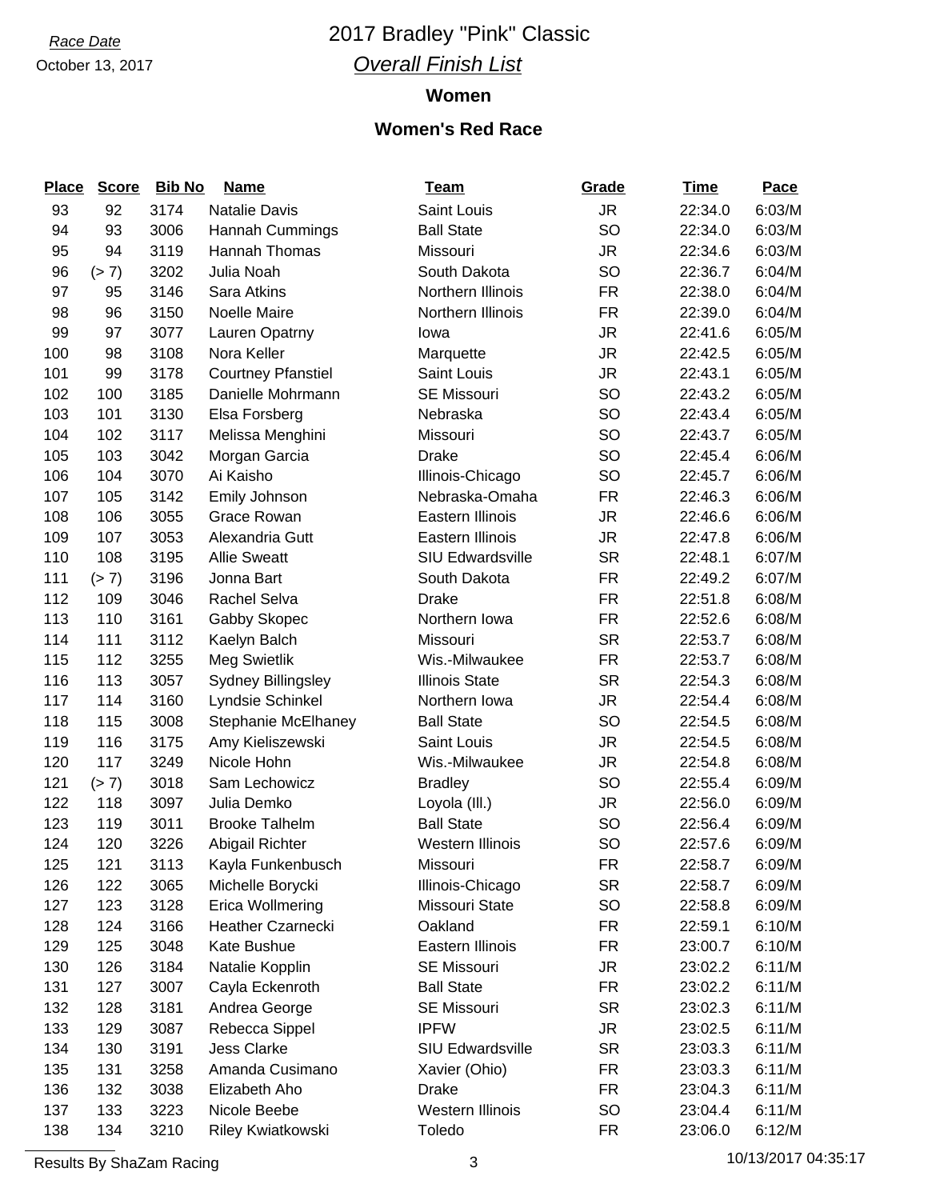*Race Date*

October 13, 2017

# 2017 Bradley "Pink" Classic

## *Overall Finish List*

### Women

### Women's Red Race

| Place | Score | Bib No | Name | Team | Grade | Time | Pace |
|---|---|---|---|---|---|---|---|
| 93 | 92 | 3174 | Natalie Davis | Saint Louis | JR | 22:34.0 | 6:03/M |
| 94 | 93 | 3006 | Hannah Cummings | Ball State | SO | 22:34.0 | 6:03/M |
| 95 | 94 | 3119 | Hannah Thomas | Missouri | JR | 22:34.6 | 6:03/M |
| 96 | (> 7) | 3202 | Julia Noah | South Dakota | SO | 22:36.7 | 6:04/M |
| 97 | 95 | 3146 | Sara Atkins | Northern Illinois | FR | 22:38.0 | 6:04/M |
| 98 | 96 | 3150 | Noelle Maire | Northern Illinois | FR | 22:39.0 | 6:04/M |
| 99 | 97 | 3077 | Lauren Opatrny | Iowa | JR | 22:41.6 | 6:05/M |
| 100 | 98 | 3108 | Nora Keller | Marquette | JR | 22:42.5 | 6:05/M |
| 101 | 99 | 3178 | Courtney Pfanstiel | Saint Louis | JR | 22:43.1 | 6:05/M |
| 102 | 100 | 3185 | Danielle Mohrmann | SE Missouri | SO | 22:43.2 | 6:05/M |
| 103 | 101 | 3130 | Elsa Forsberg | Nebraska | SO | 22:43.4 | 6:05/M |
| 104 | 102 | 3117 | Melissa Menghini | Missouri | SO | 22:43.7 | 6:05/M |
| 105 | 103 | 3042 | Morgan Garcia | Drake | SO | 22:45.4 | 6:06/M |
| 106 | 104 | 3070 | Ai Kaisho | Illinois-Chicago | SO | 22:45.7 | 6:06/M |
| 107 | 105 | 3142 | Emily Johnson | Nebraska-Omaha | FR | 22:46.3 | 6:06/M |
| 108 | 106 | 3055 | Grace Rowan | Eastern Illinois | JR | 22:46.6 | 6:06/M |
| 109 | 107 | 3053 | Alexandria Gutt | Eastern Illinois | JR | 22:47.8 | 6:06/M |
| 110 | 108 | 3195 | Allie Sweatt | SIU Edwardsville | SR | 22:48.1 | 6:07/M |
| 111 | (> 7) | 3196 | Jonna Bart | South Dakota | FR | 22:49.2 | 6:07/M |
| 112 | 109 | 3046 | Rachel Selva | Drake | FR | 22:51.8 | 6:08/M |
| 113 | 110 | 3161 | Gabby Skopec | Northern Iowa | FR | 22:52.6 | 6:08/M |
| 114 | 111 | 3112 | Kaelyn Balch | Missouri | SR | 22:53.7 | 6:08/M |
| 115 | 112 | 3255 | Meg Swietlik | Wis.-Milwaukee | FR | 22:53.7 | 6:08/M |
| 116 | 113 | 3057 | Sydney Billingsley | Illinois State | SR | 22:54.3 | 6:08/M |
| 117 | 114 | 3160 | Lyndsie Schinkel | Northern Iowa | JR | 22:54.4 | 6:08/M |
| 118 | 115 | 3008 | Stephanie McElhaney | Ball State | SO | 22:54.5 | 6:08/M |
| 119 | 116 | 3175 | Amy Kieliszewski | Saint Louis | JR | 22:54.5 | 6:08/M |
| 120 | 117 | 3249 | Nicole Hohn | Wis.-Milwaukee | JR | 22:54.8 | 6:08/M |
| 121 | (> 7) | 3018 | Sam Lechowicz | Bradley | SO | 22:55.4 | 6:09/M |
| 122 | 118 | 3097 | Julia Demko | Loyola (Ill.) | JR | 22:56.0 | 6:09/M |
| 123 | 119 | 3011 | Brooke Talhelm | Ball State | SO | 22:56.4 | 6:09/M |
| 124 | 120 | 3226 | Abigail Richter | Western Illinois | SO | 22:57.6 | 6:09/M |
| 125 | 121 | 3113 | Kayla Funkenbusch | Missouri | FR | 22:58.7 | 6:09/M |
| 126 | 122 | 3065 | Michelle Borycki | Illinois-Chicago | SR | 22:58.7 | 6:09/M |
| 127 | 123 | 3128 | Erica Wollmering | Missouri State | SO | 22:58.8 | 6:09/M |
| 128 | 124 | 3166 | Heather Czarnecki | Oakland | FR | 22:59.1 | 6:10/M |
| 129 | 125 | 3048 | Kate Bushue | Eastern Illinois | FR | 23:00.7 | 6:10/M |
| 130 | 126 | 3184 | Natalie Kopplin | SE Missouri | JR | 23:02.2 | 6:11/M |
| 131 | 127 | 3007 | Cayla Eckenroth | Ball State | FR | 23:02.2 | 6:11/M |
| 132 | 128 | 3181 | Andrea George | SE Missouri | SR | 23:02.3 | 6:11/M |
| 133 | 129 | 3087 | Rebecca Sippel | IPFW | JR | 23:02.5 | 6:11/M |
| 134 | 130 | 3191 | Jess Clarke | SIU Edwardsville | SR | 23:03.3 | 6:11/M |
| 135 | 131 | 3258 | Amanda Cusimano | Xavier (Ohio) | FR | 23:03.3 | 6:11/M |
| 136 | 132 | 3038 | Elizabeth Aho | Drake | FR | 23:04.3 | 6:11/M |
| 137 | 133 | 3223 | Nicole Beebe | Western Illinois | SO | 23:04.4 | 6:11/M |
| 138 | 134 | 3210 | Riley Kwiatkowski | Toledo | FR | 23:06.0 | 6:12/M |

Results By ShaZam Racing

10/13/2017 04:35:17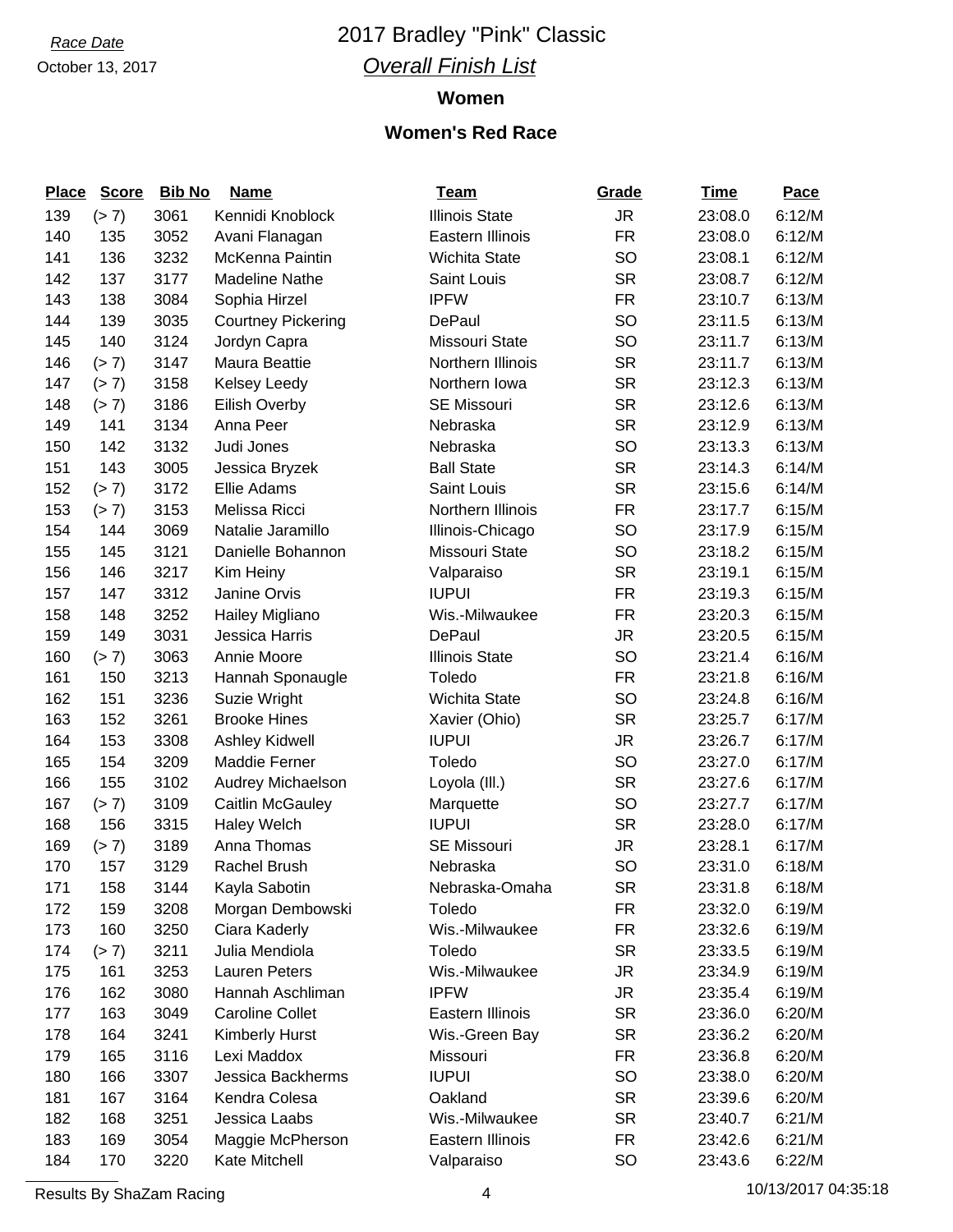Race Date

October 13, 2017

# 2017 Bradley "Pink" Classic

## *Overall Finish List*

### Women

### Women's Red Race

| Place | Score | Bib No | Name | Team | Grade | Time | Pace |
|---|---|---|---|---|---|---|---|
| 139 | (> 7) | 3061 | Kennidi Knoblock | Illinois State | JR | 23:08.0 | 6:12/M |
| 140 | 135 | 3052 | Avani Flanagan | Eastern Illinois | FR | 23:08.0 | 6:12/M |
| 141 | 136 | 3232 | McKenna Paintin | Wichita State | SO | 23:08.1 | 6:12/M |
| 142 | 137 | 3177 | Madeline Nathe | Saint Louis | SR | 23:08.7 | 6:12/M |
| 143 | 138 | 3084 | Sophia Hirzel | IPFW | FR | 23:10.7 | 6:13/M |
| 144 | 139 | 3035 | Courtney Pickering | DePaul | SO | 23:11.5 | 6:13/M |
| 145 | 140 | 3124 | Jordyn Capra | Missouri State | SO | 23:11.7 | 6:13/M |
| 146 | (> 7) | 3147 | Maura Beattie | Northern Illinois | SR | 23:11.7 | 6:13/M |
| 147 | (> 7) | 3158 | Kelsey Leedy | Northern Iowa | SR | 23:12.3 | 6:13/M |
| 148 | (> 7) | 3186 | Eilish Overby | SE Missouri | SR | 23:12.6 | 6:13/M |
| 149 | 141 | 3134 | Anna Peer | Nebraska | SR | 23:12.9 | 6:13/M |
| 150 | 142 | 3132 | Judi Jones | Nebraska | SO | 23:13.3 | 6:13/M |
| 151 | 143 | 3005 | Jessica Bryzek | Ball State | SR | 23:14.3 | 6:14/M |
| 152 | (> 7) | 3172 | Ellie Adams | Saint Louis | SR | 23:15.6 | 6:14/M |
| 153 | (> 7) | 3153 | Melissa Ricci | Northern Illinois | FR | 23:17.7 | 6:15/M |
| 154 | 144 | 3069 | Natalie Jaramillo | Illinois-Chicago | SO | 23:17.9 | 6:15/M |
| 155 | 145 | 3121 | Danielle Bohannon | Missouri State | SO | 23:18.2 | 6:15/M |
| 156 | 146 | 3217 | Kim Heiny | Valparaiso | SR | 23:19.1 | 6:15/M |
| 157 | 147 | 3312 | Janine Orvis | IUPUI | FR | 23:19.3 | 6:15/M |
| 158 | 148 | 3252 | Hailey Migliano | Wis.-Milwaukee | FR | 23:20.3 | 6:15/M |
| 159 | 149 | 3031 | Jessica Harris | DePaul | JR | 23:20.5 | 6:15/M |
| 160 | (> 7) | 3063 | Annie Moore | Illinois State | SO | 23:21.4 | 6:16/M |
| 161 | 150 | 3213 | Hannah Sponaugle | Toledo | FR | 23:21.8 | 6:16/M |
| 162 | 151 | 3236 | Suzie Wright | Wichita State | SO | 23:24.8 | 6:16/M |
| 163 | 152 | 3261 | Brooke Hines | Xavier (Ohio) | SR | 23:25.7 | 6:17/M |
| 164 | 153 | 3308 | Ashley Kidwell | IUPUI | JR | 23:26.7 | 6:17/M |
| 165 | 154 | 3209 | Maddie Ferner | Toledo | SO | 23:27.0 | 6:17/M |
| 166 | 155 | 3102 | Audrey Michaelson | Loyola (Ill.) | SR | 23:27.6 | 6:17/M |
| 167 | (> 7) | 3109 | Caitlin McGauley | Marquette | SO | 23:27.7 | 6:17/M |
| 168 | 156 | 3315 | Haley Welch | IUPUI | SR | 23:28.0 | 6:17/M |
| 169 | (> 7) | 3189 | Anna Thomas | SE Missouri | JR | 23:28.1 | 6:17/M |
| 170 | 157 | 3129 | Rachel Brush | Nebraska | SO | 23:31.0 | 6:18/M |
| 171 | 158 | 3144 | Kayla Sabotin | Nebraska-Omaha | SR | 23:31.8 | 6:18/M |
| 172 | 159 | 3208 | Morgan Dembowski | Toledo | FR | 23:32.0 | 6:19/M |
| 173 | 160 | 3250 | Ciara Kaderly | Wis.-Milwaukee | FR | 23:32.6 | 6:19/M |
| 174 | (> 7) | 3211 | Julia Mendiola | Toledo | SR | 23:33.5 | 6:19/M |
| 175 | 161 | 3253 | Lauren Peters | Wis.-Milwaukee | JR | 23:34.9 | 6:19/M |
| 176 | 162 | 3080 | Hannah Aschliman | IPFW | JR | 23:35.4 | 6:19/M |
| 177 | 163 | 3049 | Caroline Collet | Eastern Illinois | SR | 23:36.0 | 6:20/M |
| 178 | 164 | 3241 | Kimberly Hurst | Wis.-Green Bay | SR | 23:36.2 | 6:20/M |
| 179 | 165 | 3116 | Lexi Maddox | Missouri | FR | 23:36.8 | 6:20/M |
| 180 | 166 | 3307 | Jessica Backherms | IUPUI | SO | 23:38.0 | 6:20/M |
| 181 | 167 | 3164 | Kendra Colesa | Oakland | SR | 23:39.6 | 6:20/M |
| 182 | 168 | 3251 | Jessica Laabs | Wis.-Milwaukee | SR | 23:40.7 | 6:21/M |
| 183 | 169 | 3054 | Maggie McPherson | Eastern Illinois | FR | 23:42.6 | 6:21/M |
| 184 | 170 | 3220 | Kate Mitchell | Valparaiso | SO | 23:43.6 | 6:22/M |

Results By ShaZam Racing

10/13/2017 04:35:18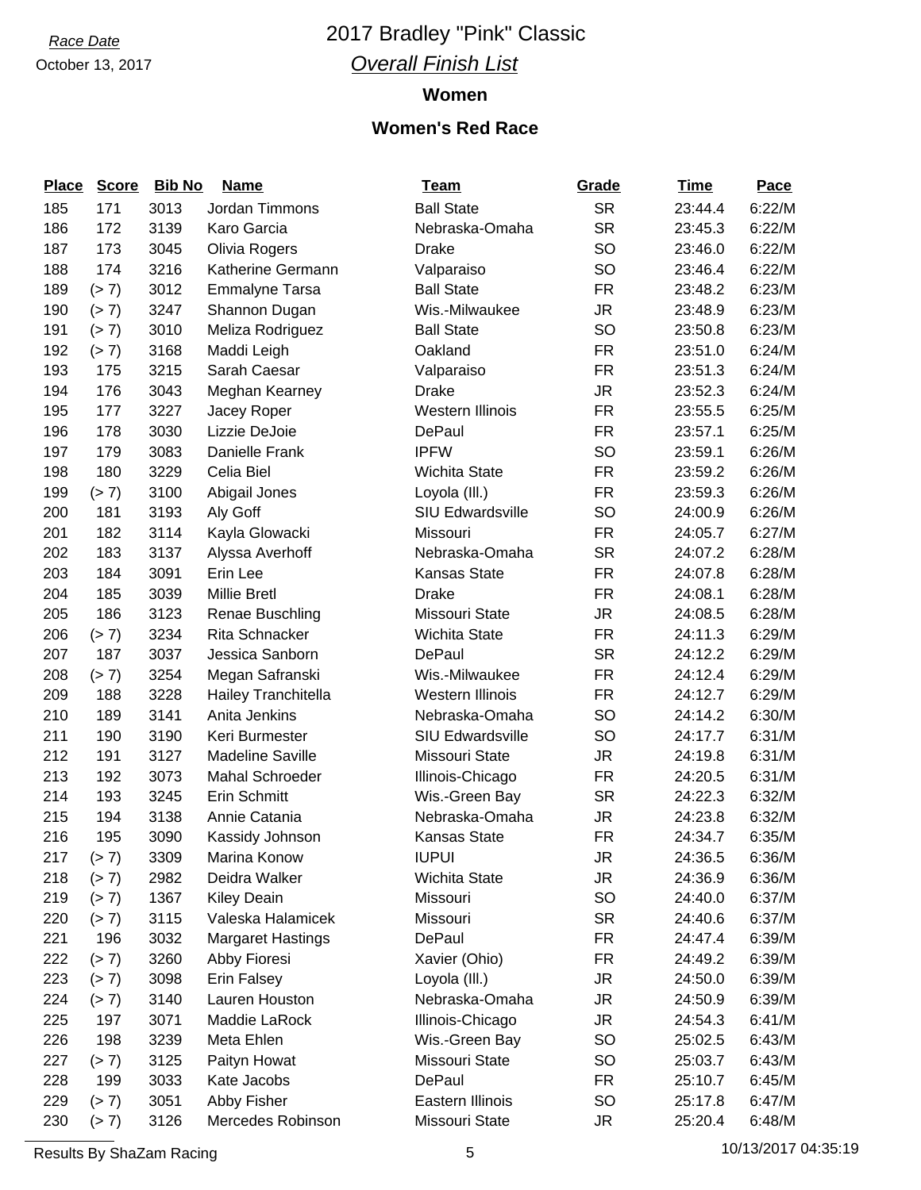*Race Date*

October 13, 2017

# 2017 Bradley "Pink" Classic

## *Overall Finish List*

### Women

### Women's Red Race

| Place | Score | Bib No | Name | Team | Grade | Time | Pace |
|---|---|---|---|---|---|---|---|
| 185 | 171 | 3013 | Jordan Timmons | Ball State | SR | 23:44.4 | 6:22/M |
| 186 | 172 | 3139 | Karo Garcia | Nebraska-Omaha | SR | 23:45.3 | 6:22/M |
| 187 | 173 | 3045 | Olivia Rogers | Drake | SO | 23:46.0 | 6:22/M |
| 188 | 174 | 3216 | Katherine Germann | Valparaiso | SO | 23:46.4 | 6:22/M |
| 189 | (> 7) | 3012 | Emmalyne Tarsa | Ball State | FR | 23:48.2 | 6:23/M |
| 190 | (> 7) | 3247 | Shannon Dugan | Wis.-Milwaukee | JR | 23:48.9 | 6:23/M |
| 191 | (> 7) | 3010 | Meliza Rodriguez | Ball State | SO | 23:50.8 | 6:23/M |
| 192 | (> 7) | 3168 | Maddi Leigh | Oakland | FR | 23:51.0 | 6:24/M |
| 193 | 175 | 3215 | Sarah Caesar | Valparaiso | FR | 23:51.3 | 6:24/M |
| 194 | 176 | 3043 | Meghan Kearney | Drake | JR | 23:52.3 | 6:24/M |
| 195 | 177 | 3227 | Jacey Roper | Western Illinois | FR | 23:55.5 | 6:25/M |
| 196 | 178 | 3030 | Lizzie DeJoie | DePaul | FR | 23:57.1 | 6:25/M |
| 197 | 179 | 3083 | Danielle Frank | IPFW | SO | 23:59.1 | 6:26/M |
| 198 | 180 | 3229 | Celia Biel | Wichita State | FR | 23:59.2 | 6:26/M |
| 199 | (> 7) | 3100 | Abigail Jones | Loyola (Ill.) | FR | 23:59.3 | 6:26/M |
| 200 | 181 | 3193 | Aly Goff | SIU Edwardsville | SO | 24:00.9 | 6:26/M |
| 201 | 182 | 3114 | Kayla Glowacki | Missouri | FR | 24:05.7 | 6:27/M |
| 202 | 183 | 3137 | Alyssa Averhoff | Nebraska-Omaha | SR | 24:07.2 | 6:28/M |
| 203 | 184 | 3091 | Erin Lee | Kansas State | FR | 24:07.8 | 6:28/M |
| 204 | 185 | 3039 | Millie Bretl | Drake | FR | 24:08.1 | 6:28/M |
| 205 | 186 | 3123 | Renae Buschling | Missouri State | JR | 24:08.5 | 6:28/M |
| 206 | (> 7) | 3234 | Rita Schnacker | Wichita State | FR | 24:11.3 | 6:29/M |
| 207 | 187 | 3037 | Jessica Sanborn | DePaul | SR | 24:12.2 | 6:29/M |
| 208 | (> 7) | 3254 | Megan Safranski | Wis.-Milwaukee | FR | 24:12.4 | 6:29/M |
| 209 | 188 | 3228 | Hailey Tranchitella | Western Illinois | FR | 24:12.7 | 6:29/M |
| 210 | 189 | 3141 | Anita Jenkins | Nebraska-Omaha | SO | 24:14.2 | 6:30/M |
| 211 | 190 | 3190 | Keri Burmester | SIU Edwardsville | SO | 24:17.7 | 6:31/M |
| 212 | 191 | 3127 | Madeline Saville | Missouri State | JR | 24:19.8 | 6:31/M |
| 213 | 192 | 3073 | Mahal Schroeder | Illinois-Chicago | FR | 24:20.5 | 6:31/M |
| 214 | 193 | 3245 | Erin Schmitt | Wis.-Green Bay | SR | 24:22.3 | 6:32/M |
| 215 | 194 | 3138 | Annie Catania | Nebraska-Omaha | JR | 24:23.8 | 6:32/M |
| 216 | 195 | 3090 | Kassidy Johnson | Kansas State | FR | 24:34.7 | 6:35/M |
| 217 | (> 7) | 3309 | Marina Konow | IUPUI | JR | 24:36.5 | 6:36/M |
| 218 | (> 7) | 2982 | Deidra Walker | Wichita State | JR | 24:36.9 | 6:36/M |
| 219 | (> 7) | 1367 | Kiley Deain | Missouri | SO | 24:40.0 | 6:37/M |
| 220 | (> 7) | 3115 | Valeska Halamicek | Missouri | SR | 24:40.6 | 6:37/M |
| 221 | 196 | 3032 | Margaret Hastings | DePaul | FR | 24:47.4 | 6:39/M |
| 222 | (> 7) | 3260 | Abby Fioresi | Xavier (Ohio) | FR | 24:49.2 | 6:39/M |
| 223 | (> 7) | 3098 | Erin Falsey | Loyola (Ill.) | JR | 24:50.0 | 6:39/M |
| 224 | (> 7) | 3140 | Lauren Houston | Nebraska-Omaha | JR | 24:50.9 | 6:39/M |
| 225 | 197 | 3071 | Maddie LaRock | Illinois-Chicago | JR | 24:54.3 | 6:41/M |
| 226 | 198 | 3239 | Meta Ehlen | Wis.-Green Bay | SO | 25:02.5 | 6:43/M |
| 227 | (> 7) | 3125 | Paityn Howat | Missouri State | SO | 25:03.7 | 6:43/M |
| 228 | 199 | 3033 | Kate Jacobs | DePaul | FR | 25:10.7 | 6:45/M |
| 229 | (> 7) | 3051 | Abby Fisher | Eastern Illinois | SO | 25:17.8 | 6:47/M |
| 230 | (> 7) | 3126 | Mercedes Robinson | Missouri State | JR | 25:20.4 | 6:48/M |

Results By ShaZam Racing

10/13/2017 04:35:19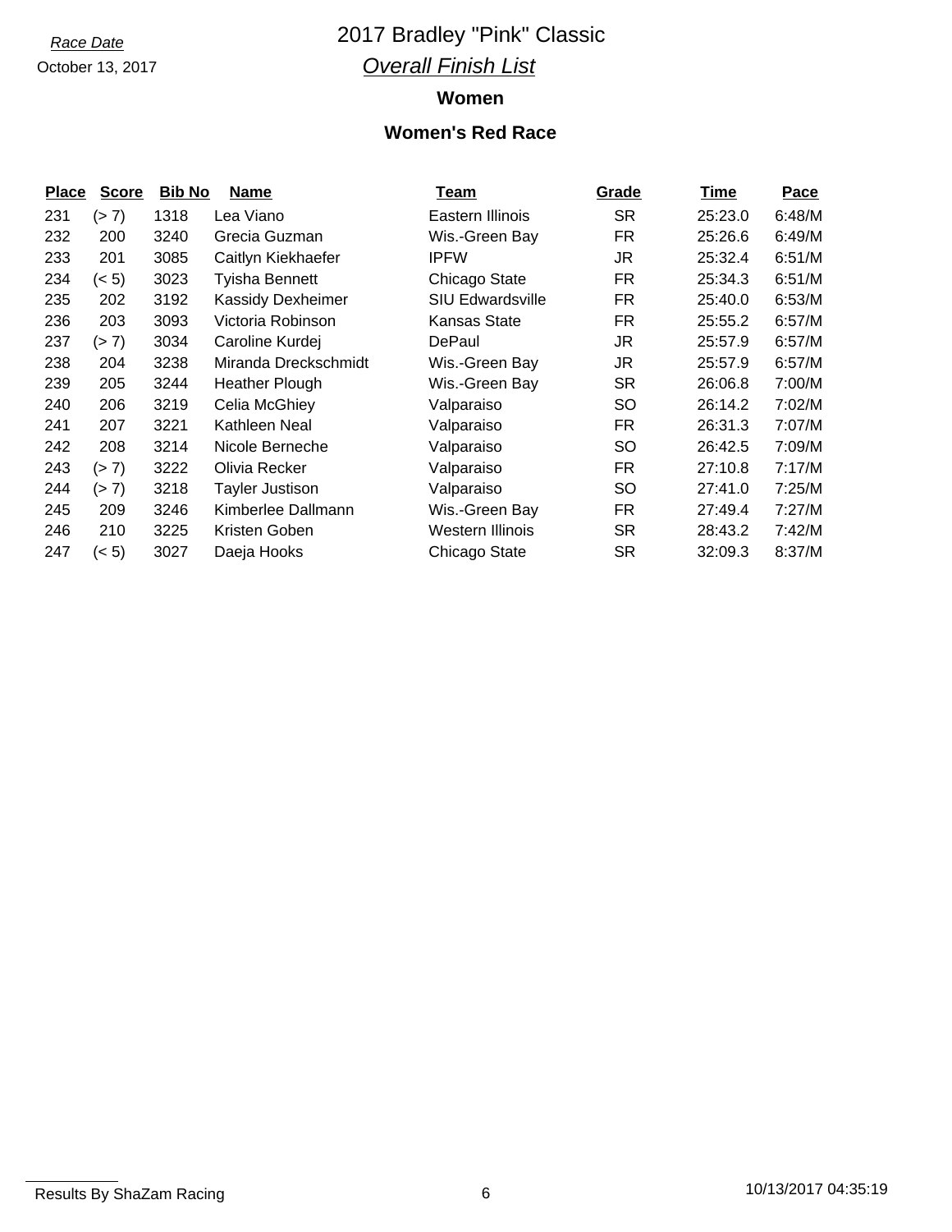Race Date

October 13, 2017

# 2017 Bradley "Pink" Classic

## *Overall Finish List*

### Women

### Women's Red Race

| Place | Score | Bib No | Name | Team | Grade | Time | Pace |
|---|---|---|---|---|---|---|---|
| 231 | (> 7) | 1318 | Lea Viano | Eastern Illinois | SR | 25:23.0 | 6:48/M |
| 232 | 200 | 3240 | Grecia Guzman | Wis.-Green Bay | FR | 25:26.6 | 6:49/M |
| 233 | 201 | 3085 | Caitlyn Kiekhaefer | IPFW | JR | 25:32.4 | 6:51/M |
| 234 | (< 5) | 3023 | Tyisha Bennett | Chicago State | FR | 25:34.3 | 6:51/M |
| 235 | 202 | 3192 | Kassidy Dexheimer | SIU Edwardsville | FR | 25:40.0 | 6:53/M |
| 236 | 203 | 3093 | Victoria Robinson | Kansas State | FR | 25:55.2 | 6:57/M |
| 237 | (> 7) | 3034 | Caroline Kurdej | DePaul | JR | 25:57.9 | 6:57/M |
| 238 | 204 | 3238 | Miranda Dreckschmidt | Wis.-Green Bay | JR | 25:57.9 | 6:57/M |
| 239 | 205 | 3244 | Heather Plough | Wis.-Green Bay | SR | 26:06.8 | 7:00/M |
| 240 | 206 | 3219 | Celia McGhiey | Valparaiso | SO | 26:14.2 | 7:02/M |
| 241 | 207 | 3221 | Kathleen Neal | Valparaiso | FR | 26:31.3 | 7:07/M |
| 242 | 208 | 3214 | Nicole Berneche | Valparaiso | SO | 26:42.5 | 7:09/M |
| 243 | (> 7) | 3222 | Olivia Recker | Valparaiso | FR | 27:10.8 | 7:17/M |
| 244 | (> 7) | 3218 | Tayler Justison | Valparaiso | SO | 27:41.0 | 7:25/M |
| 245 | 209 | 3246 | Kimberlee Dallmann | Wis.-Green Bay | FR | 27:49.4 | 7:27/M |
| 246 | 210 | 3225 | Kristen Goben | Western Illinois | SR | 28:43.2 | 7:42/M |
| 247 | (< 5) | 3027 | Daeja Hooks | Chicago State | SR | 32:09.3 | 8:37/M |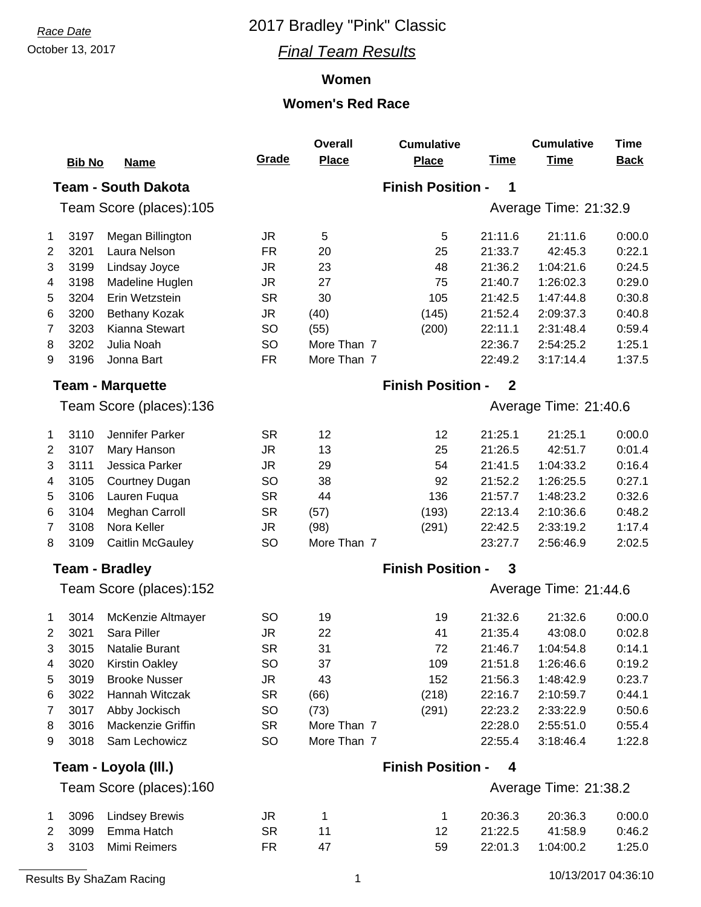*Race Date*

October 13, 2017

# 2017 Bradley "Pink" Classic

## *Final Team Results*

### Women

### Women's Red Race

| | Bib No | Name | Grade | Overall Place | Cumulative Place | Time | Cumulative Time | Time Back |
|---|---|---|---|---|---|---|---|---|
| **Team - South Dakota** | | | | | **Finish Position - 1** | | | |
| Team Score (places):105 | | | | | | Average Time: 21:32.9 | | |
| 1 | 3197 | Megan Billington | JR | 5 | 5 | 21:11.6 | 21:11.6 | 0:00.0 |
| 2 | 3201 | Laura Nelson | FR | 20 | 25 | 21:33.7 | 42:45.3 | 0:22.1 |
| 3 | 3199 | Lindsay Joyce | JR | 23 | 48 | 21:36.2 | 1:04:21.6 | 0:24.5 |
| 4 | 3198 | Madeline Huglen | JR | 27 | 75 | 21:40.7 | 1:26:02.3 | 0:29.0 |
| 5 | 3204 | Erin Wetzstein | SR | 30 | 105 | 21:42.5 | 1:47:44.8 | 0:30.8 |
| 6 | 3200 | Bethany Kozak | JR | (40) | (145) | 21:52.4 | 2:09:37.3 | 0:40.8 |
| 7 | 3203 | Kianna Stewart | SO | (55) | (200) | 22:11.1 | 2:31:48.4 | 0:59.4 |
| 8 | 3202 | Julia Noah | SO | More Than 7 | | 22:36.7 | 2:54:25.2 | 1:25.1 |
| 9 | 3196 | Jonna Bart | FR | More Than 7 | | 22:49.2 | 3:17:14.4 | 1:37.5 |
| **Team - Marquette** | | | | | **Finish Position - 2** | | | |
| Team Score (places):136 | | | | | | Average Time: 21:40.6 | | |
| 1 | 3110 | Jennifer Parker | SR | 12 | 12 | 21:25.1 | 21:25.1 | 0:00.0 |
| 2 | 3107 | Mary Hanson | JR | 13 | 25 | 21:26.5 | 42:51.7 | 0:01.4 |
| 3 | 3111 | Jessica Parker | JR | 29 | 54 | 21:41.5 | 1:04:33.2 | 0:16.4 |
| 4 | 3105 | Courtney Dugan | SO | 38 | 92 | 21:52.2 | 1:26:25.5 | 0:27.1 |
| 5 | 3106 | Lauren Fuqua | SR | 44 | 136 | 21:57.7 | 1:48:23.2 | 0:32.6 |
| 6 | 3104 | Meghan Carroll | SR | (57) | (193) | 22:13.4 | 2:10:36.6 | 0:48.2 |
| 7 | 3108 | Nora Keller | JR | (98) | (291) | 22:42.5 | 2:33:19.2 | 1:17.4 |
| 8 | 3109 | Caitlin McGauley | SO | More Than 7 | | 23:27.7 | 2:56:46.9 | 2:02.5 |
| **Team - Bradley** | | | | | **Finish Position - 3** | | | |
| Team Score (places):152 | | | | | | Average Time: 21:44.6 | | |
| 1 | 3014 | McKenzie Altmayer | SO | 19 | 19 | 21:32.6 | 21:32.6 | 0:00.0 |
| 2 | 3021 | Sara Piller | JR | 22 | 41 | 21:35.4 | 43:08.0 | 0:02.8 |
| 3 | 3015 | Natalie Burant | SR | 31 | 72 | 21:46.7 | 1:04:54.8 | 0:14.1 |
| 4 | 3020 | Kirstin Oakley | SO | 37 | 109 | 21:51.8 | 1:26:46.6 | 0:19.2 |
| 5 | 3019 | Brooke Nusser | JR | 43 | 152 | 21:56.3 | 1:48:42.9 | 0:23.7 |
| 6 | 3022 | Hannah Witczak | SR | (66) | (218) | 22:16.7 | 2:10:59.7 | 0:44.1 |
| 7 | 3017 | Abby Jockisch | SO | (73) | (291) | 22:23.2 | 2:33:22.9 | 0:50.6 |
| 8 | 3016 | Mackenzie Griffin | SR | More Than 7 | | 22:28.0 | 2:55:51.0 | 0:55.4 |
| 9 | 3018 | Sam Lechowicz | SO | More Than 7 | | 22:55.4 | 3:18:46.4 | 1:22.8 |
| **Team - Loyola (Ill.)** | | | | | **Finish Position - 4** | | | |
| Team Score (places):160 | | | | | | Average Time: 21:38.2 | | |
| 1 | 3096 | Lindsey Brewis | JR | 1 | 1 | 20:36.3 | 20:36.3 | 0:00.0 |
| 2 | 3099 | Emma Hatch | SR | 11 | 12 | 21:22.5 | 41:58.9 | 0:46.2 |
| 3 | 3103 | Mimi Reimers | FR | 47 | 59 | 22:01.3 | 1:04:00.2 | 1:25.0 |

Results By ShaZam Racing

10/13/2017 04:36:10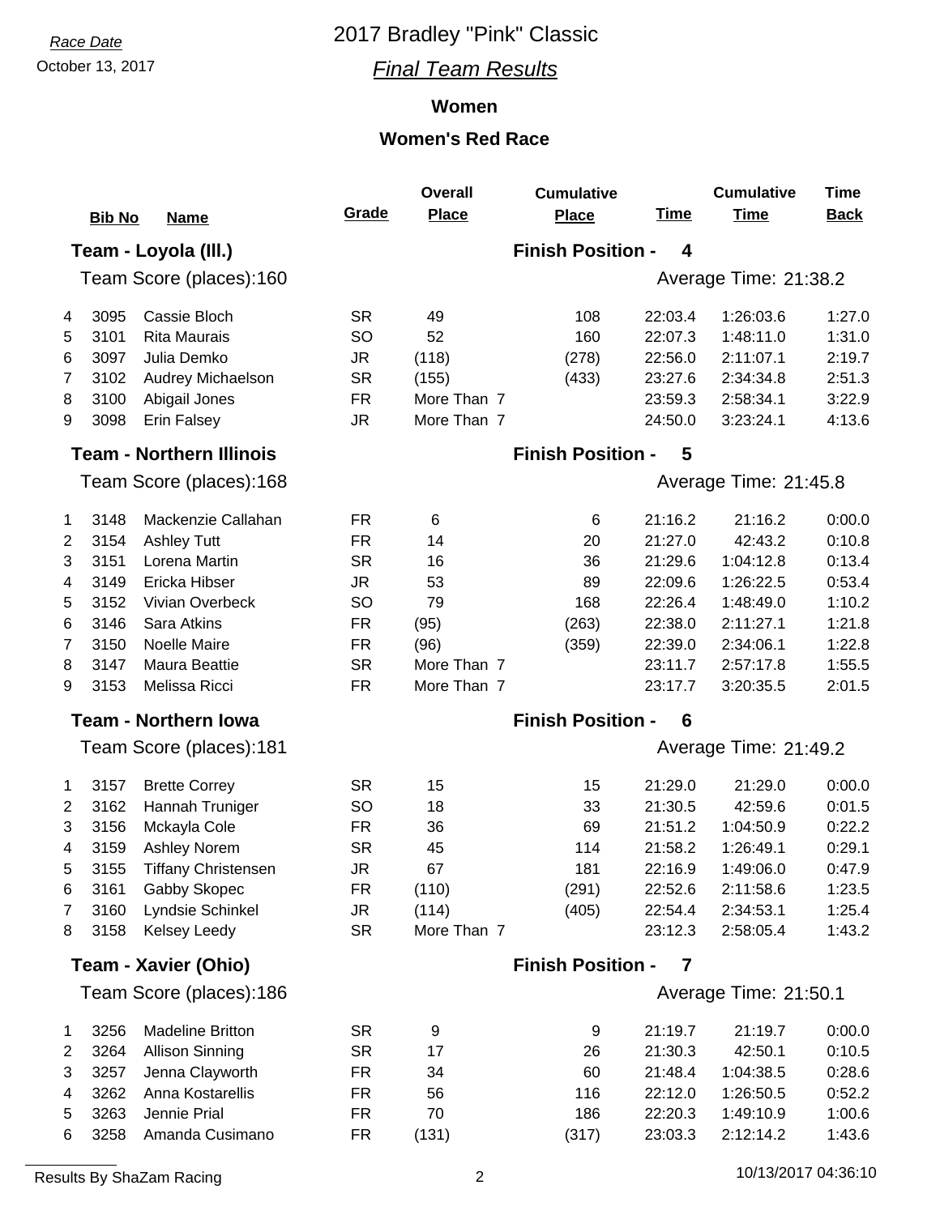*Race Date*

October 13, 2017

# 2017 Bradley "Pink" Classic

## *Final Team Results*

### Women

### Women's Red Race

| | Bib No | Name | Grade | Overall Place | Cumulative Place | Time | Cumulative Time | Time Back |
|---|---|---|---|---|---|---|---|---|
| **Team - Loyola (Ill.)** | | | | | **Finish Position - 4** | | | |
| Team Score (places):160 | | | | | | Average Time: 21:38.2 | | |
| 4 | 3095 | Cassie Bloch | SR | 49 | 108 | 22:03.4 | 1:26:03.6 | 1:27.0 |
| 5 | 3101 | Rita Maurais | SO | 52 | 160 | 22:07.3 | 1:48:11.0 | 1:31.0 |
| 6 | 3097 | Julia Demko | JR | (118) | (278) | 22:56.0 | 2:11:07.1 | 2:19.7 |
| 7 | 3102 | Audrey Michaelson | SR | (155) | (433) | 23:27.6 | 2:34:34.8 | 2:51.3 |
| 8 | 3100 | Abigail Jones | FR | More Than 7 | | 23:59.3 | 2:58:34.1 | 3:22.9 |
| 9 | 3098 | Erin Falsey | JR | More Than 7 | | 24:50.0 | 3:23:24.1 | 4:13.6 |
| **Team - Northern Illinois** | | | | | **Finish Position - 5** | | | |
| Team Score (places):168 | | | | | | Average Time: 21:45.8 | | |
| 1 | 3148 | Mackenzie Callahan | FR | 6 | 6 | 21:16.2 | 21:16.2 | 0:00.0 |
| 2 | 3154 | Ashley Tutt | FR | 14 | 20 | 21:27.0 | 42:43.2 | 0:10.8 |
| 3 | 3151 | Lorena Martin | SR | 16 | 36 | 21:29.6 | 1:04:12.8 | 0:13.4 |
| 4 | 3149 | Ericka Hibser | JR | 53 | 89 | 22:09.6 | 1:26:22.5 | 0:53.4 |
| 5 | 3152 | Vivian Overbeck | SO | 79 | 168 | 22:26.4 | 1:48:49.0 | 1:10.2 |
| 6 | 3146 | Sara Atkins | FR | (95) | (263) | 22:38.0 | 2:11:27.1 | 1:21.8 |
| 7 | 3150 | Noelle Maire | FR | (96) | (359) | 22:39.0 | 2:34:06.1 | 1:22.8 |
| 8 | 3147 | Maura Beattie | SR | More Than 7 | | 23:11.7 | 2:57:17.8 | 1:55.5 |
| 9 | 3153 | Melissa Ricci | FR | More Than 7 | | 23:17.7 | 3:20:35.5 | 2:01.5 |
| **Team - Northern Iowa** | | | | | **Finish Position - 6** | | | |
| Team Score (places):181 | | | | | | Average Time: 21:49.2 | | |
| 1 | 3157 | Brette Correy | SR | 15 | 15 | 21:29.0 | 21:29.0 | 0:00.0 |
| 2 | 3162 | Hannah Truniger | SO | 18 | 33 | 21:30.5 | 42:59.6 | 0:01.5 |
| 3 | 3156 | Mckayla Cole | FR | 36 | 69 | 21:51.2 | 1:04:50.9 | 0:22.2 |
| 4 | 3159 | Ashley Norem | SR | 45 | 114 | 21:58.2 | 1:26:49.1 | 0:29.1 |
| 5 | 3155 | Tiffany Christensen | JR | 67 | 181 | 22:16.9 | 1:49:06.0 | 0:47.9 |
| 6 | 3161 | Gabby Skopec | FR | (110) | (291) | 22:52.6 | 2:11:58.6 | 1:23.5 |
| 7 | 3160 | Lyndsie Schinkel | JR | (114) | (405) | 22:54.4 | 2:34:53.1 | 1:25.4 |
| 8 | 3158 | Kelsey Leedy | SR | More Than 7 | | 23:12.3 | 2:58:05.4 | 1:43.2 |
| **Team - Xavier (Ohio)** | | | | | **Finish Position - 7** | | | |
| Team Score (places):186 | | | | | | Average Time: 21:50.1 | | |
| 1 | 3256 | Madeline Britton | SR | 9 | 9 | 21:19.7 | 21:19.7 | 0:00.0 |
| 2 | 3264 | Allison Sinning | SR | 17 | 26 | 21:30.3 | 42:50.1 | 0:10.5 |
| 3 | 3257 | Jenna Clayworth | FR | 34 | 60 | 21:48.4 | 1:04:38.5 | 0:28.6 |
| 4 | 3262 | Anna Kostarellis | FR | 56 | 116 | 22:12.0 | 1:26:50.5 | 0:52.2 |
| 5 | 3263 | Jennie Prial | FR | 70 | 186 | 22:20.3 | 1:49:10.9 | 1:00.6 |
| 6 | 3258 | Amanda Cusimano | FR | (131) | (317) | 23:03.3 | 2:12:14.2 | 1:43.6 |

Results By ShaZam Racing

10/13/2017 04:36:10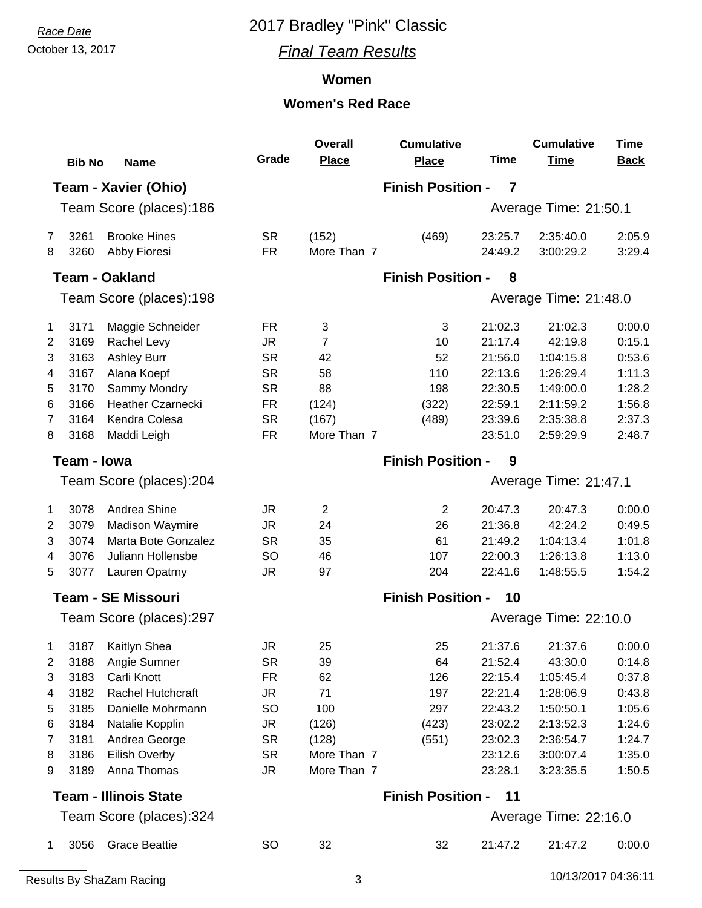*Race Date*
October 13, 2017

# 2017 Bradley "Pink" Classic

## *Final Team Results*

### Women

### Women's Red Race

| | Bib No | Name | Grade | Overall Place | Cumulative Place | Time | Cumulative Time | Time Back |
|---|---|---|---|---|---|---|---|---|
| **Team - Xavier (Ohio)** | | | | | **Finish Position - 7** | | | |
| Team Score (places):186 | | | | | | Average Time: 21:50.1 | | |
| 7 | 3261 | Brooke Hines | SR | (152) | (469) | 23:25.7 | 2:35:40.0 | 2:05.9 |
| 8 | 3260 | Abby Fioresi | FR | More Than 7 | | 24:49.2 | 3:00:29.2 | 3:29.4 |
| **Team - Oakland** | | | | | **Finish Position - 8** | | | |
| Team Score (places):198 | | | | | | Average Time: 21:48.0 | | |
| 1 | 3171 | Maggie Schneider | FR | 3 | 3 | 21:02.3 | 21:02.3 | 0:00.0 |
| 2 | 3169 | Rachel Levy | JR | 7 | 10 | 21:17.4 | 42:19.8 | 0:15.1 |
| 3 | 3163 | Ashley Burr | SR | 42 | 52 | 21:56.0 | 1:04:15.8 | 0:53.6 |
| 4 | 3167 | Alana Koepf | SR | 58 | 110 | 22:13.6 | 1:26:29.4 | 1:11.3 |
| 5 | 3170 | Sammy Mondry | SR | 88 | 198 | 22:30.5 | 1:49:00.0 | 1:28.2 |
| 6 | 3166 | Heather Czarnecki | FR | (124) | (322) | 22:59.1 | 2:11:59.2 | 1:56.8 |
| 7 | 3164 | Kendra Colesa | SR | (167) | (489) | 23:39.6 | 2:35:38.8 | 2:37.3 |
| 8 | 3168 | Maddi Leigh | FR | More Than 7 | | 23:51.0 | 2:59:29.9 | 2:48.7 |
| **Team - Iowa** | | | | | **Finish Position - 9** | | | |
| Team Score (places):204 | | | | | | Average Time: 21:47.1 | | |
| 1 | 3078 | Andrea Shine | JR | 2 | 2 | 20:47.3 | 20:47.3 | 0:00.0 |
| 2 | 3079 | Madison Waymire | JR | 24 | 26 | 21:36.8 | 42:24.2 | 0:49.5 |
| 3 | 3074 | Marta Bote Gonzalez | SR | 35 | 61 | 21:49.2 | 1:04:13.4 | 1:01.8 |
| 4 | 3076 | Juliann Hollensbe | SO | 46 | 107 | 22:00.3 | 1:26:13.8 | 1:13.0 |
| 5 | 3077 | Lauren Opatrny | JR | 97 | 204 | 22:41.6 | 1:48:55.5 | 1:54.2 |
| **Team - SE Missouri** | | | | | **Finish Position - 10** | | | |
| Team Score (places):297 | | | | | | Average Time: 22:10.0 | | |
| 1 | 3187 | Kaitlyn Shea | JR | 25 | 25 | 21:37.6 | 21:37.6 | 0:00.0 |
| 2 | 3188 | Angie Sumner | SR | 39 | 64 | 21:52.4 | 43:30.0 | 0:14.8 |
| 3 | 3183 | Carli Knott | FR | 62 | 126 | 22:15.4 | 1:05:45.4 | 0:37.8 |
| 4 | 3182 | Rachel Hutchcraft | JR | 71 | 197 | 22:21.4 | 1:28:06.9 | 0:43.8 |
| 5 | 3185 | Danielle Mohrmann | SO | 100 | 297 | 22:43.2 | 1:50:50.1 | 1:05.6 |
| 6 | 3184 | Natalie Kopplin | JR | (126) | (423) | 23:02.2 | 2:13:52.3 | 1:24.6 |
| 7 | 3181 | Andrea George | SR | (128) | (551) | 23:02.3 | 2:36:54.7 | 1:24.7 |
| 8 | 3186 | Eilish Overby | SR | More Than 7 | | 23:12.6 | 3:00:07.4 | 1:35.0 |
| 9 | 3189 | Anna Thomas | JR | More Than 7 | | 23:28.1 | 3:23:35.5 | 1:50.5 |
| **Team - Illinois State** | | | | | **Finish Position - 11** | | | |
| Team Score (places):324 | | | | | | Average Time: 22:16.0 | | |
| 1 | 3056 | Grace Beattie | SO | 32 | 32 | 21:47.2 | 21:47.2 | 0:00.0 |

Results By ShaZam Racing

10/13/2017 04:36:11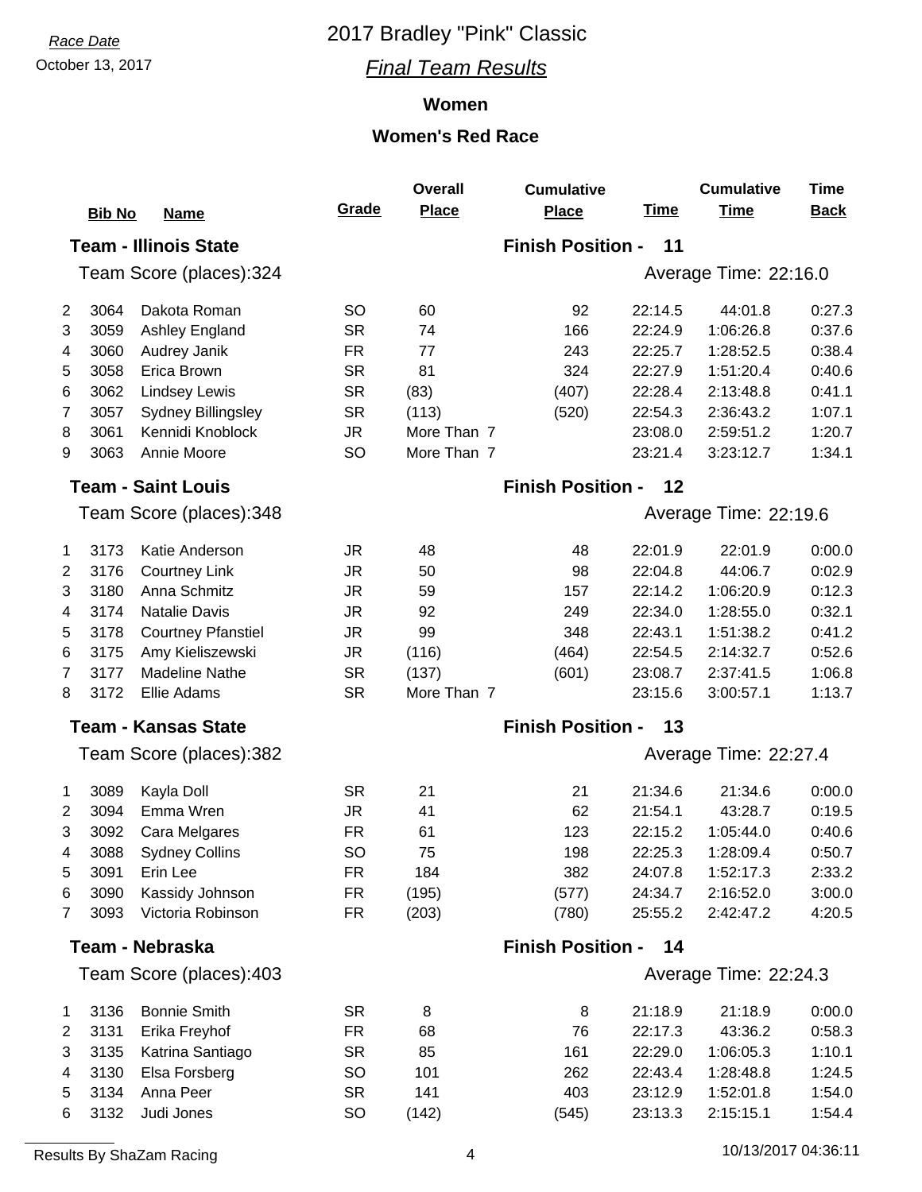*Race Date*

October 13, 2017

# 2017 Bradley "Pink" Classic

## *Final Team Results*

### Women

### Women's Red Race

| | Bib No | Name | Grade | Overall Place | Cumulative Place | Time | Cumulative Time | Time Back |
|---|---|---|---|---|---|---|---|---|
| **Team - Illinois State** | | | | | **Finish Position - 11** | | | |
| Team Score (places):324 | | | | | | Average Time: 22:16.0 | | |
| 2 | 3064 | Dakota Roman | SO | 60 | 92 | 22:14.5 | 44:01.8 | 0:27.3 |
| 3 | 3059 | Ashley England | SR | 74 | 166 | 22:24.9 | 1:06:26.8 | 0:37.6 |
| 4 | 3060 | Audrey Janik | FR | 77 | 243 | 22:25.7 | 1:28:52.5 | 0:38.4 |
| 5 | 3058 | Erica Brown | SR | 81 | 324 | 22:27.9 | 1:51:20.4 | 0:40.6 |
| 6 | 3062 | Lindsey Lewis | SR | (83) | (407) | 22:28.4 | 2:13:48.8 | 0:41.1 |
| 7 | 3057 | Sydney Billingsley | SR | (113) | (520) | 22:54.3 | 2:36:43.2 | 1:07.1 |
| 8 | 3061 | Kennidi Knoblock | JR | More Than 7 | | 23:08.0 | 2:59:51.2 | 1:20.7 |
| 9 | 3063 | Annie Moore | SO | More Than 7 | | 23:21.4 | 3:23:12.7 | 1:34.1 |
| **Team - Saint Louis** | | | | | **Finish Position - 12** | | | |
| Team Score (places):348 | | | | | | Average Time: 22:19.6 | | |
| 1 | 3173 | Katie Anderson | JR | 48 | 48 | 22:01.9 | 22:01.9 | 0:00.0 |
| 2 | 3176 | Courtney Link | JR | 50 | 98 | 22:04.8 | 44:06.7 | 0:02.9 |
| 3 | 3180 | Anna Schmitz | JR | 59 | 157 | 22:14.2 | 1:06:20.9 | 0:12.3 |
| 4 | 3174 | Natalie Davis | JR | 92 | 249 | 22:34.0 | 1:28:55.0 | 0:32.1 |
| 5 | 3178 | Courtney Pfanstiel | JR | 99 | 348 | 22:43.1 | 1:51:38.2 | 0:41.2 |
| 6 | 3175 | Amy Kieliszewski | JR | (116) | (464) | 22:54.5 | 2:14:32.7 | 0:52.6 |
| 7 | 3177 | Madeline Nathe | SR | (137) | (601) | 23:08.7 | 2:37:41.5 | 1:06.8 |
| 8 | 3172 | Ellie Adams | SR | More Than 7 | | 23:15.6 | 3:00:57.1 | 1:13.7 |
| **Team - Kansas State** | | | | | **Finish Position - 13** | | | |
| Team Score (places):382 | | | | | | Average Time: 22:27.4 | | |
| 1 | 3089 | Kayla Doll | SR | 21 | 21 | 21:34.6 | 21:34.6 | 0:00.0 |
| 2 | 3094 | Emma Wren | JR | 41 | 62 | 21:54.1 | 43:28.7 | 0:19.5 |
| 3 | 3092 | Cara Melgares | FR | 61 | 123 | 22:15.2 | 1:05:44.0 | 0:40.6 |
| 4 | 3088 | Sydney Collins | SO | 75 | 198 | 22:25.3 | 1:28:09.4 | 0:50.7 |
| 5 | 3091 | Erin Lee | FR | 184 | 382 | 24:07.8 | 1:52:17.3 | 2:33.2 |
| 6 | 3090 | Kassidy Johnson | FR | (195) | (577) | 24:34.7 | 2:16:52.0 | 3:00.0 |
| 7 | 3093 | Victoria Robinson | FR | (203) | (780) | 25:55.2 | 2:42:47.2 | 4:20.5 |
| **Team - Nebraska** | | | | | **Finish Position - 14** | | | |
| Team Score (places):403 | | | | | | Average Time: 22:24.3 | | |
| 1 | 3136 | Bonnie Smith | SR | 8 | 8 | 21:18.9 | 21:18.9 | 0:00.0 |
| 2 | 3131 | Erika Freyhof | FR | 68 | 76 | 22:17.3 | 43:36.2 | 0:58.3 |
| 3 | 3135 | Katrina Santiago | SR | 85 | 161 | 22:29.0 | 1:06:05.3 | 1:10.1 |
| 4 | 3130 | Elsa Forsberg | SO | 101 | 262 | 22:43.4 | 1:28:48.8 | 1:24.5 |
| 5 | 3134 | Anna Peer | SR | 141 | 403 | 23:12.9 | 1:52:01.8 | 1:54.0 |
| 6 | 3132 | Judi Jones | SO | (142) | (545) | 23:13.3 | 2:15:15.1 | 1:54.4 |

Results By ShaZam Racing

10/13/2017 04:36:11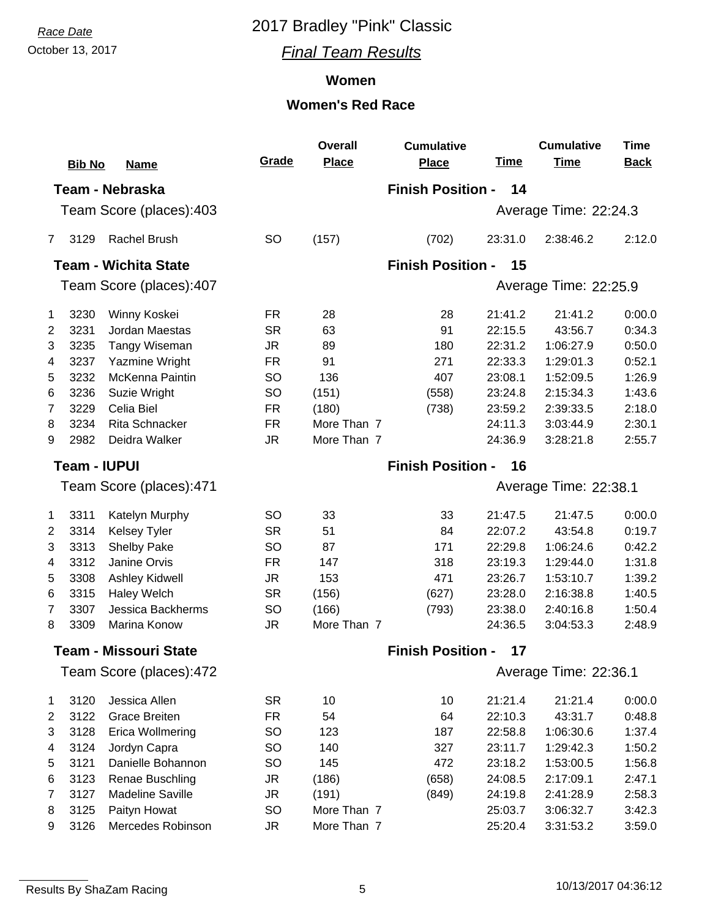Race Date

October 13, 2017

# 2017 Bradley "Pink" Classic

## *Final Team Results*

### Women

### Women's Red Race

| | Bib No | Name | Grade | Overall Place | Cumulative Place | Time | Cumulative Time | Time Back |
|---|---|---|---|---|---|---|---|---|
| **Team - Nebraska** | | | | | **Finish Position - 14** | | | |
| Team Score (places):403 | | | | | | Average Time: 22:24.3 | | |
| 7 | 3129 | Rachel Brush | SO | (157) | (702) | 23:31.0 | 2:38:46.2 | 2:12.0 |
| **Team - Wichita State** | | | | | **Finish Position - 15** | | | |
| Team Score (places):407 | | | | | | Average Time: 22:25.9 | | |
| 1 | 3230 | Winny Koskei | FR | 28 | 28 | 21:41.2 | 21:41.2 | 0:00.0 |
| 2 | 3231 | Jordan Maestas | SR | 63 | 91 | 22:15.5 | 43:56.7 | 0:34.3 |
| 3 | 3235 | Tangy Wiseman | JR | 89 | 180 | 22:31.2 | 1:06:27.9 | 0:50.0 |
| 4 | 3237 | Yazmine Wright | FR | 91 | 271 | 22:33.3 | 1:29:01.3 | 0:52.1 |
| 5 | 3232 | McKenna Paintin | SO | 136 | 407 | 23:08.1 | 1:52:09.5 | 1:26.9 |
| 6 | 3236 | Suzie Wright | SO | (151) | (558) | 23:24.8 | 2:15:34.3 | 1:43.6 |
| 7 | 3229 | Celia Biel | FR | (180) | (738) | 23:59.2 | 2:39:33.5 | 2:18.0 |
| 8 | 3234 | Rita Schnacker | FR | More Than 7 | | 24:11.3 | 3:03:44.9 | 2:30.1 |
| 9 | 2982 | Deidra Walker | JR | More Than 7 | | 24:36.9 | 3:28:21.8 | 2:55.7 |
| **Team - IUPUI** | | | | | **Finish Position - 16** | | | |
| Team Score (places):471 | | | | | | Average Time: 22:38.1 | | |
| 1 | 3311 | Katelyn Murphy | SO | 33 | 33 | 21:47.5 | 21:47.5 | 0:00.0 |
| 2 | 3314 | Kelsey Tyler | SR | 51 | 84 | 22:07.2 | 43:54.8 | 0:19.7 |
| 3 | 3313 | Shelby Pake | SO | 87 | 171 | 22:29.8 | 1:06:24.6 | 0:42.2 |
| 4 | 3312 | Janine Orvis | FR | 147 | 318 | 23:19.3 | 1:29:44.0 | 1:31.8 |
| 5 | 3308 | Ashley Kidwell | JR | 153 | 471 | 23:26.7 | 1:53:10.7 | 1:39.2 |
| 6 | 3315 | Haley Welch | SR | (156) | (627) | 23:28.0 | 2:16:38.8 | 1:40.5 |
| 7 | 3307 | Jessica Backherms | SO | (166) | (793) | 23:38.0 | 2:40:16.8 | 1:50.4 |
| 8 | 3309 | Marina Konow | JR | More Than 7 | | 24:36.5 | 3:04:53.3 | 2:48.9 |
| **Team - Missouri State** | | | | | **Finish Position - 17** | | | |
| Team Score (places):472 | | | | | | Average Time: 22:36.1 | | |
| 1 | 3120 | Jessica Allen | SR | 10 | 10 | 21:21.4 | 21:21.4 | 0:00.0 |
| 2 | 3122 | Grace Breiten | FR | 54 | 64 | 22:10.3 | 43:31.7 | 0:48.8 |
| 3 | 3128 | Erica Wollmering | SO | 123 | 187 | 22:58.8 | 1:06:30.6 | 1:37.4 |
| 4 | 3124 | Jordyn Capra | SO | 140 | 327 | 23:11.7 | 1:29:42.3 | 1:50.2 |
| 5 | 3121 | Danielle Bohannon | SO | 145 | 472 | 23:18.2 | 1:53:00.5 | 1:56.8 |
| 6 | 3123 | Renae Buschling | JR | (186) | (658) | 24:08.5 | 2:17:09.1 | 2:47.1 |
| 7 | 3127 | Madeline Saville | JR | (191) | (849) | 24:19.8 | 2:41:28.9 | 2:58.3 |
| 8 | 3125 | Paityn Howat | SO | More Than 7 | | 25:03.7 | 3:06:32.7 | 3:42.3 |
| 9 | 3126 | Mercedes Robinson | JR | More Than 7 | | 25:20.4 | 3:31:53.2 | 3:59.0 |

Results By ShaZam Racing

10/13/2017 04:36:12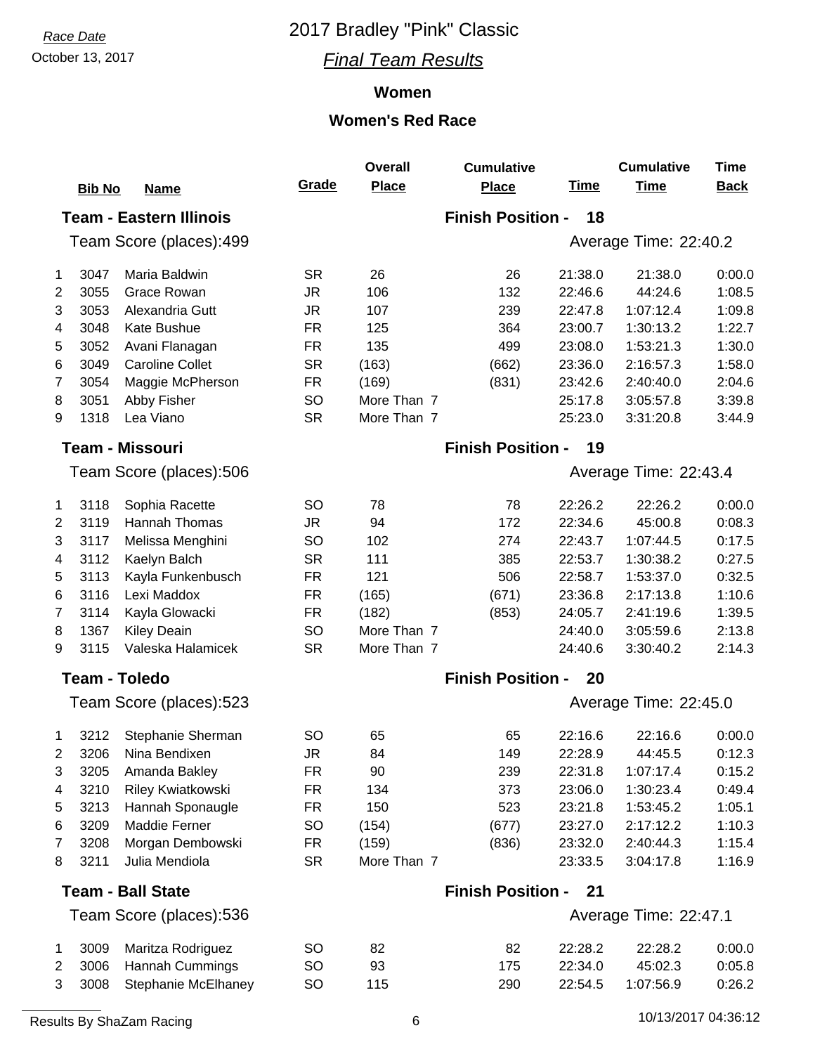Race Date

October 13, 2017

# 2017 Bradley "Pink" Classic

## *Final Team Results*

### Women

### Women's Red Race

| | Bib No | Name | Grade | Overall Place | Cumulative Place | Time | Cumulative Time | Time Back |
|---|---|---|---|---|---|---|---|---|
| **Team - Eastern Illinois** | | | | | **Finish Position - 18** | | | |
| Team Score (places):499 | | | | | | Average Time: 22:40.2 | | |
| 1 | 3047 | Maria Baldwin | SR | 26 | 26 | 21:38.0 | 21:38.0 | 0:00.0 |
| 2 | 3055 | Grace Rowan | JR | 106 | 132 | 22:46.6 | 44:24.6 | 1:08.5 |
| 3 | 3053 | Alexandria Gutt | JR | 107 | 239 | 22:47.8 | 1:07:12.4 | 1:09.8 |
| 4 | 3048 | Kate Bushue | FR | 125 | 364 | 23:00.7 | 1:30:13.2 | 1:22.7 |
| 5 | 3052 | Avani Flanagan | FR | 135 | 499 | 23:08.0 | 1:53:21.3 | 1:30.0 |
| 6 | 3049 | Caroline Collet | SR | (163) | (662) | 23:36.0 | 2:16:57.3 | 1:58.0 |
| 7 | 3054 | Maggie McPherson | FR | (169) | (831) | 23:42.6 | 2:40:40.0 | 2:04.6 |
| 8 | 3051 | Abby Fisher | SO | More Than 7 | | 25:17.8 | 3:05:57.8 | 3:39.8 |
| 9 | 1318 | Lea Viano | SR | More Than 7 | | 25:23.0 | 3:31:20.8 | 3:44.9 |
| **Team - Missouri** | | | | | **Finish Position - 19** | | | |
| Team Score (places):506 | | | | | | Average Time: 22:43.4 | | |
| 1 | 3118 | Sophia Racette | SO | 78 | 78 | 22:26.2 | 22:26.2 | 0:00.0 |
| 2 | 3119 | Hannah Thomas | JR | 94 | 172 | 22:34.6 | 45:00.8 | 0:08.3 |
| 3 | 3117 | Melissa Menghini | SO | 102 | 274 | 22:43.7 | 1:07:44.5 | 0:17.5 |
| 4 | 3112 | Kaelyn Balch | SR | 111 | 385 | 22:53.7 | 1:30:38.2 | 0:27.5 |
| 5 | 3113 | Kayla Funkenbusch | FR | 121 | 506 | 22:58.7 | 1:53:37.0 | 0:32.5 |
| 6 | 3116 | Lexi Maddox | FR | (165) | (671) | 23:36.8 | 2:17:13.8 | 1:10.6 |
| 7 | 3114 | Kayla Glowacki | FR | (182) | (853) | 24:05.7 | 2:41:19.6 | 1:39.5 |
| 8 | 1367 | Kiley Deain | SO | More Than 7 | | 24:40.0 | 3:05:59.6 | 2:13.8 |
| 9 | 3115 | Valeska Halamicek | SR | More Than 7 | | 24:40.6 | 3:30:40.2 | 2:14.3 |
| **Team - Toledo** | | | | | **Finish Position - 20** | | | |
| Team Score (places):523 | | | | | | Average Time: 22:45.0 | | |
| 1 | 3212 | Stephanie Sherman | SO | 65 | 65 | 22:16.6 | 22:16.6 | 0:00.0 |
| 2 | 3206 | Nina Bendixen | JR | 84 | 149 | 22:28.9 | 44:45.5 | 0:12.3 |
| 3 | 3205 | Amanda Bakley | FR | 90 | 239 | 22:31.8 | 1:07:17.4 | 0:15.2 |
| 4 | 3210 | Riley Kwiatkowski | FR | 134 | 373 | 23:06.0 | 1:30:23.4 | 0:49.4 |
| 5 | 3213 | Hannah Sponaugle | FR | 150 | 523 | 23:21.8 | 1:53:45.2 | 1:05.1 |
| 6 | 3209 | Maddie Ferner | SO | (154) | (677) | 23:27.0 | 2:17:12.2 | 1:10.3 |
| 7 | 3208 | Morgan Dembowski | FR | (159) | (836) | 23:32.0 | 2:40:44.3 | 1:15.4 |
| 8 | 3211 | Julia Mendiola | SR | More Than 7 | | 23:33.5 | 3:04:17.8 | 1:16.9 |
| **Team - Ball State** | | | | | **Finish Position - 21** | | | |
| Team Score (places):536 | | | | | | Average Time: 22:47.1 | | |
| 1 | 3009 | Maritza Rodriguez | SO | 82 | 82 | 22:28.2 | 22:28.2 | 0:00.0 |
| 2 | 3006 | Hannah Cummings | SO | 93 | 175 | 22:34.0 | 45:02.3 | 0:05.8 |
| 3 | 3008 | Stephanie McElhaney | SO | 115 | 290 | 22:54.5 | 1:07:56.9 | 0:26.2 |

Results By ShaZam Racing

10/13/2017 04:36:12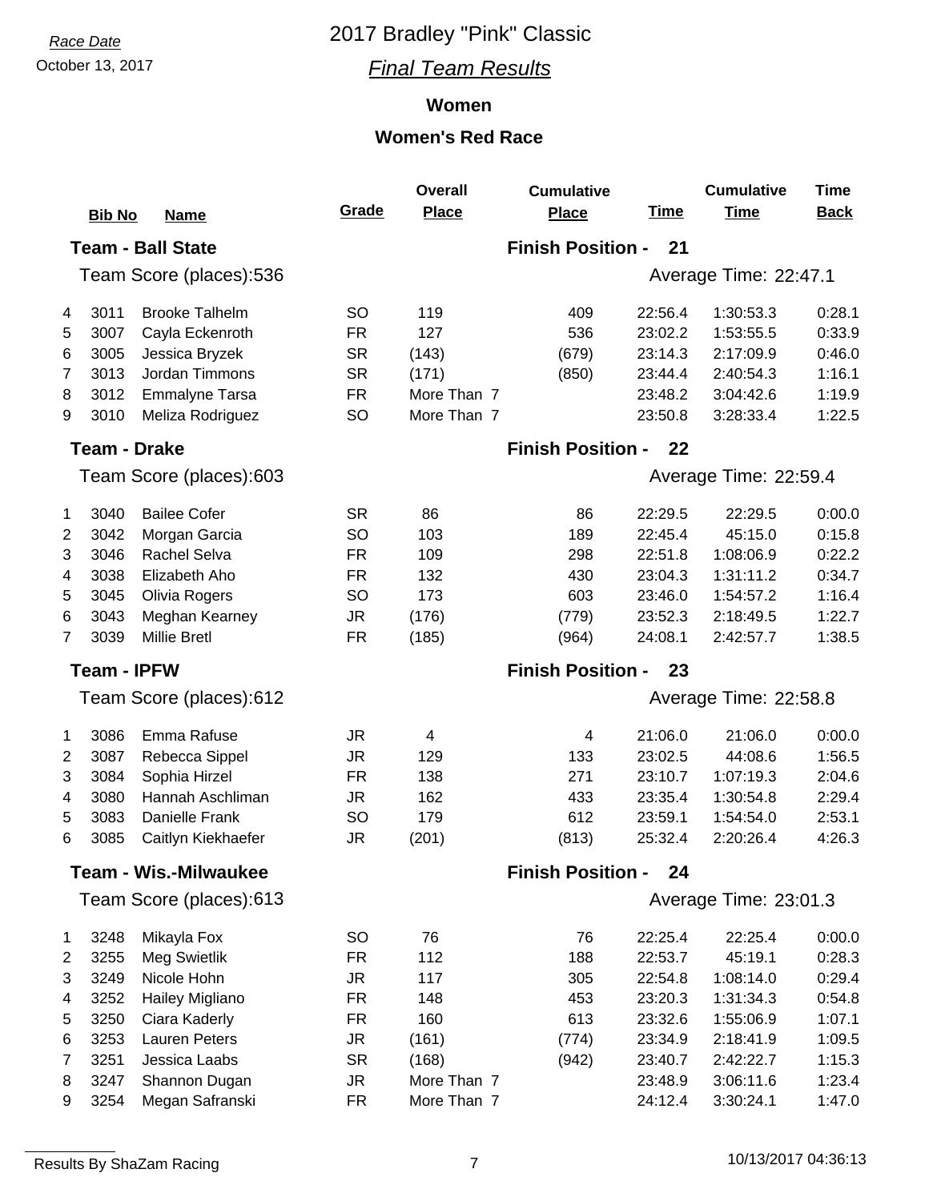*Race Date*

October 13, 2017

# 2017 Bradley "Pink" Classic

## *Final Team Results*

### Women

### Women's Red Race

| | Bib No | Name | Grade | Overall Place | Cumulative Place | Time | Cumulative Time | Time Back |
|---|---|---|---|---|---|---|---|---|
| **Team - Ball State** | | | | | **Finish Position - 21** | | | |
| Team Score (places):536 | | | | | | Average Time: 22:47.1 | | |
| 4 | 3011 | Brooke Talhelm | SO | 119 | 409 | 22:56.4 | 1:30:53.3 | 0:28.1 |
| 5 | 3007 | Cayla Eckenroth | FR | 127 | 536 | 23:02.2 | 1:53:55.5 | 0:33.9 |
| 6 | 3005 | Jessica Bryzek | SR | (143) | (679) | 23:14.3 | 2:17:09.9 | 0:46.0 |
| 7 | 3013 | Jordan Timmons | SR | (171) | (850) | 23:44.4 | 2:40:54.3 | 1:16.1 |
| 8 | 3012 | Emmalyne Tarsa | FR | More Than 7 | | 23:48.2 | 3:04:42.6 | 1:19.9 |
| 9 | 3010 | Meliza Rodriguez | SO | More Than 7 | | 23:50.8 | 3:28:33.4 | 1:22.5 |
| **Team - Drake** | | | | | **Finish Position - 22** | | | |
| Team Score (places):603 | | | | | | Average Time: 22:59.4 | | |
| 1 | 3040 | Bailee Cofer | SR | 86 | 86 | 22:29.5 | 22:29.5 | 0:00.0 |
| 2 | 3042 | Morgan Garcia | SO | 103 | 189 | 22:45.4 | 45:15.0 | 0:15.8 |
| 3 | 3046 | Rachel Selva | FR | 109 | 298 | 22:51.8 | 1:08:06.9 | 0:22.2 |
| 4 | 3038 | Elizabeth Aho | FR | 132 | 430 | 23:04.3 | 1:31:11.2 | 0:34.7 |
| 5 | 3045 | Olivia Rogers | SO | 173 | 603 | 23:46.0 | 1:54:57.2 | 1:16.4 |
| 6 | 3043 | Meghan Kearney | JR | (176) | (779) | 23:52.3 | 2:18:49.5 | 1:22.7 |
| 7 | 3039 | Millie Bretl | FR | (185) | (964) | 24:08.1 | 2:42:57.7 | 1:38.5 |
| **Team - IPFW** | | | | | **Finish Position - 23** | | | |
| Team Score (places):612 | | | | | | Average Time: 22:58.8 | | |
| 1 | 3086 | Emma Rafuse | JR | 4 | 4 | 21:06.0 | 21:06.0 | 0:00.0 |
| 2 | 3087 | Rebecca Sippel | JR | 129 | 133 | 23:02.5 | 44:08.6 | 1:56.5 |
| 3 | 3084 | Sophia Hirzel | FR | 138 | 271 | 23:10.7 | 1:07:19.3 | 2:04.6 |
| 4 | 3080 | Hannah Aschliman | JR | 162 | 433 | 23:35.4 | 1:30:54.8 | 2:29.4 |
| 5 | 3083 | Danielle Frank | SO | 179 | 612 | 23:59.1 | 1:54:54.0 | 2:53.1 |
| 6 | 3085 | Caitlyn Kiekhaefer | JR | (201) | (813) | 25:32.4 | 2:20:26.4 | 4:26.3 |
| **Team - Wis.-Milwaukee** | | | | | **Finish Position - 24** | | | |
| Team Score (places):613 | | | | | | Average Time: 23:01.3 | | |
| 1 | 3248 | Mikayla Fox | SO | 76 | 76 | 22:25.4 | 22:25.4 | 0:00.0 |
| 2 | 3255 | Meg Swietlik | FR | 112 | 188 | 22:53.7 | 45:19.1 | 0:28.3 |
| 3 | 3249 | Nicole Hohn | JR | 117 | 305 | 22:54.8 | 1:08:14.0 | 0:29.4 |
| 4 | 3252 | Hailey Migliano | FR | 148 | 453 | 23:20.3 | 1:31:34.3 | 0:54.8 |
| 5 | 3250 | Ciara Kaderly | FR | 160 | 613 | 23:32.6 | 1:55:06.9 | 1:07.1 |
| 6 | 3253 | Lauren Peters | JR | (161) | (774) | 23:34.9 | 2:18:41.9 | 1:09.5 |
| 7 | 3251 | Jessica Laabs | SR | (168) | (942) | 23:40.7 | 2:42:22.7 | 1:15.3 |
| 8 | 3247 | Shannon Dugan | JR | More Than 7 | | 23:48.9 | 3:06:11.6 | 1:23.4 |
| 9 | 3254 | Megan Safranski | FR | More Than 7 | | 24:12.4 | 3:30:24.1 | 1:47.0 |

Results By ShaZam Racing

10/13/2017 04:36:13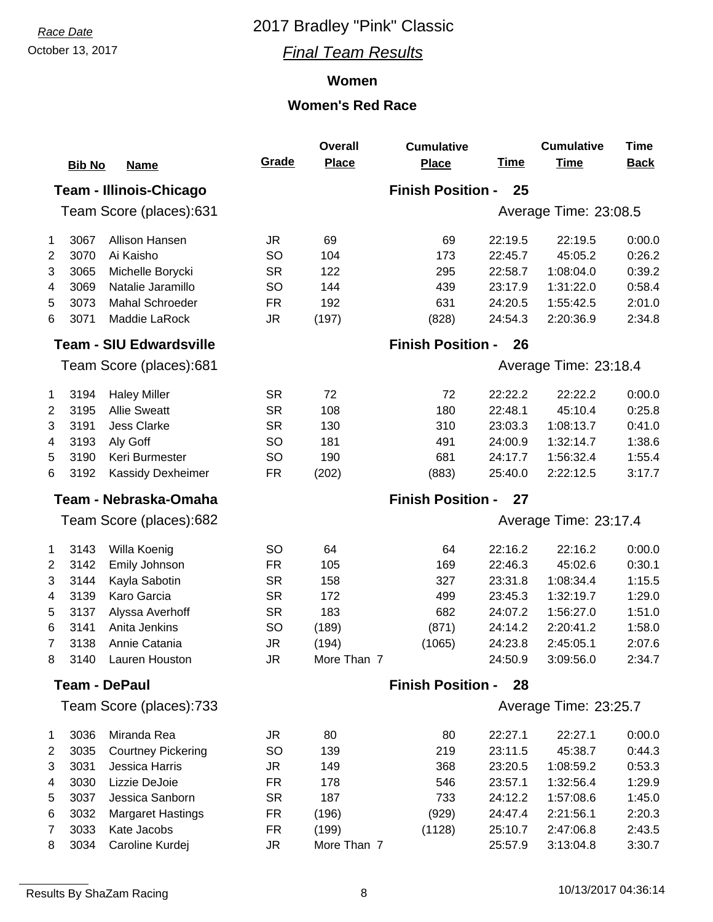Race Date
October 13, 2017

# 2017 Bradley "Pink" Classic

## *Final Team Results*

### Women

### Women's Red Race

| | Bib No | Name | Grade | Overall Place | Cumulative Place | Time | Cumulative Time | Time Back |
|---|---|---|---|---|---|---|---|---|
| **Team - Illinois-Chicago** | | | | | **Finish Position - 25** | | | |
| Team Score (places):631 | | | | | | Average Time: 23:08.5 | | |
| 1 | 3067 | Allison Hansen | JR | 69 | 69 | 22:19.5 | 22:19.5 | 0:00.0 |
| 2 | 3070 | Ai Kaisho | SO | 104 | 173 | 22:45.7 | 45:05.2 | 0:26.2 |
| 3 | 3065 | Michelle Borycki | SR | 122 | 295 | 22:58.7 | 1:08:04.0 | 0:39.2 |
| 4 | 3069 | Natalie Jaramillo | SO | 144 | 439 | 23:17.9 | 1:31:22.0 | 0:58.4 |
| 5 | 3073 | Mahal Schroeder | FR | 192 | 631 | 24:20.5 | 1:55:42.5 | 2:01.0 |
| 6 | 3071 | Maddie LaRock | JR | (197) | (828) | 24:54.3 | 2:20:36.9 | 2:34.8 |
| **Team - SIU Edwardsville** | | | | | **Finish Position - 26** | | | |
| Team Score (places):681 | | | | | | Average Time: 23:18.4 | | |
| 1 | 3194 | Haley Miller | SR | 72 | 72 | 22:22.2 | 22:22.2 | 0:00.0 |
| 2 | 3195 | Allie Sweatt | SR | 108 | 180 | 22:48.1 | 45:10.4 | 0:25.8 |
| 3 | 3191 | Jess Clarke | SR | 130 | 310 | 23:03.3 | 1:08:13.7 | 0:41.0 |
| 4 | 3193 | Aly Goff | SO | 181 | 491 | 24:00.9 | 1:32:14.7 | 1:38.6 |
| 5 | 3190 | Keri Burmester | SO | 190 | 681 | 24:17.7 | 1:56:32.4 | 1:55.4 |
| 6 | 3192 | Kassidy Dexheimer | FR | (202) | (883) | 25:40.0 | 2:22:12.5 | 3:17.7 |
| **Team - Nebraska-Omaha** | | | | | **Finish Position - 27** | | | |
| Team Score (places):682 | | | | | | Average Time: 23:17.4 | | |
| 1 | 3143 | Willa Koenig | SO | 64 | 64 | 22:16.2 | 22:16.2 | 0:00.0 |
| 2 | 3142 | Emily Johnson | FR | 105 | 169 | 22:46.3 | 45:02.6 | 0:30.1 |
| 3 | 3144 | Kayla Sabotin | SR | 158 | 327 | 23:31.8 | 1:08:34.4 | 1:15.5 |
| 4 | 3139 | Karo Garcia | SR | 172 | 499 | 23:45.3 | 1:32:19.7 | 1:29.0 |
| 5 | 3137 | Alyssa Averhoff | SR | 183 | 682 | 24:07.2 | 1:56:27.0 | 1:51.0 |
| 6 | 3141 | Anita Jenkins | SO | (189) | (871) | 24:14.2 | 2:20:41.2 | 1:58.0 |
| 7 | 3138 | Annie Catania | JR | (194) | (1065) | 24:23.8 | 2:45:05.1 | 2:07.6 |
| 8 | 3140 | Lauren Houston | JR | More Than 7 | | 24:50.9 | 3:09:56.0 | 2:34.7 |
| **Team - DePaul** | | | | | **Finish Position - 28** | | | |
| Team Score (places):733 | | | | | | Average Time: 23:25.7 | | |
| 1 | 3036 | Miranda Rea | JR | 80 | 80 | 22:27.1 | 22:27.1 | 0:00.0 |
| 2 | 3035 | Courtney Pickering | SO | 139 | 219 | 23:11.5 | 45:38.7 | 0:44.3 |
| 3 | 3031 | Jessica Harris | JR | 149 | 368 | 23:20.5 | 1:08:59.2 | 0:53.3 |
| 4 | 3030 | Lizzie DeJoie | FR | 178 | 546 | 23:57.1 | 1:32:56.4 | 1:29.9 |
| 5 | 3037 | Jessica Sanborn | SR | 187 | 733 | 24:12.2 | 1:57:08.6 | 1:45.0 |
| 6 | 3032 | Margaret Hastings | FR | (196) | (929) | 24:47.4 | 2:21:56.1 | 2:20.3 |
| 7 | 3033 | Kate Jacobs | FR | (199) | (1128) | 25:10.7 | 2:47:06.8 | 2:43.5 |
| 8 | 3034 | Caroline Kurdej | JR | More Than 7 | | 25:57.9 | 3:13:04.8 | 3:30.7 |

Results By ShaZam Racing

10/13/2017 04:36:14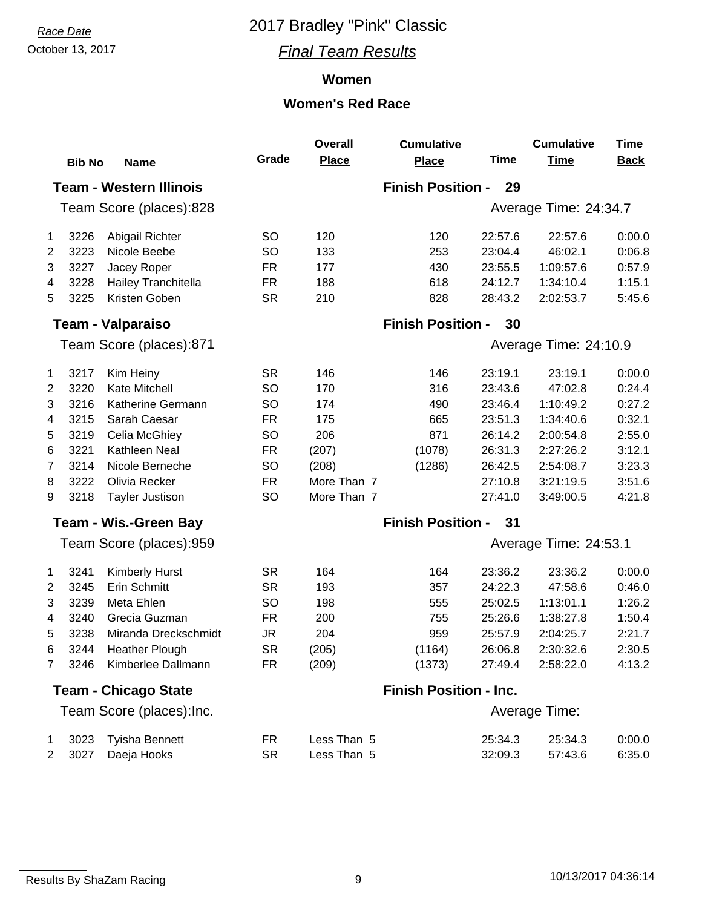Race Date

October 13, 2017

# 2017 Bradley "Pink" Classic

## *Final Team Results*

### Women

### Women's Red Race

| | Bib No | Name | Grade | Overall Place | Cumulative Place | Time | Cumulative Time | Time Back |
|---|---|---|---|---|---|---|---|---|
| **Team - Western Illinois** | | | | | **Finish Position - 29** | | | |
| Team Score (places):828 | | | | | | Average Time: 24:34.7 | | |
| 1 | 3226 | Abigail Richter | SO | 120 | 120 | 22:57.6 | 22:57.6 | 0:00.0 |
| 2 | 3223 | Nicole Beebe | SO | 133 | 253 | 23:04.4 | 46:02.1 | 0:06.8 |
| 3 | 3227 | Jacey Roper | FR | 177 | 430 | 23:55.5 | 1:09:57.6 | 0:57.9 |
| 4 | 3228 | Hailey Tranchitella | FR | 188 | 618 | 24:12.7 | 1:34:10.4 | 1:15.1 |
| 5 | 3225 | Kristen Goben | SR | 210 | 828 | 28:43.2 | 2:02:53.7 | 5:45.6 |
| **Team - Valparaiso** | | | | | **Finish Position - 30** | | | |
| Team Score (places):871 | | | | | | Average Time: 24:10.9 | | |
| 1 | 3217 | Kim Heiny | SR | 146 | 146 | 23:19.1 | 23:19.1 | 0:00.0 |
| 2 | 3220 | Kate Mitchell | SO | 170 | 316 | 23:43.6 | 47:02.8 | 0:24.4 |
| 3 | 3216 | Katherine Germann | SO | 174 | 490 | 23:46.4 | 1:10:49.2 | 0:27.2 |
| 4 | 3215 | Sarah Caesar | FR | 175 | 665 | 23:51.3 | 1:34:40.6 | 0:32.1 |
| 5 | 3219 | Celia McGhiey | SO | 206 | 871 | 26:14.2 | 2:00:54.8 | 2:55.0 |
| 6 | 3221 | Kathleen Neal | FR | (207) | (1078) | 26:31.3 | 2:27:26.2 | 3:12.1 |
| 7 | 3214 | Nicole Berneche | SO | (208) | (1286) | 26:42.5 | 2:54:08.7 | 3:23.3 |
| 8 | 3222 | Olivia Recker | FR | More Than 7 | | 27:10.8 | 3:21:19.5 | 3:51.6 |
| 9 | 3218 | Tayler Justison | SO | More Than 7 | | 27:41.0 | 3:49:00.5 | 4:21.8 |
| **Team - Wis.-Green Bay** | | | | | **Finish Position - 31** | | | |
| Team Score (places):959 | | | | | | Average Time: 24:53.1 | | |
| 1 | 3241 | Kimberly Hurst | SR | 164 | 164 | 23:36.2 | 23:36.2 | 0:00.0 |
| 2 | 3245 | Erin Schmitt | SR | 193 | 357 | 24:22.3 | 47:58.6 | 0:46.0 |
| 3 | 3239 | Meta Ehlen | SO | 198 | 555 | 25:02.5 | 1:13:01.1 | 1:26.2 |
| 4 | 3240 | Grecia Guzman | FR | 200 | 755 | 25:26.6 | 1:38:27.8 | 1:50.4 |
| 5 | 3238 | Miranda Dreckschmidt | JR | 204 | 959 | 25:57.9 | 2:04:25.7 | 2:21.7 |
| 6 | 3244 | Heather Plough | SR | (205) | (1164) | 26:06.8 | 2:30:32.6 | 2:30.5 |
| 7 | 3246 | Kimberlee Dallmann | FR | (209) | (1373) | 27:49.4 | 2:58:22.0 | 4:13.2 |
| **Team - Chicago State** | | | | | **Finish Position - Inc.** | | | |
| Team Score (places):Inc. | | | | | | Average Time: | | |
| 1 | 3023 | Tyisha Bennett | FR | Less Than 5 | | 25:34.3 | 25:34.3 | 0:00.0 |
| 2 | 3027 | Daeja Hooks | SR | Less Than 5 | | 32:09.3 | 57:43.6 | 6:35.0 |

Results By ShaZam Racing

10/13/2017 04:36:14